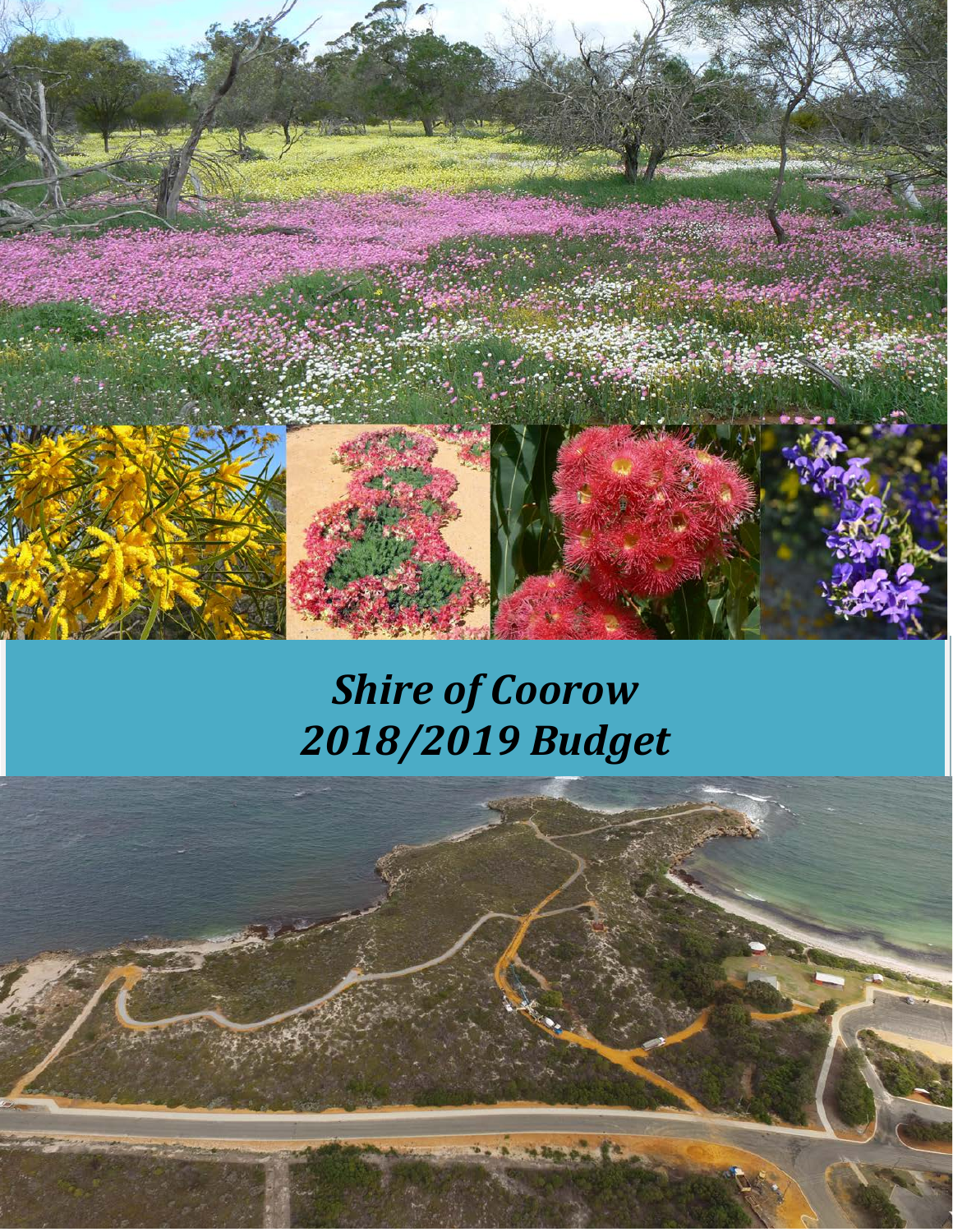# *Shire of Coorow*
# *2018/2019 Budget*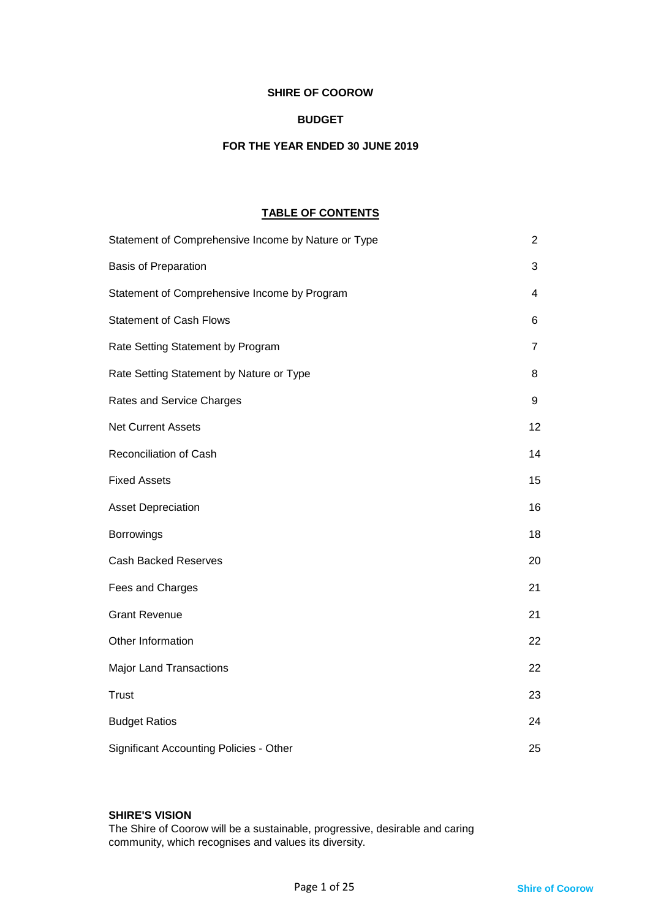**SHIRE OF COOROW**

**BUDGET**

**FOR THE YEAR ENDED 30 JUNE 2019**

**TABLE OF CONTENTS**

| | |
|---|---|
| Statement of Comprehensive Income by Nature or Type | 2 |
| Basis of Preparation | 3 |
| Statement of Comprehensive Income by Program | 4 |
| Statement of Cash Flows | 6 |
| Rate Setting Statement by Program | 7 |
| Rate Setting Statement by Nature or Type | 8 |
| Rates and Service Charges | 9 |
| Net Current Assets | 12 |
| Reconciliation of Cash | 14 |
| Fixed Assets | 15 |
| Asset Depreciation | 16 |
| Borrowings | 18 |
| Cash Backed Reserves | 20 |
| Fees and Charges | 21 |
| Grant Revenue | 21 |
| Other Information | 22 |
| Major Land Transactions | 22 |
| Trust | 23 |
| Budget Ratios | 24 |
| Significant Accounting Policies - Other | 25 |

**SHIRE'S VISION**

The Shire of Coorow will be a sustainable, progressive, desirable and caring community, which recognises and values its diversity.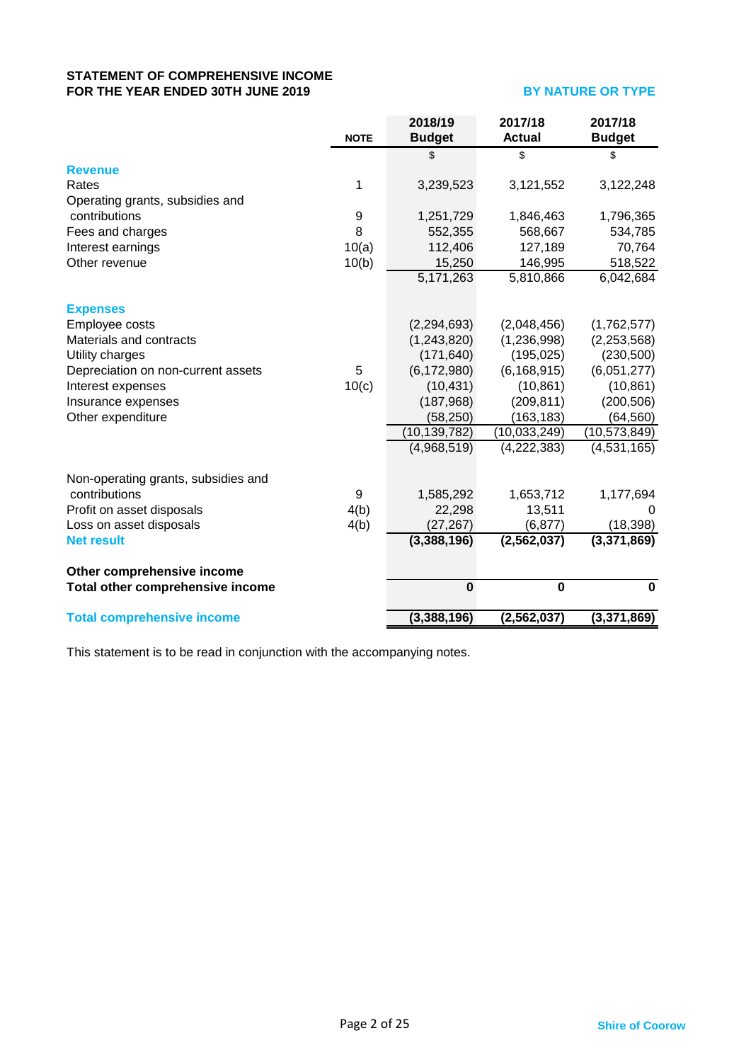**STATEMENT OF COMPREHENSIVE INCOME**
**FOR THE YEAR ENDED 30TH JUNE 2019**

**BY NATURE OR TYPE**

| | NOTE | 2018/19 Budget | 2017/18 Actual | 2017/18 Budget |
|---|---|---|---|---|
| | | $ | $ | $ |
| **Revenue** | | | | |
| Rates | 1 | 3,239,523 | 3,121,552 | 3,122,248 |
| Operating grants, subsidies and contributions | 9 | 1,251,729 | 1,846,463 | 1,796,365 |
| Fees and charges | 8 | 552,355 | 568,667 | 534,785 |
| Interest earnings | 10(a) | 112,406 | 127,189 | 70,764 |
| Other revenue | 10(b) | 15,250 | 146,995 | 518,522 |
| | | 5,171,263 | 5,810,866 | 6,042,684 |
| **Expenses** | | | | |
| Employee costs | | (2,294,693) | (2,048,456) | (1,762,577) |
| Materials and contracts | | (1,243,820) | (1,236,998) | (2,253,568) |
| Utility charges | | (171,640) | (195,025) | (230,500) |
| Depreciation on non-current assets | 5 | (6,172,980) | (6,168,915) | (6,051,277) |
| Interest expenses | 10(c) | (10,431) | (10,861) | (10,861) |
| Insurance expenses | | (187,968) | (209,811) | (200,506) |
| Other expenditure | | (58,250) | (163,183) | (64,560) |
| | | (10,139,782) | (10,033,249) | (10,573,849) |
| | | (4,968,519) | (4,222,383) | (4,531,165) |
| Non-operating grants, subsidies and contributions | 9 | 1,585,292 | 1,653,712 | 1,177,694 |
| Profit on asset disposals | 4(b) | 22,298 | 13,511 | 0 |
| Loss on asset disposals | 4(b) | (27,267) | (6,877) | (18,398) |
| **Net result** | | **(3,388,196)** | **(2,562,037)** | **(3,371,869)** |
| **Other comprehensive income** | | | | |
| **Total other comprehensive income** | | **0** | **0** | **0** |
| **Total comprehensive income** | | **(3,388,196)** | **(2,562,037)** | **(3,371,869)** |

This statement is to be read in conjunction with the accompanying notes.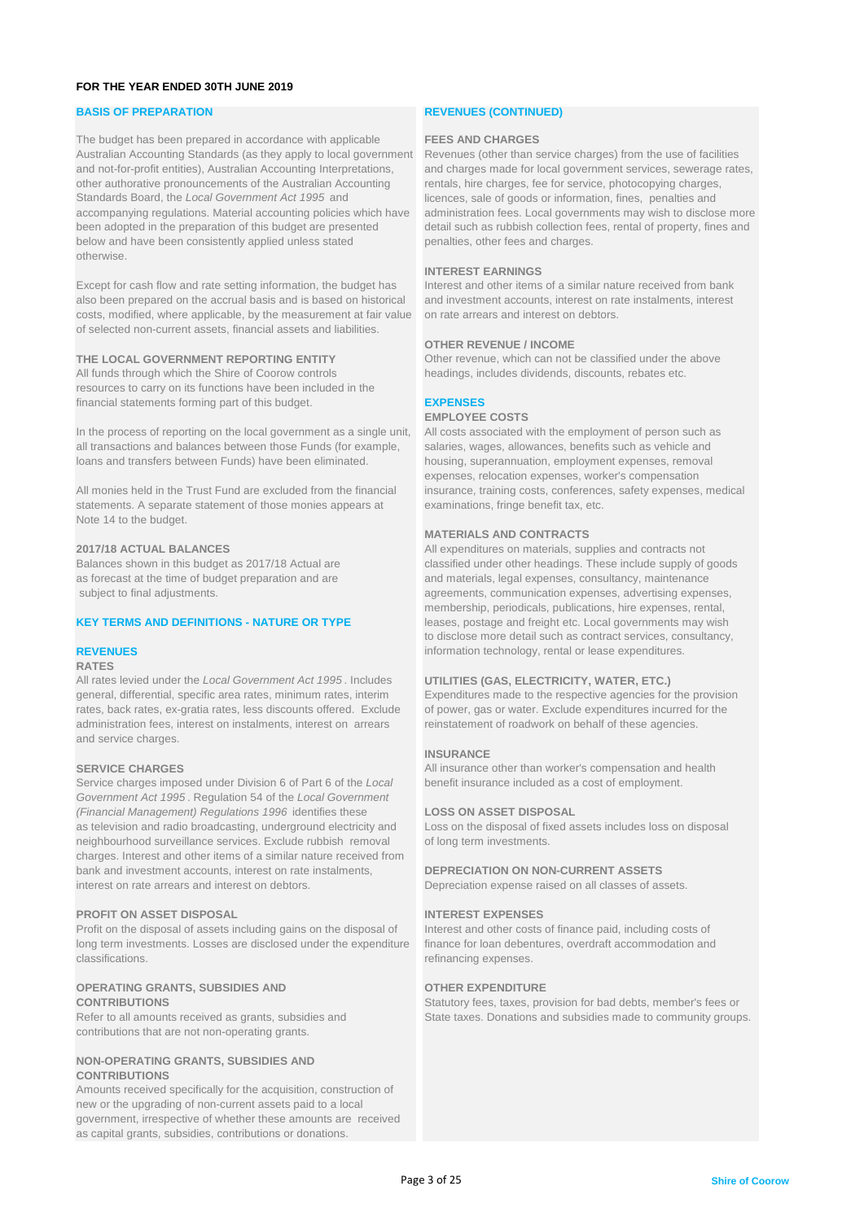**FOR THE YEAR ENDED 30TH JUNE 2019**

## BASIS OF PREPARATION

The budget has been prepared in accordance with applicable Australian Accounting Standards (as they apply to local government and not-for-profit entities), Australian Accounting Interpretations, other authoritative pronouncements of the Australian Accounting Standards Board, the *Local Government Act 1995* and accompanying regulations. Material accounting policies which have been adopted in the preparation of this budget are presented below and have been consistently applied unless stated otherwise.

Except for cash flow and rate setting information, the budget has also been prepared on the accrual basis and is based on historical costs, modified, where applicable, by the measurement at fair value of selected non-current assets, financial assets and liabilities.

### THE LOCAL GOVERNMENT REPORTING ENTITY

All funds through which the Shire of Coorow controls resources to carry on its functions have been included in the financial statements forming part of this budget.

In the process of reporting on the local government as a single unit, all transactions and balances between those Funds (for example, loans and transfers between Funds) have been eliminated.

All monies held in the Trust Fund are excluded from the financial statements. A separate statement of those monies appears at Note 14 to the budget.

### 2017/18 ACTUAL BALANCES

Balances shown in this budget as 2017/18 Actual are as forecast at the time of budget preparation and are subject to final adjustments.

## KEY TERMS AND DEFINITIONS - NATURE OR TYPE

## REVENUES

### RATES

All rates levied under the *Local Government Act 1995*. Includes general, differential, specific area rates, minimum rates, interim rates, back rates, ex-gratia rates, less discounts offered. Exclude administration fees, interest on instalments, interest on arrears and service charges.

### SERVICE CHARGES

Service charges imposed under Division 6 of Part 6 of the *Local Government Act 1995*. Regulation 54 of the *Local Government (Financial Management) Regulations 1996* identifies these as television and radio broadcasting, underground electricity and neighbourhood surveillance services. Exclude rubbish removal charges. Interest and other items of a similar nature received from bank and investment accounts, interest on rate instalments, interest on rate arrears and interest on debtors.

### PROFIT ON ASSET DISPOSAL

Profit on the disposal of assets including gains on the disposal of long term investments. Losses are disclosed under the expenditure classifications.

### OPERATING GRANTS, SUBSIDIES AND CONTRIBUTIONS

Refer to all amounts received as grants, subsidies and contributions that are not non-operating grants.

### NON-OPERATING GRANTS, SUBSIDIES AND CONTRIBUTIONS

Amounts received specifically for the acquisition, construction of new or the upgrading of non-current assets paid to a local government, irrespective of whether these amounts are received as capital grants, subsidies, contributions or donations.

## REVENUES (CONTINUED)

### FEES AND CHARGES

Revenues (other than service charges) from the use of facilities and charges made for local government services, sewerage rates, rentals, hire charges, fee for service, photocopying charges, licences, sale of goods or information, fines, penalties and administration fees. Local governments may wish to disclose more detail such as rubbish collection fees, rental of property, fines and penalties, other fees and charges.

### INTEREST EARNINGS

Interest and other items of a similar nature received from bank and investment accounts, interest on rate instalments, interest on rate arrears and interest on debtors.

### OTHER REVENUE / INCOME

Other revenue, which can not be classified under the above headings, includes dividends, discounts, rebates etc.

## EXPENSES

### EMPLOYEE COSTS

All costs associated with the employment of person such as salaries, wages, allowances, benefits such as vehicle and housing, superannuation, employment expenses, removal expenses, relocation expenses, worker's compensation insurance, training costs, conferences, safety expenses, medical examinations, fringe benefit tax, etc.

### MATERIALS AND CONTRACTS

All expenditures on materials, supplies and contracts not classified under other headings. These include supply of goods and materials, legal expenses, consultancy, maintenance agreements, communication expenses, advertising expenses, membership, periodicals, publications, hire expenses, rental, leases, postage and freight etc. Local governments may wish to disclose more detail such as contract services, consultancy, information technology, rental or lease expenditures.

### UTILITIES (GAS, ELECTRICITY, WATER, ETC.)

Expenditures made to the respective agencies for the provision of power, gas or water. Exclude expenditures incurred for the reinstatement of roadwork on behalf of these agencies.

### INSURANCE

All insurance other than worker's compensation and health benefit insurance included as a cost of employment.

### LOSS ON ASSET DISPOSAL

Loss on the disposal of fixed assets includes loss on disposal of long term investments.

### DEPRECIATION ON NON-CURRENT ASSETS

Depreciation expense raised on all classes of assets.

### INTEREST EXPENSES

Interest and other costs of finance paid, including costs of finance for loan debentures, overdraft accommodation and refinancing expenses.

### OTHER EXPENDITURE

Statutory fees, taxes, provision for bad debts, member's fees or State taxes. Donations and subsidies made to community groups.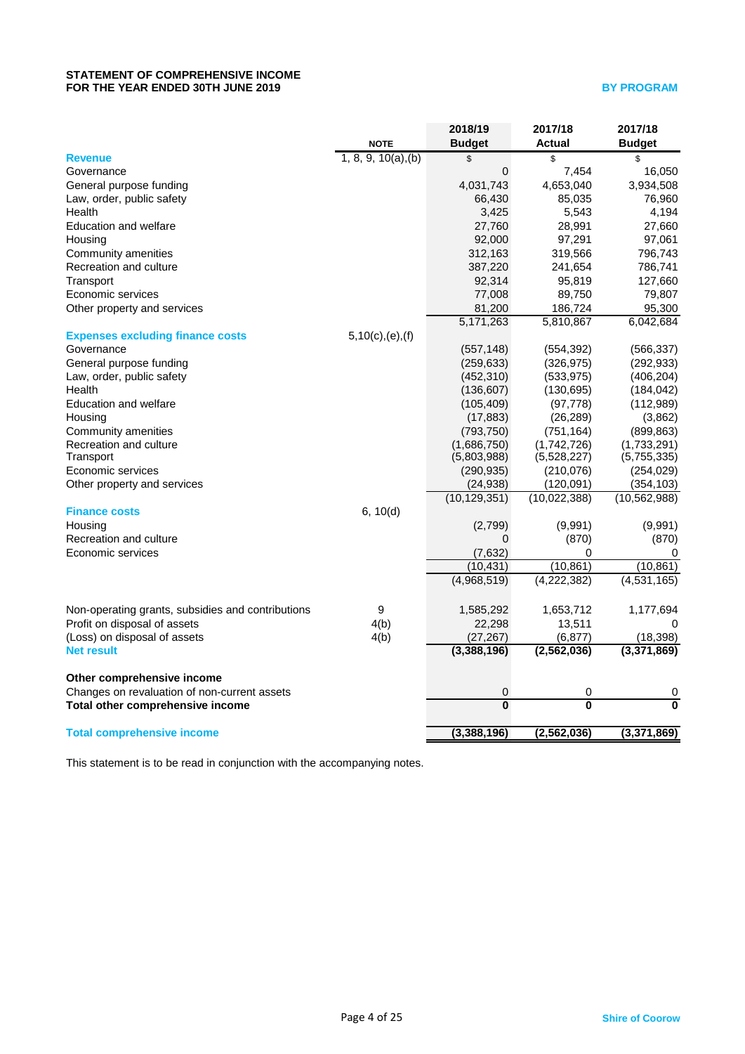# STATEMENT OF COMPREHENSIVE INCOME
## FOR THE YEAR ENDED 30TH JUNE 2019

**BY PROGRAM**

| | NOTE | 2018/19 Budget | 2017/18 Actual | 2017/18 Budget |
|---|---|---|---|---|
| | | $ | $ | $ |
| **Revenue** | 1, 8, 9, 10(a),(b) | | | |
| Governance | | 0 | 7,454 | 16,050 |
| General purpose funding | | 4,031,743 | 4,653,040 | 3,934,508 |
| Law, order, public safety | | 66,430 | 85,035 | 76,960 |
| Health | | 3,425 | 5,543 | 4,194 |
| Education and welfare | | 27,760 | 28,991 | 27,660 |
| Housing | | 92,000 | 97,291 | 97,061 |
| Community amenities | | 312,163 | 319,566 | 796,743 |
| Recreation and culture | | 387,220 | 241,654 | 786,741 |
| Transport | | 92,314 | 95,819 | 127,660 |
| Economic services | | 77,008 | 89,750 | 79,807 |
| Other property and services | | 81,200 | 186,724 | 95,300 |
| | | 5,171,263 | 5,810,867 | 6,042,684 |
| **Expenses excluding finance costs** | 5,10(c),(e),(f) | | | |
| Governance | | (557,148) | (554,392) | (566,337) |
| General purpose funding | | (259,633) | (326,975) | (292,933) |
| Law, order, public safety | | (452,310) | (533,975) | (406,204) |
| Health | | (136,607) | (130,695) | (184,042) |
| Education and welfare | | (105,409) | (97,778) | (112,989) |
| Housing | | (17,883) | (26,289) | (3,862) |
| Community amenities | | (793,750) | (751,164) | (899,863) |
| Recreation and culture | | (1,686,750) | (1,742,726) | (1,733,291) |
| Transport | | (5,803,988) | (5,528,227) | (5,755,335) |
| Economic services | | (290,935) | (210,076) | (254,029) |
| Other property and services | | (24,938) | (120,091) | (354,103) |
| | | (10,129,351) | (10,022,388) | (10,562,988) |
| **Finance costs** | 6, 10(d) | | | |
| Housing | | (2,799) | (9,991) | (9,991) |
| Recreation and culture | | 0 | (870) | (870) |
| Economic services | | (7,632) | 0 | 0 |
| | | (10,431) | (10,861) | (10,861) |
| | | (4,968,519) | (4,222,382) | (4,531,165) |
| | | | | |
| Non-operating grants, subsidies and contributions | 9 | 1,585,292 | 1,653,712 | 1,177,694 |
| Profit on disposal of assets | 4(b) | 22,298 | 13,511 | 0 |
| (Loss) on disposal of assets | 4(b) | (27,267) | (6,877) | (18,398) |
| **Net result** | | **(3,388,196)** | **(2,562,036)** | **(3,371,869)** |
| | | | | |
| **Other comprehensive income** | | | | |
| Changes on revaluation of non-current assets | | 0 | 0 | 0 |
| **Total other comprehensive income** | | **0** | **0** | **0** |
| | | | | |
| **Total comprehensive income** | | **(3,388,196)** | **(2,562,036)** | **(3,371,869)** |

This statement is to be read in conjunction with the accompanying notes.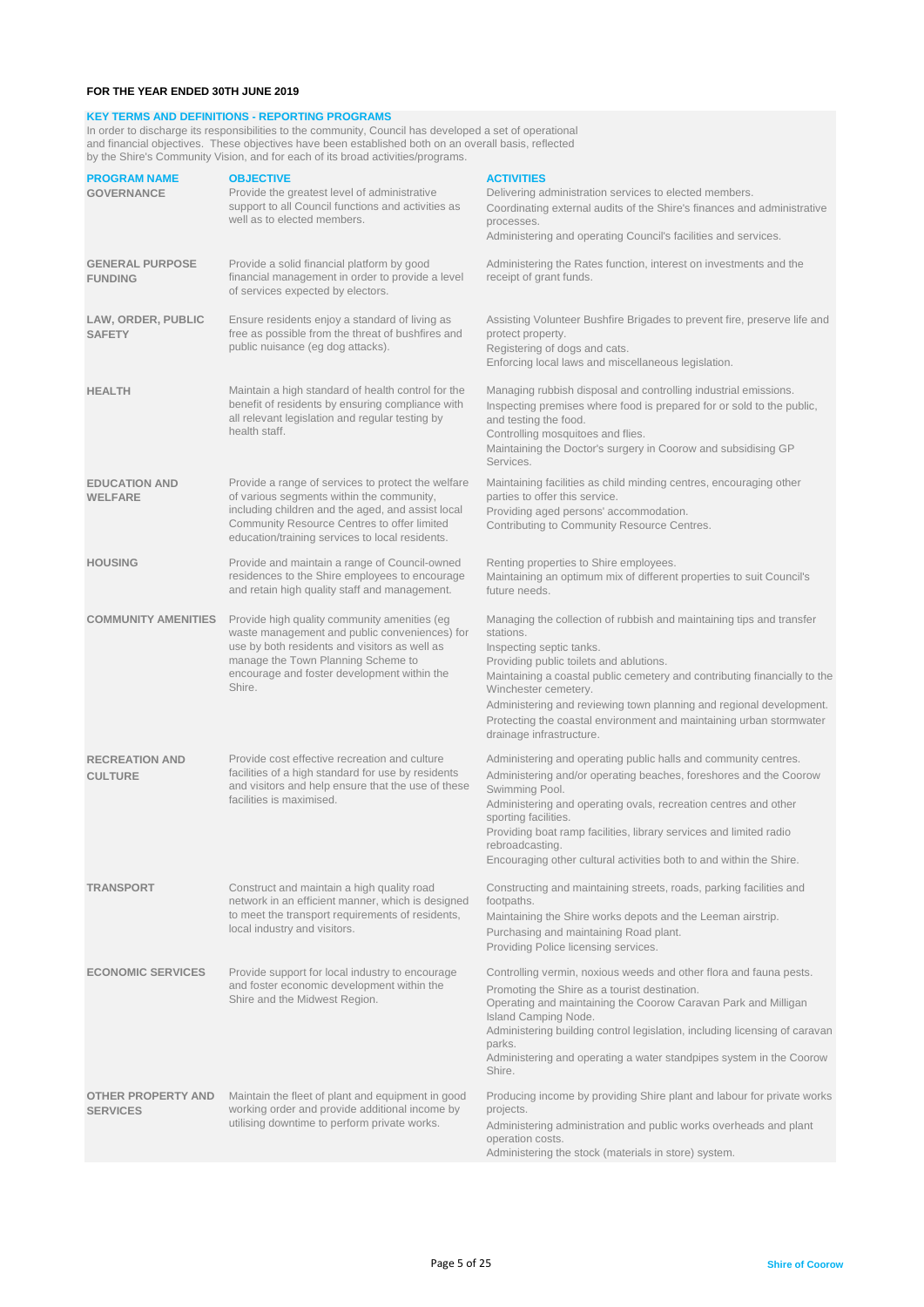**FOR THE YEAR ENDED 30TH JUNE 2019**

## KEY TERMS AND DEFINITIONS - REPORTING PROGRAMS

In order to discharge its responsibilities to the community, Council has developed a set of operational and financial objectives. These objectives have been established both on an overall basis, reflected by the Shire's Community Vision, and for each of its broad activities/programs.

| PROGRAM NAME | OBJECTIVE | ACTIVITIES |
|---|---|---|
| **GOVERNANCE** | Provide the greatest level of administrative support to all Council functions and activities as well as to elected members. | Delivering administration services to elected members.<br>Coordinating external audits of the Shire's finances and administrative processes.<br>Administering and operating Council's facilities and services. |
| **GENERAL PURPOSE FUNDING** | Provide a solid financial platform by good financial management in order to provide a level of services expected by electors. | Administering the Rates function, interest on investments and the receipt of grant funds. |
| **LAW, ORDER, PUBLIC SAFETY** | Ensure residents enjoy a standard of living as free as possible from the threat of bushfires and public nuisance (eg dog attacks). | Assisting Volunteer Bushfire Brigades to prevent fire, preserve life and protect property.<br>Registering of dogs and cats.<br>Enforcing local laws and miscellaneous legislation. |
| **HEALTH** | Maintain a high standard of health control for the benefit of residents by ensuring compliance with all relevant legislation and regular testing by health staff. | Managing rubbish disposal and controlling industrial emissions.<br>Inspecting premises where food is prepared for or sold to the public, and testing the food.<br>Controlling mosquitoes and flies.<br>Maintaining the Doctor's surgery in Coorow and subsidising GP Services. |
| **EDUCATION AND WELFARE** | Provide a range of services to protect the welfare of various segments within the community, including children and the aged, and assist local Community Resource Centres to offer limited education/training services to local residents. | Maintaining facilities as child minding centres, encouraging other parties to offer this service.<br>Providing aged persons' accommodation.<br>Contributing to Community Resource Centres. |
| **HOUSING** | Provide and maintain a range of Council-owned residences to the Shire employees to encourage and retain high quality staff and management. | Renting properties to Shire employees.<br>Maintaining an optimum mix of different properties to suit Council's future needs. |
| **COMMUNITY AMENITIES** | Provide high quality community amenities (eg waste management and public conveniences) for use by both residents and visitors as well as manage the Town Planning Scheme to encourage and foster development within the Shire. | Managing the collection of rubbish and maintaining tips and transfer stations.<br>Inspecting septic tanks.<br>Providing public toilets and ablutions.<br>Maintaining a coastal public cemetery and contributing financially to the Winchester cemetery.<br>Administering and reviewing town planning and regional development.<br>Protecting the coastal environment and maintaining urban stormwater drainage infrastructure. |
| **RECREATION AND CULTURE** | Provide cost effective recreation and culture facilities of a high standard for use by residents and visitors and help ensure that the use of these facilities is maximised. | Administering and operating public halls and community centres.<br>Administering and/or operating beaches, foreshores and the Coorow Swimming Pool.<br>Administering and operating ovals, recreation centres and other sporting facilities.<br>Providing boat ramp facilities, library services and limited radio rebroadcasting.<br>Encouraging other cultural activities both to and within the Shire. |
| **TRANSPORT** | Construct and maintain a high quality road network in an efficient manner, which is designed to meet the transport requirements of residents, local industry and visitors. | Constructing and maintaining streets, roads, parking facilities and footpaths.<br>Maintaining the Shire works depots and the Leeman airstrip.<br>Purchasing and maintaining Road plant.<br>Providing Police licensing services. |
| **ECONOMIC SERVICES** | Provide support for local industry to encourage and foster economic development within the Shire and the Midwest Region. | Controlling vermin, noxious weeds and other flora and fauna pests.<br>Promoting the Shire as a tourist destination.<br>Operating and maintaining the Coorow Caravan Park and Milligan Island Camping Node.<br>Administering building control legislation, including licensing of caravan parks.<br>Administering and operating a water standpipes system in the Coorow Shire. |
| **OTHER PROPERTY AND SERVICES** | Maintain the fleet of plant and equipment in good working order and provide additional income by utilising downtime to perform private works. | Producing income by providing Shire plant and labour for private works projects.<br>Administering administration and public works overheads and plant operation costs.<br>Administering the stock (materials in store) system. |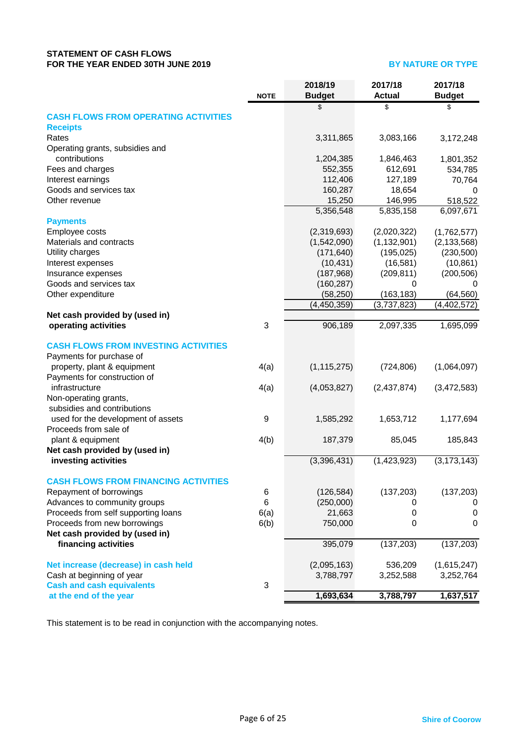# STATEMENT OF CASH FLOWS
## FOR THE YEAR ENDED 30TH JUNE 2019

**BY NATURE OR TYPE**

| | NOTE | 2018/19 Budget | 2017/18 Actual | 2017/18 Budget |
|---|---|---|---|---|
| | | $ | $ | $ |
| **CASH FLOWS FROM OPERATING ACTIVITIES** | | | | |
| **Receipts** | | | | |
| Rates | | 3,311,865 | 3,083,166 | 3,172,248 |
| Operating grants, subsidies and contributions | | 1,204,385 | 1,846,463 | 1,801,352 |
| Fees and charges | | 552,355 | 612,691 | 534,785 |
| Interest earnings | | 112,406 | 127,189 | 70,764 |
| Goods and services tax | | 160,287 | 18,654 | 0 |
| Other revenue | | 15,250 | 146,995 | 518,522 |
| | | 5,356,548 | 5,835,158 | 6,097,671 |
| **Payments** | | | | |
| Employee costs | | (2,319,693) | (2,020,322) | (1,762,577) |
| Materials and contracts | | (1,542,090) | (1,132,901) | (2,133,568) |
| Utility charges | | (171,640) | (195,025) | (230,500) |
| Interest expenses | | (10,431) | (16,581) | (10,861) |
| Insurance expenses | | (187,968) | (209,811) | (200,506) |
| Goods and services tax | | (160,287) | 0 | 0 |
| Other expenditure | | (58,250) | (163,183) | (64,560) |
| | | (4,450,359) | (3,737,823) | (4,402,572) |
| **Net cash provided by (used in) operating activities** | 3 | 906,189 | 2,097,335 | 1,695,099 |
| **CASH FLOWS FROM INVESTING ACTIVITIES** | | | | |
| Payments for purchase of property, plant & equipment | 4(a) | (1,115,275) | (724,806) | (1,064,097) |
| Payments for construction of infrastructure | 4(a) | (4,053,827) | (2,437,874) | (3,472,583) |
| Non-operating grants, subsidies and contributions used for the development of assets | 9 | 1,585,292 | 1,653,712 | 1,177,694 |
| Proceeds from sale of plant & equipment | 4(b) | 187,379 | 85,045 | 185,843 |
| **Net cash provided by (used in) investing activities** | | (3,396,431) | (1,423,923) | (3,173,143) |
| **CASH FLOWS FROM FINANCING ACTIVITIES** | | | | |
| Repayment of borrowings | 6 | (126,584) | (137,203) | (137,203) |
| Advances to community groups | 6 | (250,000) | 0 | 0 |
| Proceeds from self supporting loans | 6(a) | 21,663 | 0 | 0 |
| Proceeds from new borrowings | 6(b) | 750,000 | 0 | 0 |
| **Net cash provided by (used in) financing activities** | | 395,079 | (137,203) | (137,203) |
| **Net increase (decrease) in cash held** | | (2,095,163) | 536,209 | (1,615,247) |
| Cash at beginning of year | | 3,788,797 | 3,252,588 | 3,252,764 |
| **Cash and cash equivalents at the end of the year** | 3 | **1,693,634** | **3,788,797** | **1,637,517** |

This statement is to be read in conjunction with the accompanying notes.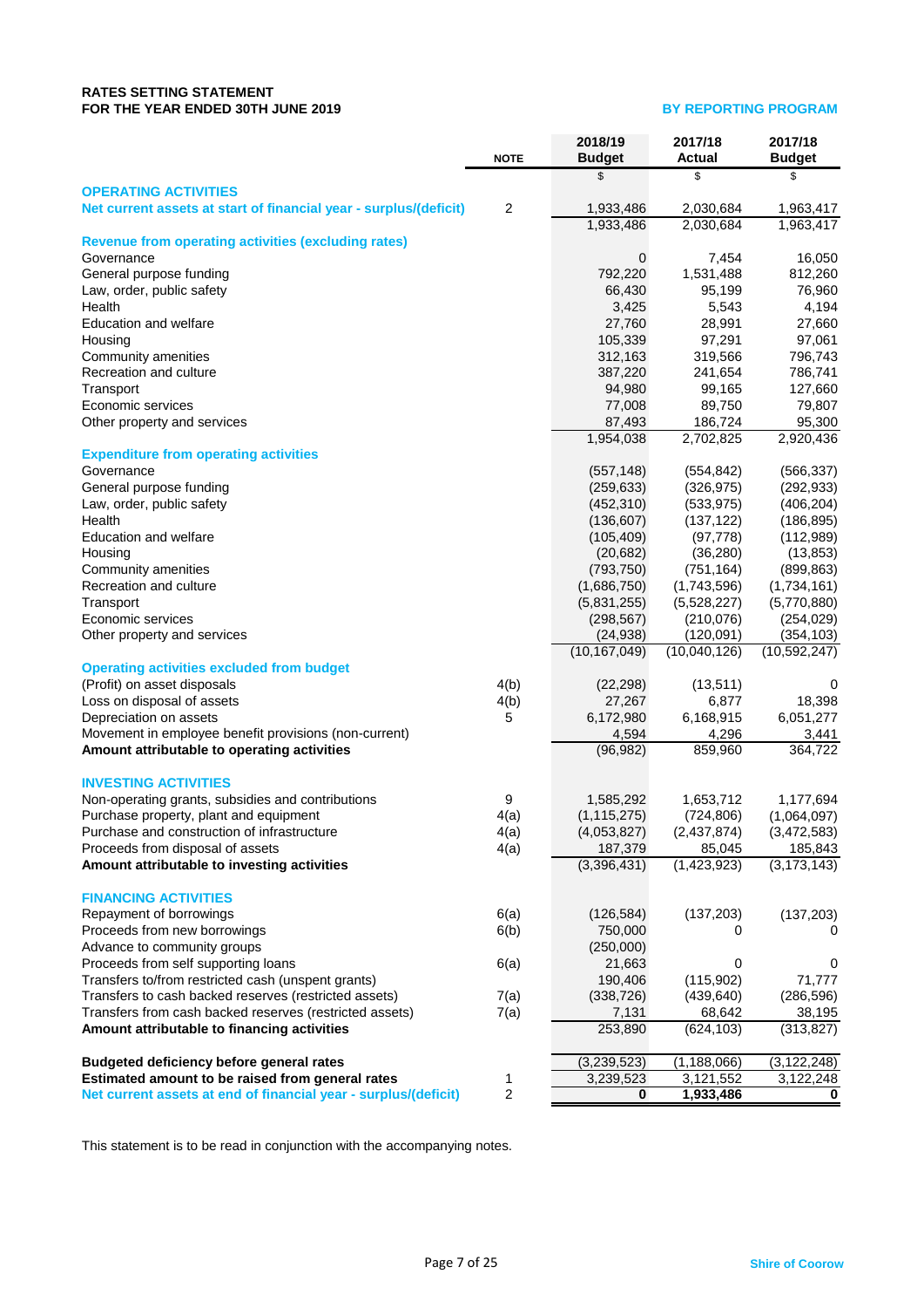**RATES SETTING STATEMENT**
**FOR THE YEAR ENDED 30TH JUNE 2019** **BY REPORTING PROGRAM**

| | NOTE | 2018/19 Budget | 2017/18 Actual | 2017/18 Budget |
|---|---|---|---|---|
| | | $ | $ | $ |
| **OPERATING ACTIVITIES** | | | | |
| **Net current assets at start of financial year - surplus/(deficit)** | 2 | 1,933,486 | 2,030,684 | 1,963,417 |
| | | 1,933,486 | 2,030,684 | 1,963,417 |
| **Revenue from operating activities (excluding rates)** | | | | |
| Governance | | 0 | 7,454 | 16,050 |
| General purpose funding | | 792,220 | 1,531,488 | 812,260 |
| Law, order, public safety | | 66,430 | 95,199 | 76,960 |
| Health | | 3,425 | 5,543 | 4,194 |
| Education and welfare | | 27,760 | 28,991 | 27,660 |
| Housing | | 105,339 | 97,291 | 97,061 |
| Community amenities | | 312,163 | 319,566 | 796,743 |
| Recreation and culture | | 387,220 | 241,654 | 786,741 |
| Transport | | 94,980 | 99,165 | 127,660 |
| Economic services | | 77,008 | 89,750 | 79,807 |
| Other property and services | | 87,493 | 186,724 | 95,300 |
| | | 1,954,038 | 2,702,825 | 2,920,436 |
| **Expenditure from operating activities** | | | | |
| Governance | | (557,148) | (554,842) | (566,337) |
| General purpose funding | | (259,633) | (326,975) | (292,933) |
| Law, order, public safety | | (452,310) | (533,975) | (406,204) |
| Health | | (136,607) | (137,122) | (186,895) |
| Education and welfare | | (105,409) | (97,778) | (112,989) |
| Housing | | (20,682) | (36,280) | (13,853) |
| Community amenities | | (793,750) | (751,164) | (899,863) |
| Recreation and culture | | (1,686,750) | (1,743,596) | (1,734,161) |
| Transport | | (5,831,255) | (5,528,227) | (5,770,880) |
| Economic services | | (298,567) | (210,076) | (254,029) |
| Other property and services | | (24,938) | (120,091) | (354,103) |
| | | (10,167,049) | (10,040,126) | (10,592,247) |
| **Operating activities excluded from budget** | | | | |
| (Profit) on asset disposals | 4(b) | (22,298) | (13,511) | 0 |
| Loss on disposal of assets | 4(b) | 27,267 | 6,877 | 18,398 |
| Depreciation on assets | 5 | 6,172,980 | 6,168,915 | 6,051,277 |
| Movement in employee benefit provisions (non-current) | | 4,594 | 4,296 | 3,441 |
| **Amount attributable to operating activities** | | (96,982) | 859,960 | 364,722 |
| | | | | |
| **INVESTING ACTIVITIES** | | | | |
| Non-operating grants, subsidies and contributions | 9 | 1,585,292 | 1,653,712 | 1,177,694 |
| Purchase property, plant and equipment | 4(a) | (1,115,275) | (724,806) | (1,064,097) |
| Purchase and construction of infrastructure | 4(a) | (4,053,827) | (2,437,874) | (3,472,583) |
| Proceeds from disposal of assets | 4(a) | 187,379 | 85,045 | 185,843 |
| **Amount attributable to investing activities** | | (3,396,431) | (1,423,923) | (3,173,143) |
| | | | | |
| **FINANCING ACTIVITIES** | | | | |
| Repayment of borrowings | 6(a) | (126,584) | (137,203) | (137,203) |
| Proceeds from new borrowings | 6(b) | 750,000 | 0 | 0 |
| Advance to community groups | | (250,000) | | |
| Proceeds from self supporting loans | 6(a) | 21,663 | 0 | 0 |
| Transfers to/from restricted cash (unspent grants) | | 190,406 | (115,902) | 71,777 |
| Transfers to cash backed reserves (restricted assets) | 7(a) | (338,726) | (439,640) | (286,596) |
| Transfers from cash backed reserves (restricted assets) | 7(a) | 7,131 | 68,642 | 38,195 |
| **Amount attributable to financing activities** | | 253,890 | (624,103) | (313,827) |
| | | | | |
| **Budgeted deficiency before general rates** | | (3,239,523) | (1,188,066) | (3,122,248) |
| **Estimated amount to be raised from general rates** | 1 | 3,239,523 | 3,121,552 | 3,122,248 |
| **Net current assets at end of financial year - surplus/(deficit)** | 2 | **0** | **1,933,486** | **0** |

This statement is to be read in conjunction with the accompanying notes.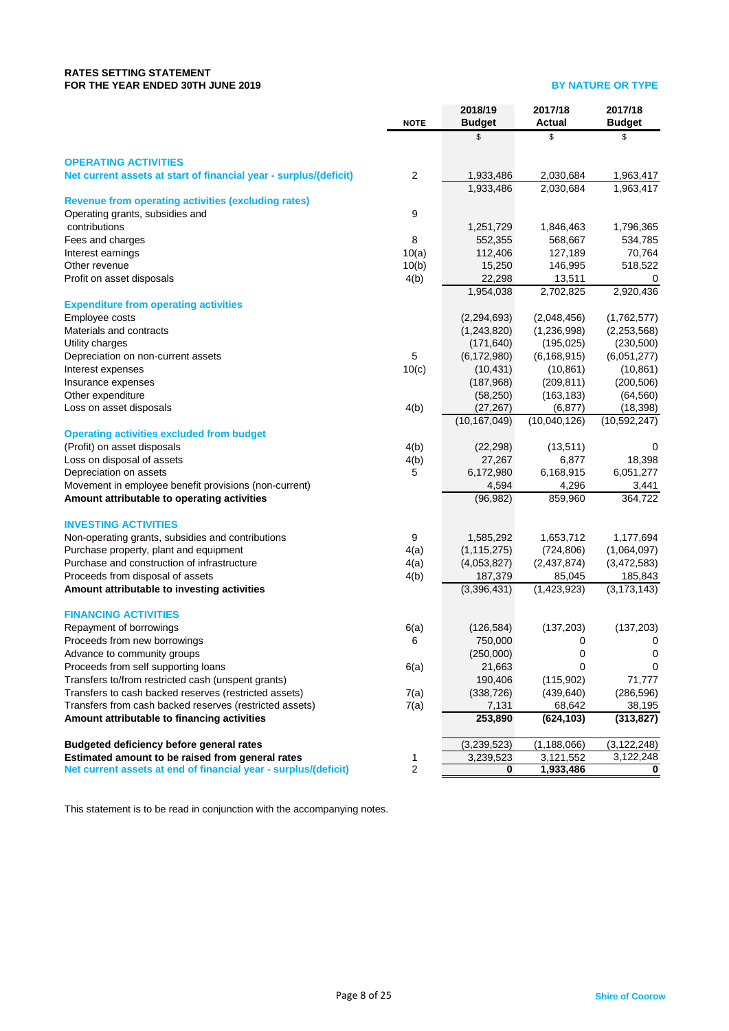# RATES SETTING STATEMENT
## FOR THE YEAR ENDED 30TH JUNE 2019

**BY NATURE OR TYPE**

| | NOTE | 2018/19 Budget | 2017/18 Actual | 2017/18 Budget |
|---|---|---|---|---|
| | | $ | $ | $ |
| **OPERATING ACTIVITIES** | | | | |
| **Net current assets at start of financial year - surplus/(deficit)** | 2 | 1,933,486 | 2,030,684 | 1,963,417 |
| | | 1,933,486 | 2,030,684 | 1,963,417 |
| **Revenue from operating activities (excluding rates)** | | | | |
| Operating grants, subsidies and contributions | 9 | 1,251,729 | 1,846,463 | 1,796,365 |
| Fees and charges | 8 | 552,355 | 568,667 | 534,785 |
| Interest earnings | 10(a) | 112,406 | 127,189 | 70,764 |
| Other revenue | 10(b) | 15,250 | 146,995 | 518,522 |
| Profit on asset disposals | 4(b) | 22,298 | 13,511 | 0 |
| | | 1,954,038 | 2,702,825 | 2,920,436 |
| **Expenditure from operating activities** | | | | |
| Employee costs | | (2,294,693) | (2,048,456) | (1,762,577) |
| Materials and contracts | | (1,243,820) | (1,236,998) | (2,253,568) |
| Utility charges | | (171,640) | (195,025) | (230,500) |
| Depreciation on non-current assets | 5 | (6,172,980) | (6,168,915) | (6,051,277) |
| Interest expenses | 10(c) | (10,431) | (10,861) | (10,861) |
| Insurance expenses | | (187,968) | (209,811) | (200,506) |
| Other expenditure | | (58,250) | (163,183) | (64,560) |
| Loss on asset disposals | 4(b) | (27,267) | (6,877) | (18,398) |
| | | (10,167,049) | (10,040,126) | (10,592,247) |
| **Operating activities excluded from budget** | | | | |
| (Profit) on asset disposals | 4(b) | (22,298) | (13,511) | 0 |
| Loss on disposal of assets | 4(b) | 27,267 | 6,877 | 18,398 |
| Depreciation on assets | 5 | 6,172,980 | 6,168,915 | 6,051,277 |
| Movement in employee benefit provisions (non-current) | | 4,594 | 4,296 | 3,441 |
| **Amount attributable to operating activities** | | (96,982) | 859,960 | 364,722 |
| **INVESTING ACTIVITIES** | | | | |
| Non-operating grants, subsidies and contributions | 9 | 1,585,292 | 1,653,712 | 1,177,694 |
| Purchase property, plant and equipment | 4(a) | (1,115,275) | (724,806) | (1,064,097) |
| Purchase and construction of infrastructure | 4(a) | (4,053,827) | (2,437,874) | (3,472,583) |
| Proceeds from disposal of assets | 4(b) | 187,379 | 85,045 | 185,843 |
| **Amount attributable to investing activities** | | (3,396,431) | (1,423,923) | (3,173,143) |
| **FINANCING ACTIVITIES** | | | | |
| Repayment of borrowings | 6(a) | (126,584) | (137,203) | (137,203) |
| Proceeds from new borrowings | 6 | 750,000 | 0 | 0 |
| Advance to community groups | | (250,000) | 0 | 0 |
| Proceeds from self supporting loans | 6(a) | 21,663 | 0 | 0 |
| Transfers to/from restricted cash (unspent grants) | | 190,406 | (115,902) | 71,777 |
| Transfers to cash backed reserves (restricted assets) | 7(a) | (338,726) | (439,640) | (286,596) |
| Transfers from cash backed reserves (restricted assets) | 7(a) | 7,131 | 68,642 | 38,195 |
| **Amount attributable to financing activities** | | **253,890** | **(624,103)** | **(313,827)** |
| **Budgeted deficiency before general rates** | | (3,239,523) | (1,188,066) | (3,122,248) |
| **Estimated amount to be raised from general rates** | 1 | 3,239,523 | 3,121,552 | 3,122,248 |
| **Net current assets at end of financial year - surplus/(deficit)** | 2 | **0** | **1,933,486** | **0** |

This statement is to be read in conjunction with the accompanying notes.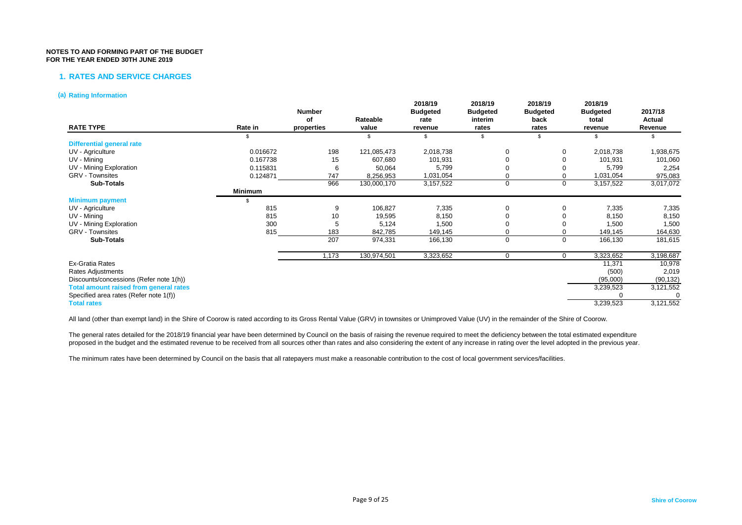**NOTES TO AND FORMING PART OF THE BUDGET**
**FOR THE YEAR ENDED 30TH JUNE 2019**

## 1. RATES AND SERVICE CHARGES

### (a) Rating Information

| RATE TYPE | Rate in | Number of properties | Rateable value | 2018/19 Budgeted rate revenue | 2018/19 Budgeted interim rates | 2018/19 Budgeted back rates | 2018/19 Budgeted total revenue | 2017/18 Actual Revenue |
|---|---|---|---|---|---|---|---|---|
| | $ | | $ | $ | $ | $ | $ | $ |
| **Differential general rate** | | | | | | | | |
| UV - Agriculture | 0.016672 | 198 | 121,085,473 | 2,018,738 | 0 | 0 | 2,018,738 | 1,938,675 |
| UV - Mining | 0.167738 | 15 | 607,680 | 101,931 | 0 | 0 | 101,931 | 101,060 |
| UV - Mining Exploration | 0.115831 | 6 | 50,064 | 5,799 | 0 | 0 | 5,799 | 2,254 |
| GRV - Townsites | 0.124871 | 747 | 8,256,953 | 1,031,054 | 0 | 0 | 1,031,054 | 975,083 |
| **Sub-Totals** | | 966 | 130,000,170 | 3,157,522 | 0 | 0 | 3,157,522 | 3,017,072 |
| | **Minimum** | | | | | | | |
| **Minimum payment** | $ | | | | | | | |
| UV - Agriculture | 815 | 9 | 106,827 | 7,335 | 0 | 0 | 7,335 | 7,335 |
| UV - Mining | 815 | 10 | 19,595 | 8,150 | 0 | 0 | 8,150 | 8,150 |
| UV - Mining Exploration | 300 | 5 | 5,124 | 1,500 | 0 | 0 | 1,500 | 1,500 |
| GRV - Townsites | 815 | 183 | 842,785 | 149,145 | 0 | 0 | 149,145 | 164,630 |
| **Sub-Totals** | | 207 | 974,331 | 166,130 | 0 | 0 | 166,130 | 181,615 |
| | | 1,173 | 130,974,501 | 3,323,652 | 0 | 0 | 3,323,652 | 3,198,687 |
| Ex-Gratia Rates | | | | | | | 11,371 | 10,978 |
| Rates Adjustments | | | | | | | (500) | 2,019 |
| Discounts/concessions (Refer note 1(h)) | | | | | | | (95,000) | (90,132) |
| **Total amount raised from general rates** | | | | | | | 3,239,523 | 3,121,552 |
| Specified area rates (Refer note 1(f)) | | | | | | | 0 | 0 |
| **Total rates** | | | | | | | 3,239,523 | 3,121,552 |

All land (other than exempt land) in the Shire of Coorow is rated according to its Gross Rental Value (GRV) in townsites or Unimproved Value (UV) in the remainder of the Shire of Coorow.

The general rates detailed for the 2018/19 financial year have been determined by Council on the basis of raising the revenue required to meet the deficiency between the total estimated expenditure proposed in the budget and the estimated revenue to be received from all sources other than rates and also considering the extent of any increase in rating over the level adopted in the previous year.

The minimum rates have been determined by Council on the basis that all ratepayers must make a reasonable contribution to the cost of local government services/facilities.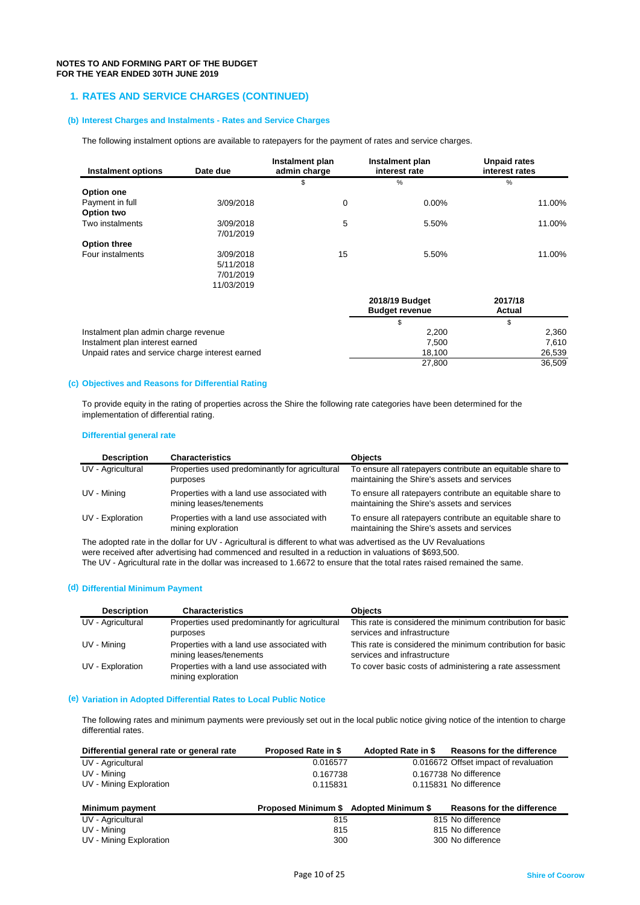**NOTES TO AND FORMING PART OF THE BUDGET**
**FOR THE YEAR ENDED 30TH JUNE 2019**

## 1. RATES AND SERVICE CHARGES (CONTINUED)

### (b) Interest Charges and Instalments - Rates and Service Charges

The following instalment options are available to ratepayers for the payment of rates and service charges.

| Instalment options | Date due | Instalment plan admin charge | Instalment plan interest rate | Unpaid rates interest rates |
|---|---|---|---|---|
| | | $ | % | % |
| **Option one** | | | | |
| Payment in full | 3/09/2018 | 0 | 0.00% | 11.00% |
| **Option two** | | | | |
| Two instalments | 3/09/2018 | 5 | 5.50% | 11.00% |
| | 7/01/2019 | | | |
| **Option three** | | | | |
| Four instalments | 3/09/2018 | 15 | 5.50% | 11.00% |
| | 5/11/2018 | | | |
| | 7/01/2019 | | | |
| | 11/03/2019 | | | |

| | 2018/19 Budget Budget revenue | 2017/18 Actual |
|---|---|---|
| | $ | $ |
| Instalment plan admin charge revenue | 2,200 | 2,360 |
| Instalment plan interest earned | 7,500 | 7,610 |
| Unpaid rates and service charge interest earned | 18,100 | 26,539 |
| | 27,800 | 36,509 |

### (c) Objectives and Reasons for Differential Rating

To provide equity in the rating of properties across the Shire the following rate categories have been determined for the implementation of differential rating.

#### Differential general rate

| Description | Characteristics | Objects |
|---|---|---|
| UV - Agricultural | Properties used predominantly for agricultural purposes | To ensure all ratepayers contribute an equitable share to maintaining the Shire's assets and services |
| UV - Mining | Properties with a land use associated with mining leases/tenements | To ensure all ratepayers contribute an equitable share to maintaining the Shire's assets and services |
| UV - Exploration | Properties with a land use associated with mining exploration | To ensure all ratepayers contribute an equitable share to maintaining the Shire's assets and services |

The adopted rate in the dollar for UV - Agricultural is different to what was advertised as the UV Revaluations were received after advertising had commenced and resulted in a reduction in valuations of $693,500.
The UV - Agricultural rate in the dollar was increased to 1.6672 to ensure that the total rates raised remained the same.

### (d) Differential Minimum Payment

| Description | Characteristics | Objects |
|---|---|---|
| UV - Agricultural | Properties used predominantly for agricultural purposes | This rate is considered the minimum contribution for basic services and infrastructure |
| UV - Mining | Properties with a land use associated with mining leases/tenements | This rate is considered the minimum contribution for basic services and infrastructure |
| UV - Exploration | Properties with a land use associated with mining exploration | To cover basic costs of administering a rate assessment |

### (e) Variation in Adopted Differential Rates to Local Public Notice

The following rates and minimum payments were previously set out in the local public notice giving notice of the intention to charge differential rates.

| Differential general rate or general rate | Proposed Rate in $ | Adopted Rate in $ | Reasons for the difference |
|---|---|---|---|
| UV - Agricultural | 0.016577 | 0.016672 | Offset impact of revaluation |
| UV - Mining | 0.167738 | 0.167738 | No difference |
| UV - Mining Exploration | 0.115831 | 0.115831 | No difference |

| Minimum payment | Proposed Minimum $ | Adopted Minimum $ | Reasons for the difference |
|---|---|---|---|
| UV - Agricultural | 815 | 815 | No difference |
| UV - Mining | 815 | 815 | No difference |
| UV - Mining Exploration | 300 | 300 | No difference |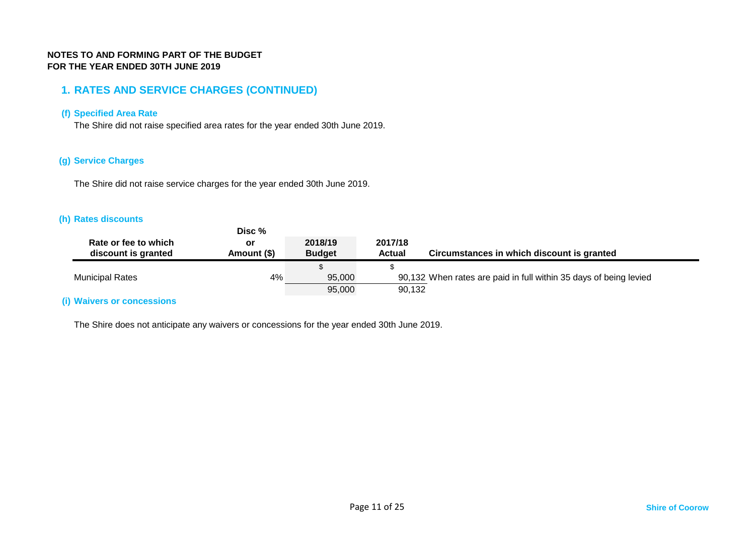**NOTES TO AND FORMING PART OF THE BUDGET**
**FOR THE YEAR ENDED 30TH JUNE 2019**

## 1. RATES AND SERVICE CHARGES (CONTINUED)

### (f) Specified Area Rate

The Shire did not raise specified area rates for the year ended 30th June 2019.

### (g) Service Charges

The Shire did not raise service charges for the year ended 30th June 2019.

### (h) Rates discounts

| Rate or fee to which discount is granted | Disc % or Amount ($) | 2018/19 Budget | 2017/18 Actual | Circumstances in which discount is granted |
|---|---|---|---|---|
| | | $ | $ | |
| Municipal Rates | 4% | 95,000 | 90,132 | When rates are paid in full within 35 days of being levied |
| | | 95,000 | 90,132 | |

### (i) Waivers or concessions

The Shire does not anticipate any waivers or concessions for the year ended 30th June 2019.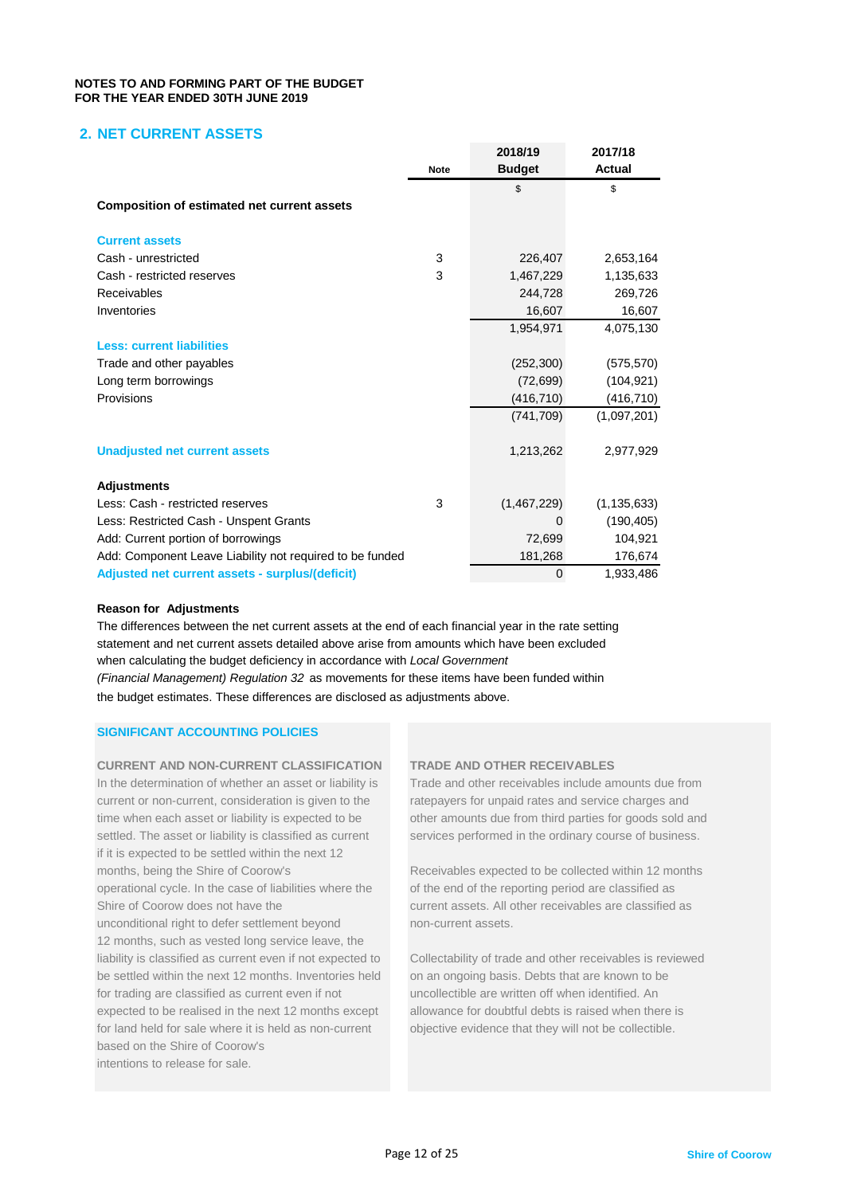NOTES TO AND FORMING PART OF THE BUDGET
FOR THE YEAR ENDED 30TH JUNE 2019

## 2. NET CURRENT ASSETS

| | Note | 2018/19 Budget | 2017/18 Actual |
|---|---|---|---|
| | | $ | $ |
| **Composition of estimated net current assets** | | | |
| **Current assets** | | | |
| Cash - unrestricted | 3 | 226,407 | 2,653,164 |
| Cash - restricted reserves | 3 | 1,467,229 | 1,135,633 |
| Receivables | | 244,728 | 269,726 |
| Inventories | | 16,607 | 16,607 |
| | | 1,954,971 | 4,075,130 |
| **Less: current liabilities** | | | |
| Trade and other payables | | (252,300) | (575,570) |
| Long term borrowings | | (72,699) | (104,921) |
| Provisions | | (416,710) | (416,710) |
| | | (741,709) | (1,097,201) |
| **Unadjusted net current assets** | | 1,213,262 | 2,977,929 |
| **Adjustments** | | | |
| Less: Cash - restricted reserves | 3 | (1,467,229) | (1,135,633) |
| Less: Restricted Cash - Unspent Grants | | 0 | (190,405) |
| Add: Current portion of borrowings | | 72,699 | 104,921 |
| Add: Component Leave Liability not required to be funded | | 181,268 | 176,674 |
| **Adjusted net current assets - surplus/(deficit)** | | 0 | 1,933,486 |

**Reason for Adjustments**

The differences between the net current assets at the end of each financial year in the rate setting statement and net current assets detailed above arise from amounts which have been excluded when calculating the budget deficiency in accordance with *Local Government (Financial Management) Regulation 32* as movements for these items have been funded within the budget estimates. These differences are disclosed as adjustments above.

### SIGNIFICANT ACCOUNTING POLICIES

**CURRENT AND NON-CURRENT CLASSIFICATION**

In the determination of whether an asset or liability is current or non-current, consideration is given to the time when each asset or liability is expected to be settled. The asset or liability is classified as current if it is expected to be settled within the next 12 months, being the Shire of Coorow's operational cycle. In the case of liabilities where the Shire of Coorow does not have the unconditional right to defer settlement beyond 12 months, such as vested long service leave, the liability is classified as current even if not expected to be settled within the next 12 months. Inventories held for trading are classified as current even if not expected to be realised in the next 12 months except for land held for sale where it is held as non-current based on the Shire of Coorow's intentions to release for sale.

**TRADE AND OTHER RECEIVABLES**

Trade and other receivables include amounts due from ratepayers for unpaid rates and service charges and other amounts due from third parties for goods sold and services performed in the ordinary course of business.

Receivables expected to be collected within 12 months of the end of the reporting period are classified as current assets. All other receivables are classified as non-current assets.

Collectability of trade and other receivables is reviewed on an ongoing basis. Debts that are known to be uncollectible are written off when identified. An allowance for doubtful debts is raised when there is objective evidence that they will not be collectible.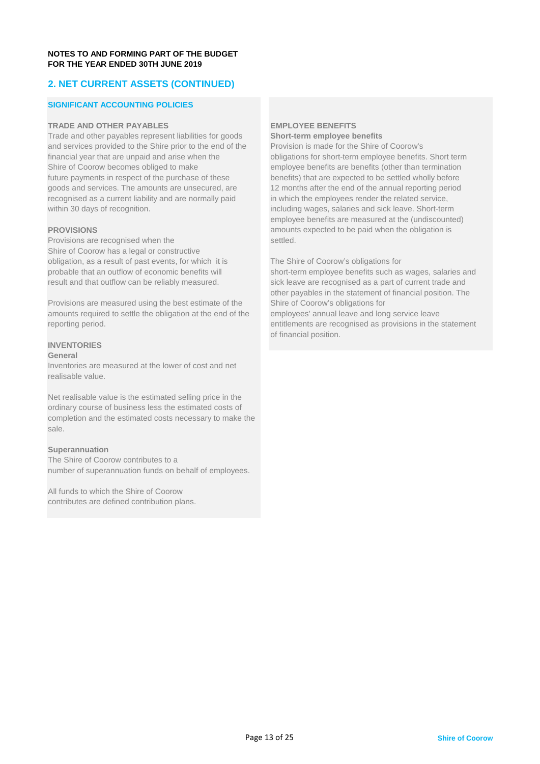**NOTES TO AND FORMING PART OF THE BUDGET FOR THE YEAR ENDED 30TH JUNE 2019**

## 2. NET CURRENT ASSETS (CONTINUED)

### SIGNIFICANT ACCOUNTING POLICIES

#### TRADE AND OTHER PAYABLES

Trade and other payables represent liabilities for goods and services provided to the Shire prior to the end of the financial year that are unpaid and arise when the Shire of Coorow becomes obliged to make future payments in respect of the purchase of these goods and services. The amounts are unsecured, are recognised as a current liability and are normally paid within 30 days of recognition.

#### PROVISIONS

Provisions are recognised when the Shire of Coorow has a legal or constructive obligation, as a result of past events, for which it is probable that an outflow of economic benefits will result and that outflow can be reliably measured.

Provisions are measured using the best estimate of the amounts required to settle the obligation at the end of the reporting period.

#### INVENTORIES

**General**

Inventories are measured at the lower of cost and net realisable value.

Net realisable value is the estimated selling price in the ordinary course of business less the estimated costs of completion and the estimated costs necessary to make the sale.

**Superannuation**

The Shire of Coorow contributes to a number of superannuation funds on behalf of employees.

All funds to which the Shire of Coorow contributes are defined contribution plans.

#### EMPLOYEE BENEFITS

**Short-term employee benefits**

Provision is made for the Shire of Coorow's obligations for short-term employee benefits. Short term employee benefits are benefits (other than termination benefits) that are expected to be settled wholly before 12 months after the end of the annual reporting period in which the employees render the related service, including wages, salaries and sick leave. Short-term employee benefits are measured at the (undiscounted) amounts expected to be paid when the obligation is settled.

The Shire of Coorow's obligations for short-term employee benefits such as wages, salaries and sick leave are recognised as a part of current trade and other payables in the statement of financial position. The Shire of Coorow's obligations for employees' annual leave and long service leave entitlements are recognised as provisions in the statement of financial position.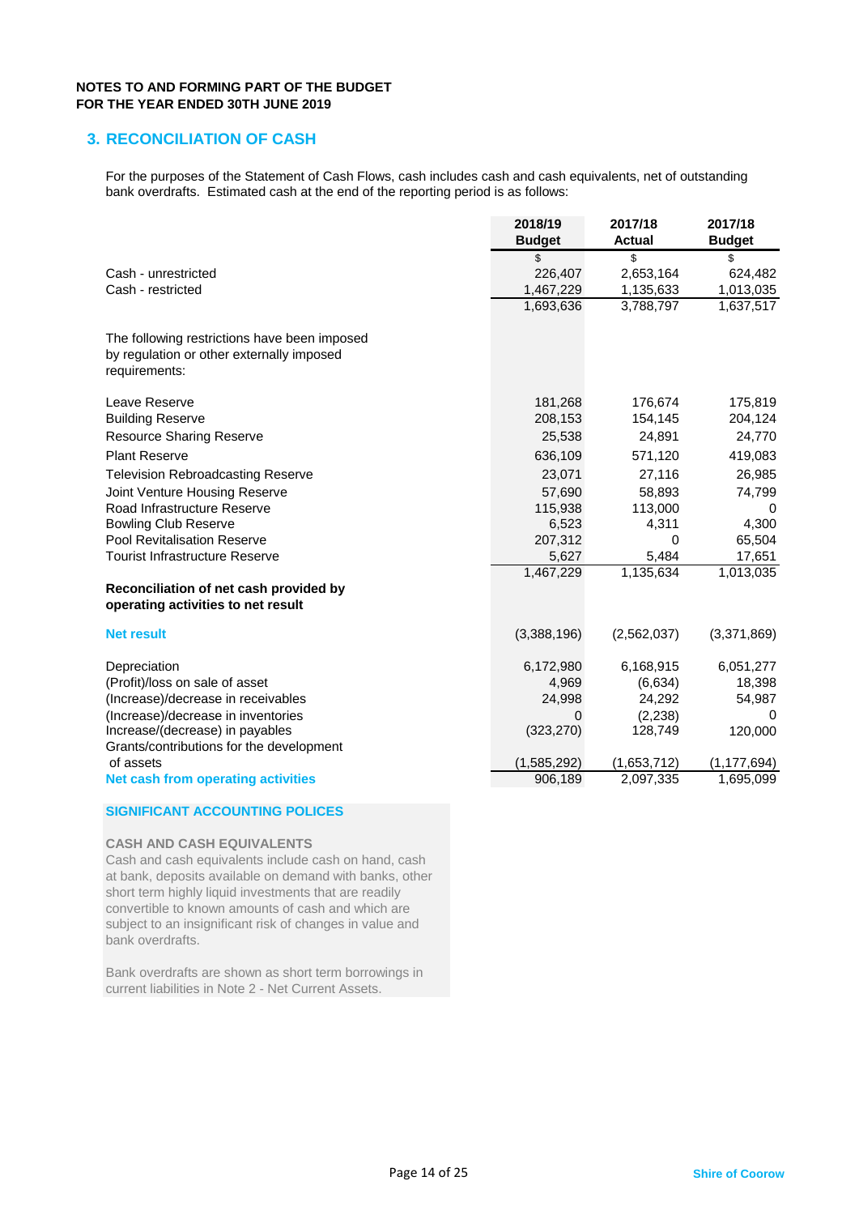**NOTES TO AND FORMING PART OF THE BUDGET**
**FOR THE YEAR ENDED 30TH JUNE 2019**

## 3. RECONCILIATION OF CASH

For the purposes of the Statement of Cash Flows, cash includes cash and cash equivalents, net of outstanding bank overdrafts. Estimated cash at the end of the reporting period is as follows:

| | 2018/19 Budget | 2017/18 Actual | 2017/18 Budget |
|---|---|---|---|
| | $ | $ | $ |
| Cash - unrestricted | 226,407 | 2,653,164 | 624,482 |
| Cash - restricted | 1,467,229 | 1,135,633 | 1,013,035 |
| | 1,693,636 | 3,788,797 | 1,637,517 |
| The following restrictions have been imposed by regulation or other externally imposed requirements: | | | |
| Leave Reserve | 181,268 | 176,674 | 175,819 |
| Building Reserve | 208,153 | 154,145 | 204,124 |
| Resource Sharing Reserve | 25,538 | 24,891 | 24,770 |
| Plant Reserve | 636,109 | 571,120 | 419,083 |
| Television Rebroadcasting Reserve | 23,071 | 27,116 | 26,985 |
| Joint Venture Housing Reserve | 57,690 | 58,893 | 74,799 |
| Road Infrastructure Reserve | 115,938 | 113,000 | 0 |
| Bowling Club Reserve | 6,523 | 4,311 | 4,300 |
| Pool Revitalisation Reserve | 207,312 | 0 | 65,504 |
| Tourist Infrastructure Reserve | 5,627 | 5,484 | 17,651 |
| | 1,467,229 | 1,135,634 | 1,013,035 |
| **Reconciliation of net cash provided by operating activities to net result** | | | |
| **Net result** | (3,388,196) | (2,562,037) | (3,371,869) |
| Depreciation | 6,172,980 | 6,168,915 | 6,051,277 |
| (Profit)/loss on sale of asset | 4,969 | (6,634) | 18,398 |
| (Increase)/decrease in receivables | 24,998 | 24,292 | 54,987 |
| (Increase)/decrease in inventories | 0 | (2,238) | 0 |
| Increase/(decrease) in payables | (323,270) | 128,749 | 120,000 |
| Grants/contributions for the development of assets | (1,585,292) | (1,653,712) | (1,177,694) |
| **Net cash from operating activities** | 906,189 | 2,097,335 | 1,695,099 |

**SIGNIFICANT ACCOUNTING POLICES**

**CASH AND CASH EQUIVALENTS**

Cash and cash equivalents include cash on hand, cash at bank, deposits available on demand with banks, other short term highly liquid investments that are readily convertible to known amounts of cash and which are subject to an insignificant risk of changes in value and bank overdrafts.

Bank overdrafts are shown as short term borrowings in current liabilities in Note 2 - Net Current Assets.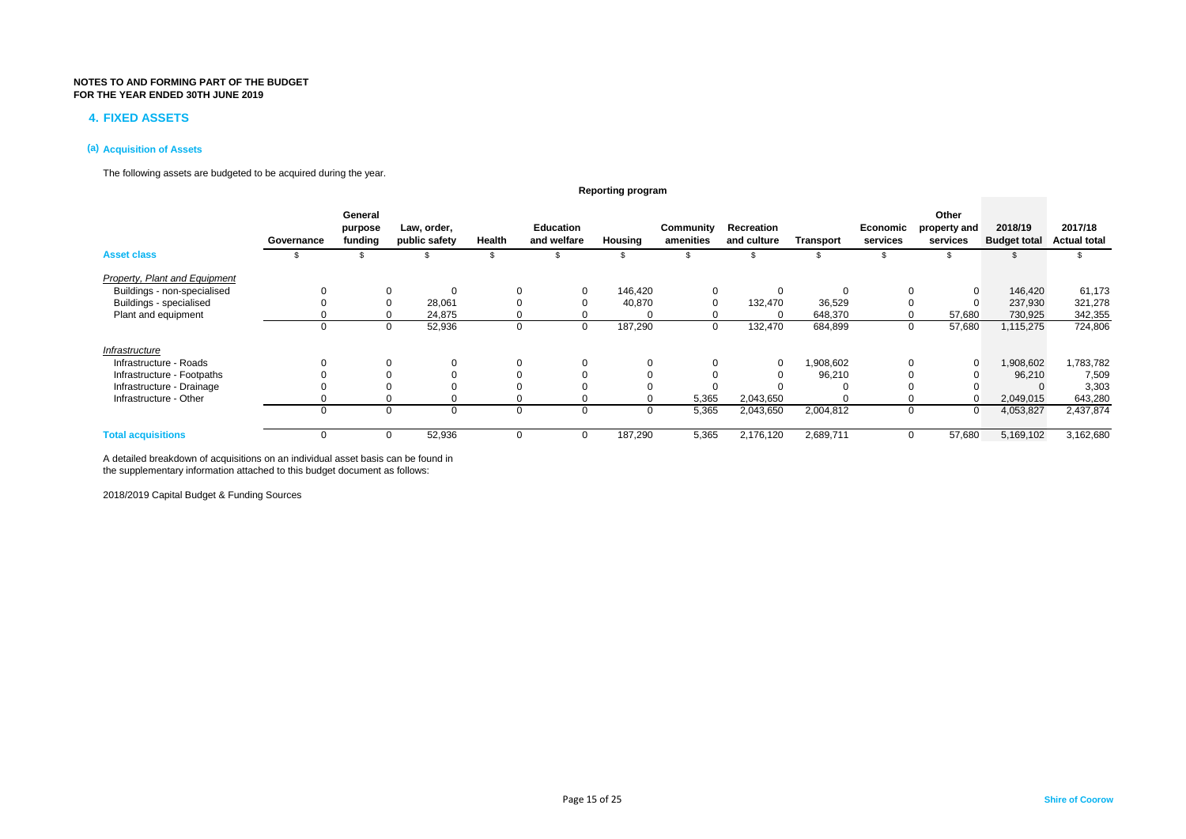**NOTES TO AND FORMING PART OF THE BUDGET**
**FOR THE YEAR ENDED 30TH JUNE 2019**

## 4. FIXED ASSETS

### (a) Acquisition of Assets

The following assets are budgeted to be acquired during the year.

| | Reporting program | | | | | | | | | | | | |
|---|---|---|---|---|---|---|---|---|---|---|---|---|---|
| | Governance | General purpose funding | Law, order, public safety | Health | Education and welfare | Housing | Community amenities | Recreation and culture | Transport | Economic services | Other property and services | 2018/19 Budget total | 2017/18 Actual total |
| **Asset class** | $ | $ | $ | $ | $ | $ | $ | $ | $ | $ | $ | $ | $ |
| *Property, Plant and Equipment* | | | | | | | | | | | | | |
| Buildings - non-specialised | 0 | 0 | 0 | 0 | 0 | 146,420 | 0 | 0 | 0 | 0 | 0 | 146,420 | 61,173 |
| Buildings - specialised | 0 | 0 | 28,061 | 0 | 0 | 40,870 | 0 | 132,470 | 36,529 | 0 | 0 | 237,930 | 321,278 |
| Plant and equipment | 0 | 0 | 24,875 | 0 | 0 | 0 | 0 | 0 | 648,370 | 0 | 57,680 | 730,925 | 342,355 |
| | 0 | 0 | 52,936 | 0 | 0 | 187,290 | 0 | 132,470 | 684,899 | 0 | 57,680 | 1,115,275 | 724,806 |
| *Infrastructure* | | | | | | | | | | | | | |
| Infrastructure - Roads | 0 | 0 | 0 | 0 | 0 | 0 | 0 | 0 | 1,908,602 | 0 | 0 | 1,908,602 | 1,783,782 |
| Infrastructure - Footpaths | 0 | 0 | 0 | 0 | 0 | 0 | 0 | 0 | 96,210 | 0 | 0 | 96,210 | 7,509 |
| Infrastructure - Drainage | 0 | 0 | 0 | 0 | 0 | 0 | 0 | 0 | 0 | 0 | 0 | 0 | 3,303 |
| Infrastructure - Other | 0 | 0 | 0 | 0 | 0 | 0 | 5,365 | 2,043,650 | 0 | 0 | 0 | 2,049,015 | 643,280 |
| | 0 | 0 | 0 | 0 | 0 | 0 | 5,365 | 2,043,650 | 2,004,812 | 0 | 0 | 4,053,827 | 2,437,874 |
| **Total acquisitions** | 0 | 0 | 52,936 | 0 | 0 | 187,290 | 5,365 | 2,176,120 | 2,689,711 | 0 | 57,680 | 5,169,102 | 3,162,680 |

A detailed breakdown of acquisitions on an individual asset basis can be found in the supplementary information attached to this budget document as follows:

2018/2019 Capital Budget & Funding Sources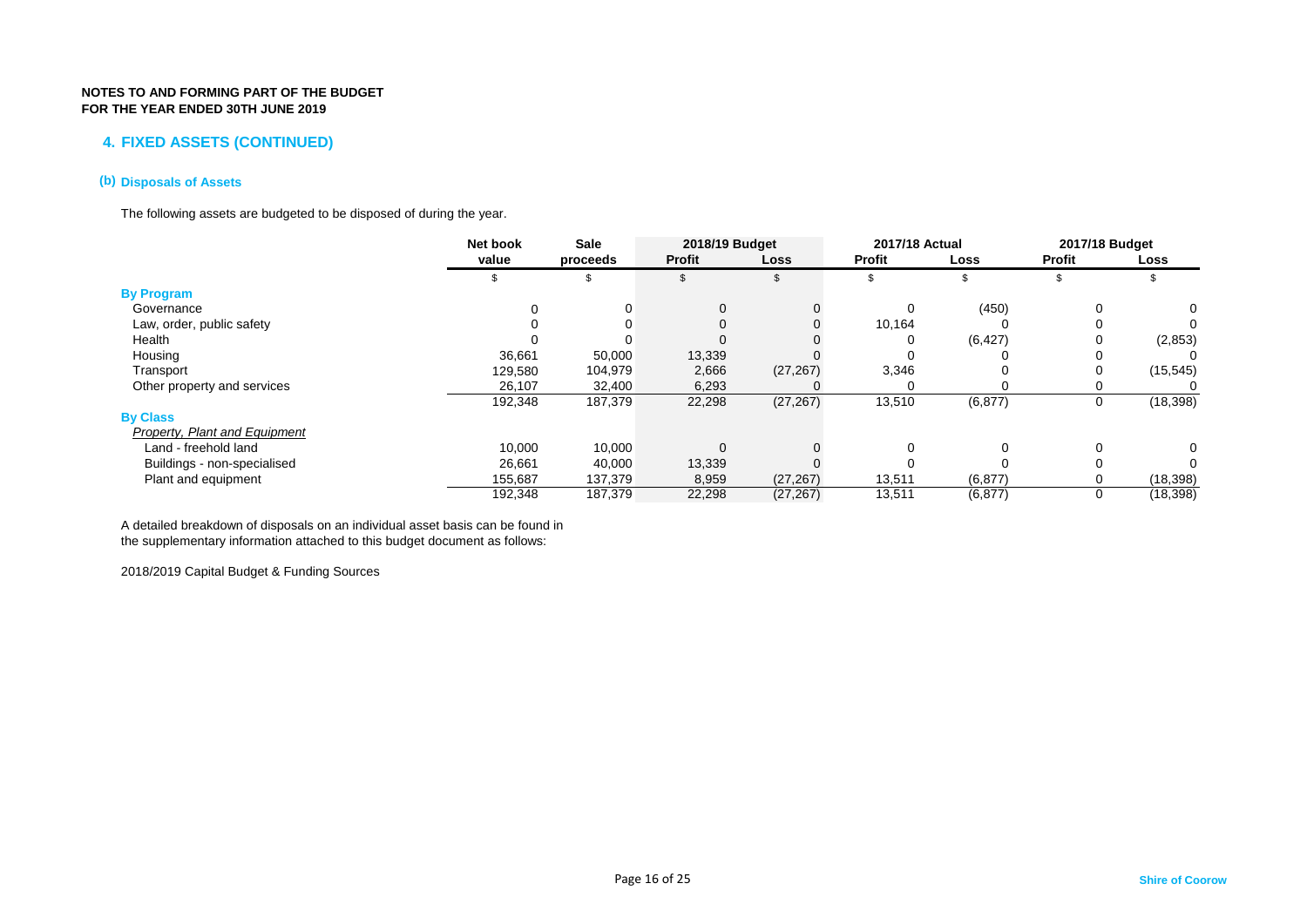**NOTES TO AND FORMING PART OF THE BUDGET**
**FOR THE YEAR ENDED 30TH JUNE 2019**

## 4. FIXED ASSETS (CONTINUED)

### (b) Disposals of Assets

The following assets are budgeted to be disposed of during the year.

| | Net book value | Sale proceeds | 2018/19 Budget | | 2017/18 Actual | | 2017/18 Budget | |
|---|---|---|---|---|---|---|---|---|
| | | | Profit | Loss | Profit | Loss | Profit | Loss |
| | $ | $ | $ | $ | $ | $ | $ | $ |
| **By Program** | | | | | | | | |
| Governance | 0 | 0 | 0 | 0 | 0 | (450) | 0 | 0 |
| Law, order, public safety | 0 | 0 | 0 | 0 | 10,164 | 0 | 0 | 0 |
| Health | 0 | 0 | 0 | 0 | 0 | (6,427) | 0 | (2,853) |
| Housing | 36,661 | 50,000 | 13,339 | 0 | 0 | 0 | 0 | 0 |
| Transport | 129,580 | 104,979 | 2,666 | (27,267) | 3,346 | 0 | 0 | (15,545) |
| Other property and services | 26,107 | 32,400 | 6,293 | 0 | 0 | 0 | 0 | 0 |
| | 192,348 | 187,379 | 22,298 | (27,267) | 13,510 | (6,877) | 0 | (18,398) |
| **By Class** | | | | | | | | |
| *Property, Plant and Equipment* | | | | | | | | |
| Land - freehold land | 10,000 | 10,000 | 0 | 0 | 0 | 0 | 0 | 0 |
| Buildings - non-specialised | 26,661 | 40,000 | 13,339 | 0 | 0 | 0 | 0 | 0 |
| Plant and equipment | 155,687 | 137,379 | 8,959 | (27,267) | 13,511 | (6,877) | 0 | (18,398) |
| | 192,348 | 187,379 | 22,298 | (27,267) | 13,511 | (6,877) | 0 | (18,398) |

A detailed breakdown of disposals on an individual asset basis can be found in the supplementary information attached to this budget document as follows:

2018/2019 Capital Budget & Funding Sources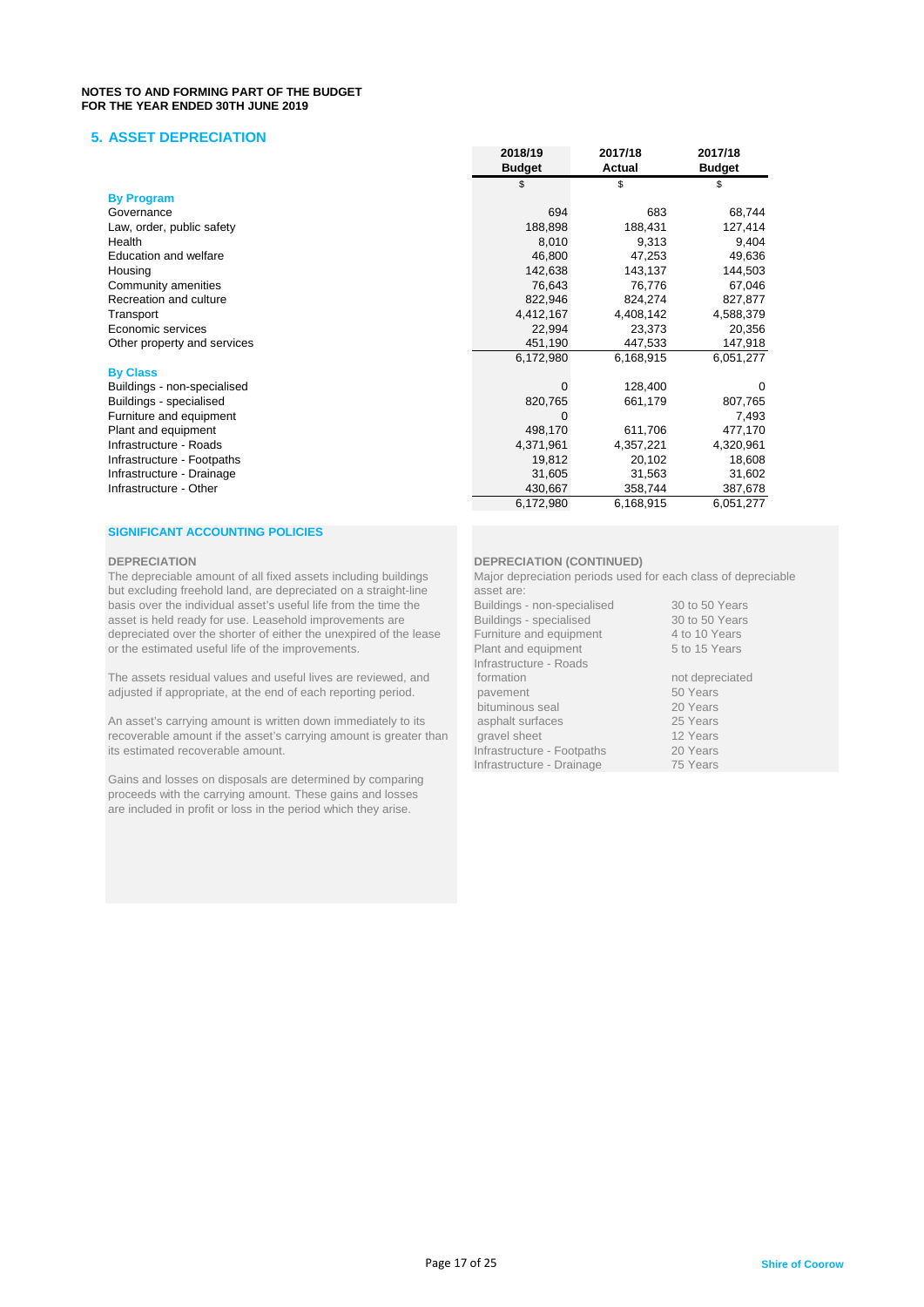NOTES TO AND FORMING PART OF THE BUDGET
FOR THE YEAR ENDED 30TH JUNE 2019

## 5. ASSET DEPRECIATION

| | 2018/19 Budget | 2017/18 Actual | 2017/18 Budget |
|---|---|---|---|
| | $ | $ | $ |
| **By Program** | | | |
| Governance | 694 | 683 | 68,744 |
| Law, order, public safety | 188,898 | 188,431 | 127,414 |
| Health | 8,010 | 9,313 | 9,404 |
| Education and welfare | 46,800 | 47,253 | 49,636 |
| Housing | 142,638 | 143,137 | 144,503 |
| Community amenities | 76,643 | 76,776 | 67,046 |
| Recreation and culture | 822,946 | 824,274 | 827,877 |
| Transport | 4,412,167 | 4,408,142 | 4,588,379 |
| Economic services | 22,994 | 23,373 | 20,356 |
| Other property and services | 451,190 | 447,533 | 147,918 |
| | 6,172,980 | 6,168,915 | 6,051,277 |
| **By Class** | | | |
| Buildings - non-specialised | 0 | 128,400 | 0 |
| Buildings - specialised | 820,765 | 661,179 | 807,765 |
| Furniture and equipment | 0 | | 7,493 |
| Plant and equipment | 498,170 | 611,706 | 477,170 |
| Infrastructure - Roads | 4,371,961 | 4,357,221 | 4,320,961 |
| Infrastructure - Footpaths | 19,812 | 20,102 | 18,608 |
| Infrastructure - Drainage | 31,605 | 31,563 | 31,602 |
| Infrastructure - Other | 430,667 | 358,744 | 387,678 |
| | 6,172,980 | 6,168,915 | 6,051,277 |

### SIGNIFICANT ACCOUNTING POLICIES

**DEPRECIATION**

The depreciable amount of all fixed assets including buildings but excluding freehold land, are depreciated on a straight-line basis over the individual asset's useful life from the time the asset is held ready for use. Leasehold improvements are depreciated over the shorter of either the unexpired of the lease or the estimated useful life of the improvements.

The assets residual values and useful lives are reviewed, and adjusted if appropriate, at the end of each reporting period.

An asset's carrying amount is written down immediately to its recoverable amount if the asset's carrying amount is greater than its estimated recoverable amount.

Gains and losses on disposals are determined by comparing proceeds with the carrying amount. These gains and losses are included in profit or loss in the period which they arise.

**DEPRECIATION (CONTINUED)**

Major depreciation periods used for each class of depreciable asset are:

| Asset class | Period |
|---|---|
| Buildings - non-specialised | 30 to 50 Years |
| Buildings - specialised | 30 to 50 Years |
| Furniture and equipment | 4 to 10 Years |
| Plant and equipment | 5 to 15 Years |
| Infrastructure - Roads | |
| formation | not depreciated |
| pavement | 50 Years |
| bituminous seal | 20 Years |
| asphalt surfaces | 25 Years |
| gravel sheet | 12 Years |
| Infrastructure - Footpaths | 20 Years |
| Infrastructure - Drainage | 75 Years |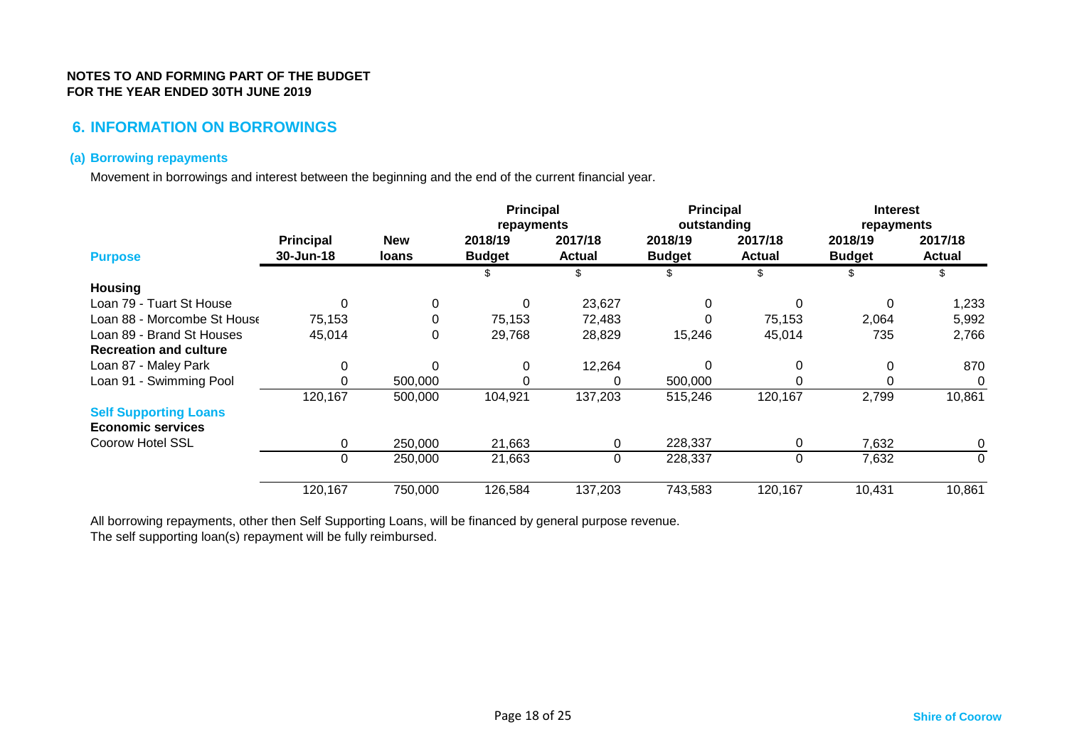**NOTES TO AND FORMING PART OF THE BUDGET**
**FOR THE YEAR ENDED 30TH JUNE 2019**

## 6. INFORMATION ON BORROWINGS

### (a) Borrowing repayments

Movement in borrowings and interest between the beginning and the end of the current financial year.

| | | | Principal repayments | | Principal outstanding | | Interest repayments | |
|---|---|---|---|---|---|---|---|---|
| **Purpose** | **Principal 30-Jun-18** | **New loans** | **2018/19 Budget** | **2017/18 Actual** | **2018/19 Budget** | **2017/18 Actual** | **2018/19 Budget** | **2017/18 Actual** |
| | | | $ | $ | $ | $ | $ | $ |
| **Housing** | | | | | | | | |
| Loan 79 - Tuart St House | 0 | 0 | 0 | 23,627 | 0 | 0 | 0 | 1,233 |
| Loan 88 - Morcombe St House | 75,153 | 0 | 75,153 | 72,483 | 0 | 75,153 | 2,064 | 5,992 |
| Loan 89 - Brand St Houses | 45,014 | 0 | 29,768 | 28,829 | 15,246 | 45,014 | 735 | 2,766 |
| **Recreation and culture** | | | | | | | | |
| Loan 87 - Maley Park | 0 | 0 | 0 | 12,264 | 0 | 0 | 0 | 870 |
| Loan 91 - Swimming Pool | 0 | 500,000 | 0 | 0 | 500,000 | 0 | 0 | 0 |
| | 120,167 | 500,000 | 104,921 | 137,203 | 515,246 | 120,167 | 2,799 | 10,861 |
| **Self Supporting Loans** | | | | | | | | |
| **Economic services** | | | | | | | | |
| Coorow Hotel SSL | 0 | 250,000 | 21,663 | 0 | 228,337 | 0 | 7,632 | 0 |
| | 0 | 250,000 | 21,663 | 0 | 228,337 | 0 | 7,632 | 0 |
| | 120,167 | 750,000 | 126,584 | 137,203 | 743,583 | 120,167 | 10,431 | 10,861 |

All borrowing repayments, other then Self Supporting Loans, will be financed by general purpose revenue.
The self supporting loan(s) repayment will be fully reimbursed.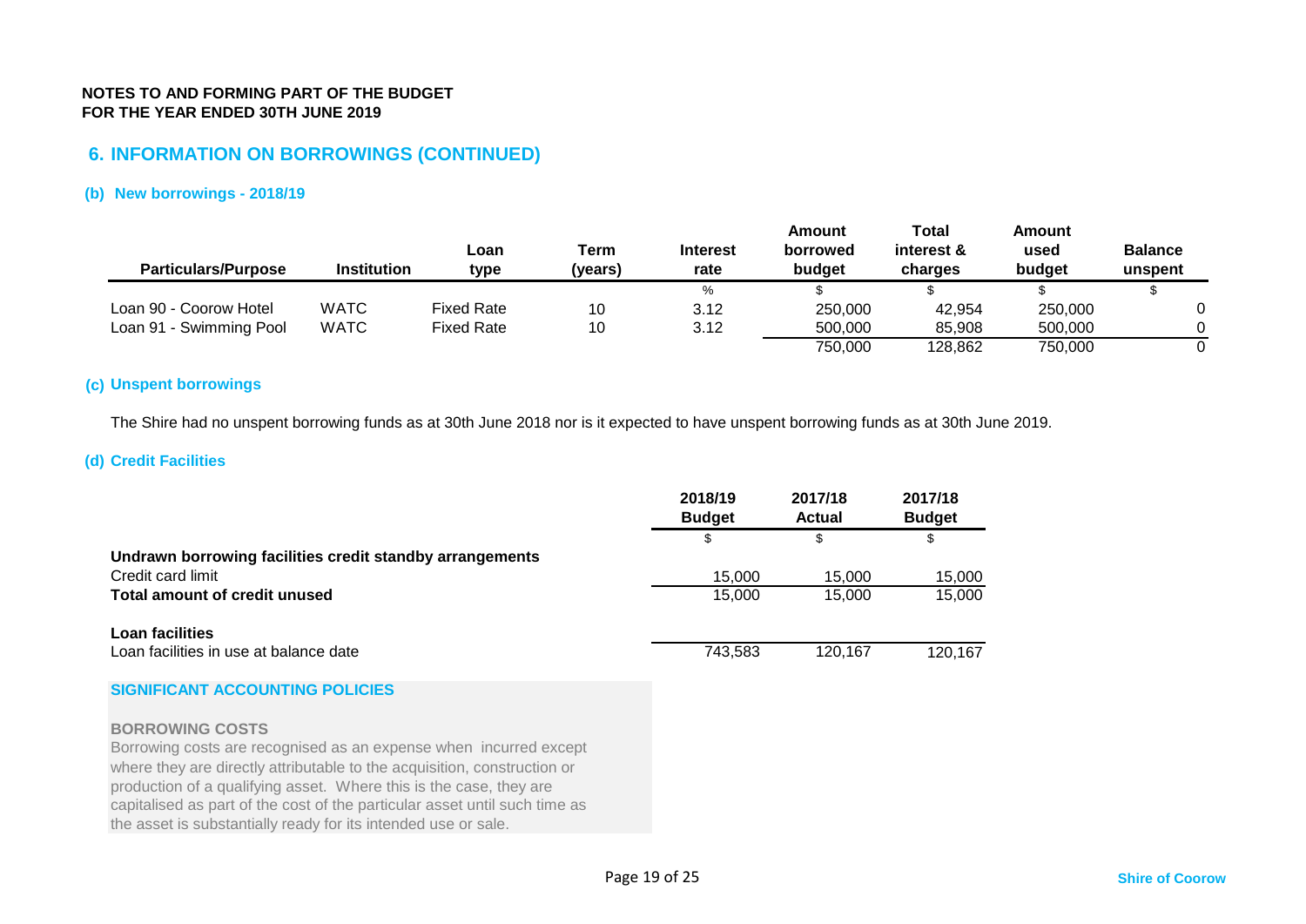**NOTES TO AND FORMING PART OF THE BUDGET**
**FOR THE YEAR ENDED 30TH JUNE 2019**

## 6. INFORMATION ON BORROWINGS (CONTINUED)

### (b) New borrowings - 2018/19

| Particulars/Purpose | Institution | Loan type | Term (years) | Interest rate | Amount borrowed budget | Total interest & charges | Amount used budget | Balance unspent |
|---|---|---|---|---|---|---|---|---|
| | | | | % | $ | $ | $ | $ |
| Loan 90 - Coorow Hotel | WATC | Fixed Rate | 10 | 3.12 | 250,000 | 42,954 | 250,000 | 0 |
| Loan 91 - Swimming Pool | WATC | Fixed Rate | 10 | 3.12 | 500,000 | 85,908 | 500,000 | 0 |
| | | | | | 750,000 | 128,862 | 750,000 | 0 |

### (c) Unspent borrowings

The Shire had no unspent borrowing funds as at 30th June 2018 nor is it expected to have unspent borrowing funds as at 30th June 2019.

### (d) Credit Facilities

| | 2018/19 Budget | 2017/18 Actual | 2017/18 Budget |
|---|---|---|---|
| | $ | $ | $ |
| **Undrawn borrowing facilities credit standby arrangements** | | | |
| Credit card limit | 15,000 | 15,000 | 15,000 |
| **Total amount of credit unused** | 15,000 | 15,000 | 15,000 |
| | | | |
| **Loan facilities** | | | |
| Loan facilities in use at balance date | 743,583 | 120,167 | 120,167 |

**SIGNIFICANT ACCOUNTING POLICIES**

**BORROWING COSTS**

Borrowing costs are recognised as an expense when incurred except where they are directly attributable to the acquisition, construction or production of a qualifying asset. Where this is the case, they are capitalised as part of the cost of the particular asset until such time as the asset is substantially ready for its intended use or sale.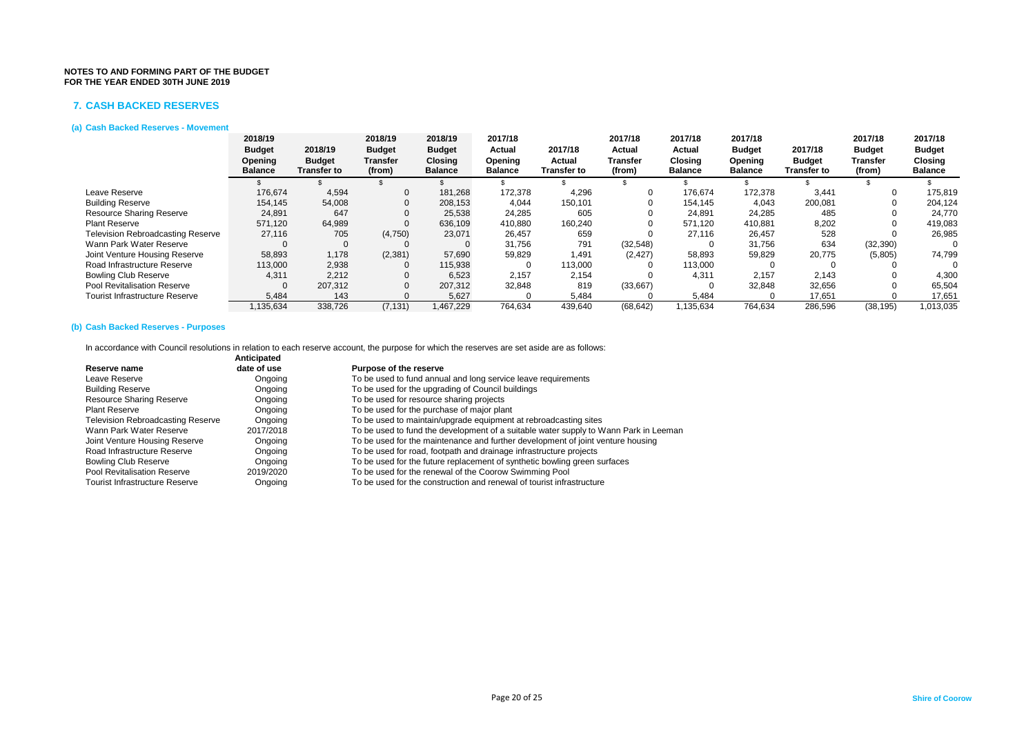**NOTES TO AND FORMING PART OF THE BUDGET**
**FOR THE YEAR ENDED 30TH JUNE 2019**

## 7. CASH BACKED RESERVES

### (a) Cash Backed Reserves - Movement

| | 2018/19 Budget Opening Balance | 2018/19 Budget Transfer to | 2018/19 Budget Transfer (from) | 2018/19 Budget Closing Balance | 2017/18 Actual Opening Balance | 2017/18 Actual Transfer to | 2017/18 Actual Transfer (from) | 2017/18 Actual Closing Balance | 2017/18 Budget Opening Balance | 2017/18 Budget Transfer to | 2017/18 Budget Transfer (from) | 2017/18 Budget Closing Balance |
|---|---|---|---|---|---|---|---|---|---|---|---|---|
| | $ | $ | $ | $ | $ | $ | $ | $ | $ | $ | $ | $ |
| Leave Reserve | 176,674 | 4,594 | 0 | 181,268 | 172,378 | 4,296 | 0 | 176,674 | 172,378 | 3,441 | 0 | 175,819 |
| Building Reserve | 154,145 | 54,008 | 0 | 208,153 | 4,044 | 150,101 | 0 | 154,145 | 4,043 | 200,081 | 0 | 204,124 |
| Resource Sharing Reserve | 24,891 | 647 | 0 | 25,538 | 24,285 | 605 | 0 | 24,891 | 24,285 | 485 | 0 | 24,770 |
| Plant Reserve | 571,120 | 64,989 | 0 | 636,109 | 410,880 | 160,240 | 0 | 571,120 | 410,881 | 8,202 | 0 | 419,083 |
| Television Rebroadcasting Reserve | 27,116 | 705 | (4,750) | 23,071 | 26,457 | 659 | 0 | 27,116 | 26,457 | 528 | 0 | 26,985 |
| Wann Park Water Reserve | 0 | 0 | 0 | 0 | 31,756 | 791 | (32,548) | 0 | 31,756 | 634 | (32,390) | 0 |
| Joint Venture Housing Reserve | 58,893 | 1,178 | (2,381) | 57,690 | 59,829 | 1,491 | (2,427) | 58,893 | 59,829 | 20,775 | (5,805) | 74,799 |
| Road Infrastructure Reserve | 113,000 | 2,938 | 0 | 115,938 | 0 | 113,000 | 0 | 113,000 | 0 | 0 | 0 | 0 |
| Bowling Club Reserve | 4,311 | 2,212 | 0 | 6,523 | 2,157 | 2,154 | 0 | 4,311 | 2,157 | 2,143 | 0 | 4,300 |
| Pool Revitalisation Reserve | 0 | 207,312 | 0 | 207,312 | 32,848 | 819 | (33,667) | 0 | 32,848 | 32,656 | 0 | 65,504 |
| Tourist Infrastructure Reserve | 5,484 | 143 | 0 | 5,627 | 0 | 5,484 | 0 | 5,484 | 0 | 17,651 | 0 | 17,651 |
| | 1,135,634 | 338,726 | (7,131) | 1,467,229 | 764,634 | 439,640 | (68,642) | 1,135,634 | 764,634 | 286,596 | (38,195) | 1,013,035 |

### (b) Cash Backed Reserves - Purposes

In accordance with Council resolutions in relation to each reserve account, the purpose for which the reserves are set aside are as follows:

| Reserve name | Anticipated date of use | Purpose of the reserve |
|---|---|---|
| Leave Reserve | Ongoing | To be used to fund annual and long service leave requirements |
| Building Reserve | Ongoing | To be used for the upgrading of Council buildings |
| Resource Sharing Reserve | Ongoing | To be used for resource sharing projects |
| Plant Reserve | Ongoing | To be used for the purchase of major plant |
| Television Rebroadcasting Reserve | Ongoing | To be used to maintain/upgrade equipment at rebroadcasting sites |
| Wann Park Water Reserve | 2017/2018 | To be used to fund the development of a suitable water supply to Wann Park in Leeman |
| Joint Venture Housing Reserve | Ongoing | To be used for the maintenance and further development of joint venture housing |
| Road Infrastructure Reserve | Ongoing | To be used for road, footpath and drainage infrastructure projects |
| Bowling Club Reserve | Ongoing | To be used for the future replacement of synthetic bowling green surfaces |
| Pool Revitalisation Reserve | 2019/2020 | To be used for the renewal of the Coorow Swimming Pool |
| Tourist Infrastructure Reserve | Ongoing | To be used for the construction and renewal of tourist infrastructure |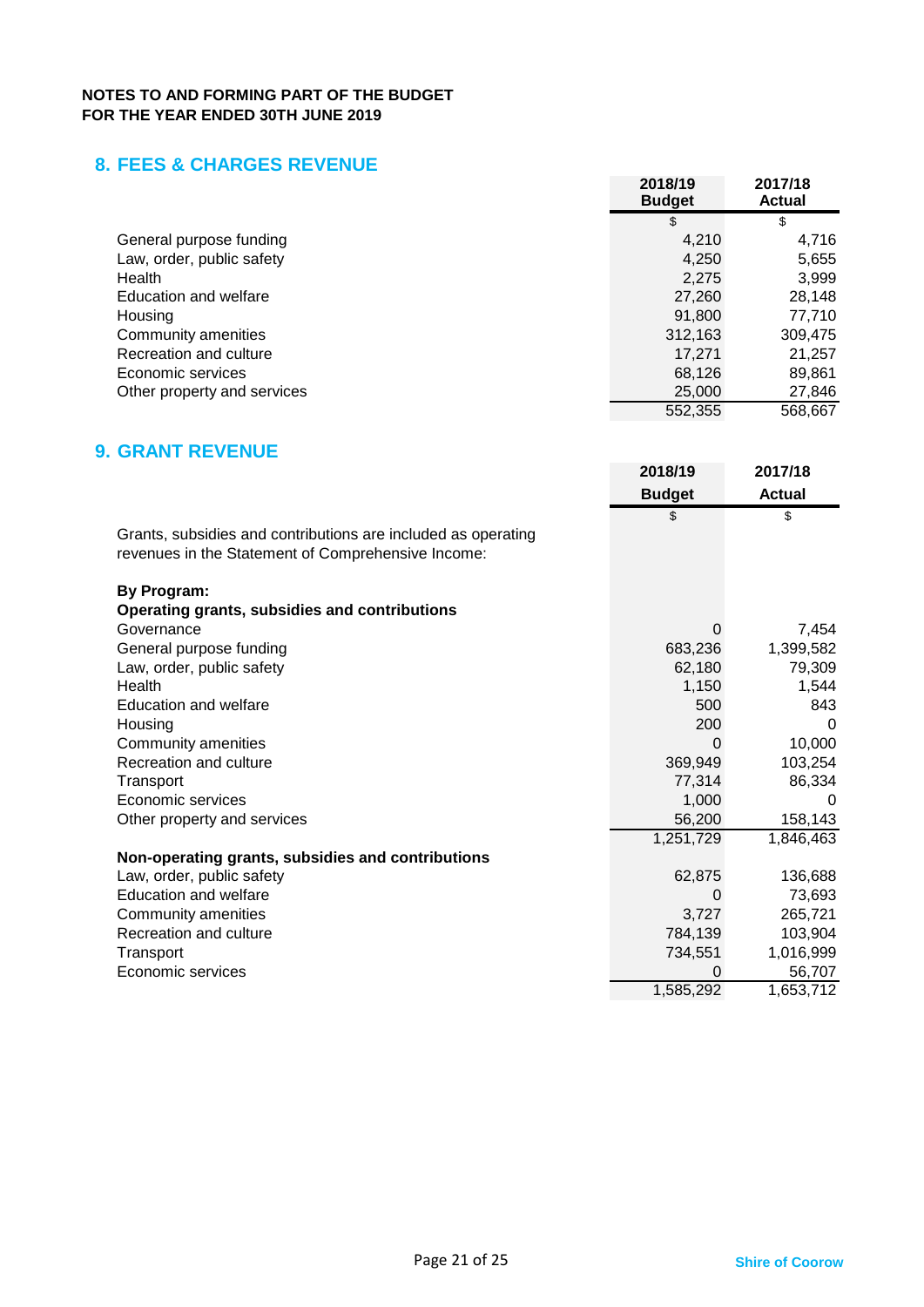**NOTES TO AND FORMING PART OF THE BUDGET**
**FOR THE YEAR ENDED 30TH JUNE 2019**

## 8. FEES & CHARGES REVENUE

| | 2018/19 Budget | 2017/18 Actual |
|---|---|---|
| | $ | $ |
| General purpose funding | 4,210 | 4,716 |
| Law, order, public safety | 4,250 | 5,655 |
| Health | 2,275 | 3,999 |
| Education and welfare | 27,260 | 28,148 |
| Housing | 91,800 | 77,710 |
| Community amenities | 312,163 | 309,475 |
| Recreation and culture | 17,271 | 21,257 |
| Economic services | 68,126 | 89,861 |
| Other property and services | 25,000 | 27,846 |
| | 552,355 | 568,667 |

## 9. GRANT REVENUE

| | 2018/19 Budget | 2017/18 Actual |
|---|---|---|
| | $ | $ |
| Grants, subsidies and contributions are included as operating revenues in the Statement of Comprehensive Income: | | |
| **By Program:** | | |
| **Operating grants, subsidies and contributions** | | |
| Governance | 0 | 7,454 |
| General purpose funding | 683,236 | 1,399,582 |
| Law, order, public safety | 62,180 | 79,309 |
| Health | 1,150 | 1,544 |
| Education and welfare | 500 | 843 |
| Housing | 200 | 0 |
| Community amenities | 0 | 10,000 |
| Recreation and culture | 369,949 | 103,254 |
| Transport | 77,314 | 86,334 |
| Economic services | 1,000 | 0 |
| Other property and services | 56,200 | 158,143 |
| | 1,251,729 | 1,846,463 |
| **Non-operating grants, subsidies and contributions** | | |
| Law, order, public safety | 62,875 | 136,688 |
| Education and welfare | 0 | 73,693 |
| Community amenities | 3,727 | 265,721 |
| Recreation and culture | 784,139 | 103,904 |
| Transport | 734,551 | 1,016,999 |
| Economic services | 0 | 56,707 |
| | 1,585,292 | 1,653,712 |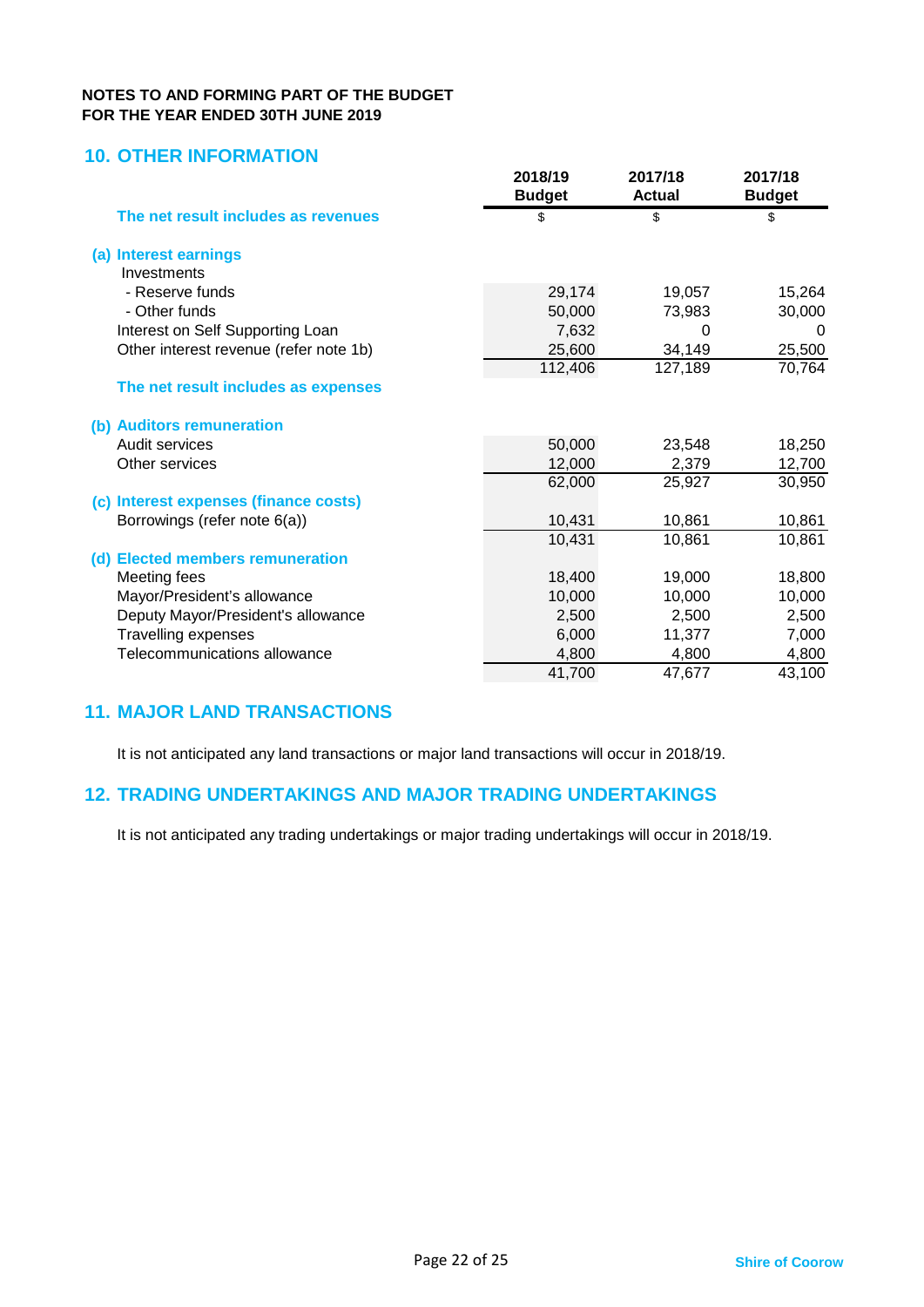**NOTES TO AND FORMING PART OF THE BUDGET**
**FOR THE YEAR ENDED 30TH JUNE 2019**

## 10. OTHER INFORMATION

| | 2018/19 Budget | 2017/18 Actual | 2017/18 Budget |
|---|---|---|---|
| **The net result includes as revenues** | $ | $ | $ |
| **(a) Interest earnings** | | | |
| Investments | | | |
| - Reserve funds | 29,174 | 19,057 | 15,264 |
| - Other funds | 50,000 | 73,983 | 30,000 |
| Interest on Self Supporting Loan | 7,632 | 0 | 0 |
| Other interest revenue (refer note 1b) | 25,600 | 34,149 | 25,500 |
| | 112,406 | 127,189 | 70,764 |
| **The net result includes as expenses** | | | |
| **(b) Auditors remuneration** | | | |
| Audit services | 50,000 | 23,548 | 18,250 |
| Other services | 12,000 | 2,379 | 12,700 |
| | 62,000 | 25,927 | 30,950 |
| **(c) Interest expenses (finance costs)** | | | |
| Borrowings (refer note 6(a)) | 10,431 | 10,861 | 10,861 |
| | 10,431 | 10,861 | 10,861 |
| **(d) Elected members remuneration** | | | |
| Meeting fees | 18,400 | 19,000 | 18,800 |
| Mayor/President's allowance | 10,000 | 10,000 | 10,000 |
| Deputy Mayor/President's allowance | 2,500 | 2,500 | 2,500 |
| Travelling expenses | 6,000 | 11,377 | 7,000 |
| Telecommunications allowance | 4,800 | 4,800 | 4,800 |
| | 41,700 | 47,677 | 43,100 |

## 11. MAJOR LAND TRANSACTIONS

It is not anticipated any land transactions or major land transactions will occur in 2018/19.

## 12. TRADING UNDERTAKINGS AND MAJOR TRADING UNDERTAKINGS

It is not anticipated any trading undertakings or major trading undertakings will occur in 2018/19.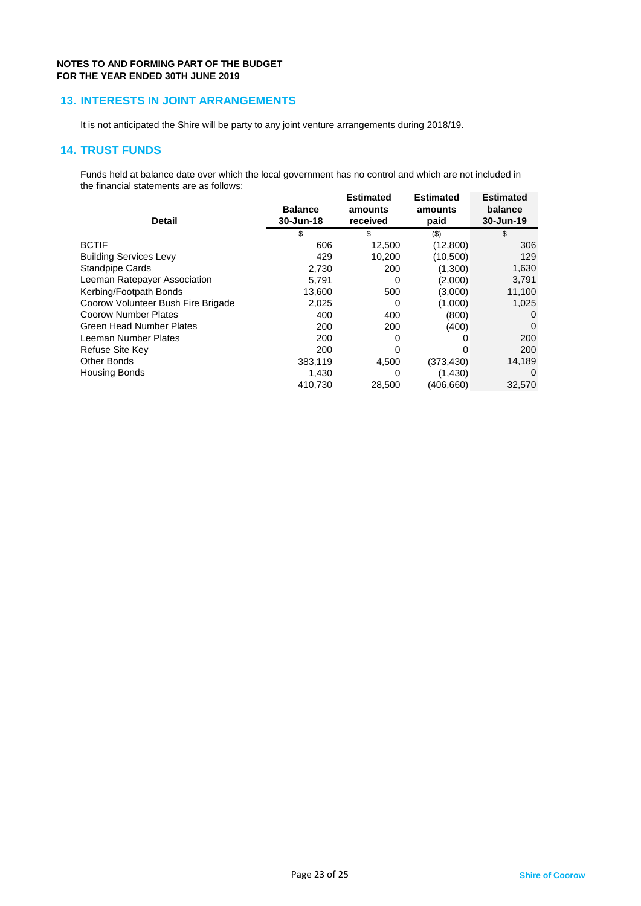**NOTES TO AND FORMING PART OF THE BUDGET**
**FOR THE YEAR ENDED 30TH JUNE 2019**

## 13. INTERESTS IN JOINT ARRANGEMENTS

It is not anticipated the Shire will be party to any joint venture arrangements during 2018/19.

## 14. TRUST FUNDS

Funds held at balance date over which the local government has no control and which are not included in the financial statements are as follows:

| Detail | Balance 30-Jun-18 | Estimated amounts received | Estimated amounts paid | Estimated balance 30-Jun-19 |
|---|---|---|---|---|
| | $ | $ | ($) | $ |
| BCTIF | 606 | 12,500 | (12,800) | 306 |
| Building Services Levy | 429 | 10,200 | (10,500) | 129 |
| Standpipe Cards | 2,730 | 200 | (1,300) | 1,630 |
| Leeman Ratepayer Association | 5,791 | 0 | (2,000) | 3,791 |
| Kerbing/Footpath Bonds | 13,600 | 500 | (3,000) | 11,100 |
| Coorow Volunteer Bush Fire Brigade | 2,025 | 0 | (1,000) | 1,025 |
| Coorow Number Plates | 400 | 400 | (800) | 0 |
| Green Head Number Plates | 200 | 200 | (400) | 0 |
| Leeman Number Plates | 200 | 0 | 0 | 200 |
| Refuse Site Key | 200 | 0 | 0 | 200 |
| Other Bonds | 383,119 | 4,500 | (373,430) | 14,189 |
| Housing Bonds | 1,430 | 0 | (1,430) | 0 |
| | 410,730 | 28,500 | (406,660) | 32,570 |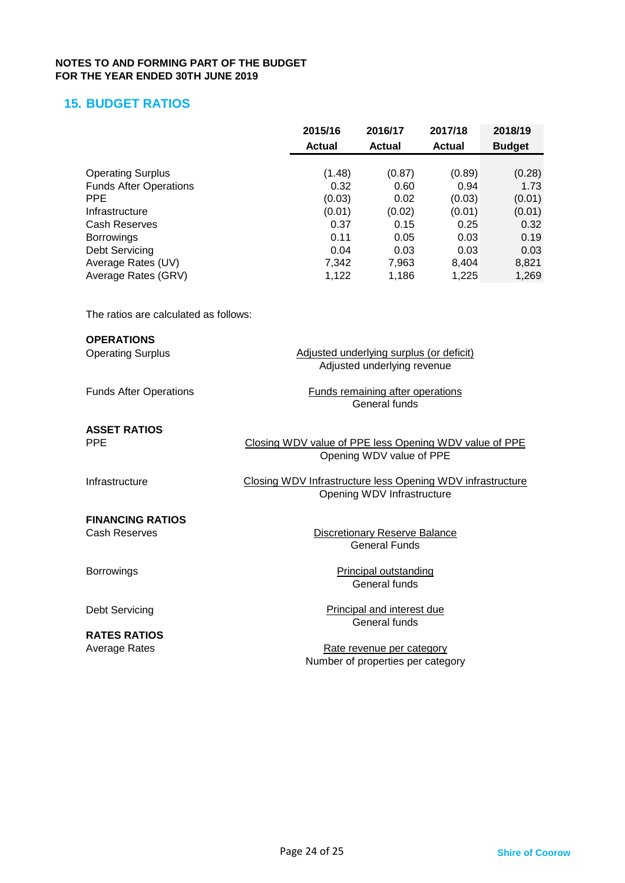**NOTES TO AND FORMING PART OF THE BUDGET**
**FOR THE YEAR ENDED 30TH JUNE 2019**

## 15. BUDGET RATIOS

| | 2015/16 Actual | 2016/17 Actual | 2017/18 Actual | 2018/19 Budget |
|---|---|---|---|---|
| Operating Surplus | (1.48) | (0.87) | (0.89) | (0.28) |
| Funds After Operations | 0.32 | 0.60 | 0.94 | 1.73 |
| PPE | (0.03) | 0.02 | (0.03) | (0.01) |
| Infrastructure | (0.01) | (0.02) | (0.01) | (0.01) |
| Cash Reserves | 0.37 | 0.15 | 0.25 | 0.32 |
| Borrowings | 0.11 | 0.05 | 0.03 | 0.19 |
| Debt Servicing | 0.04 | 0.03 | 0.03 | 0.03 |
| Average Rates (UV) | 7,342 | 7,963 | 8,404 | 8,821 |
| Average Rates (GRV) | 1,122 | 1,186 | 1,225 | 1,269 |

The ratios are calculated as follows:

**OPERATIONS**

Operating Surplus

$$\frac{\text{Adjusted underlying surplus (or deficit)}}{\text{Adjusted underlying revenue}}$$

Funds After Operations

$$\frac{\text{Funds remaining after operations}}{\text{General funds}}$$

**ASSET RATIOS**

PPE

$$\frac{\text{Closing WDV value of PPE less Opening WDV value of PPE}}{\text{Opening WDV value of PPE}}$$

Infrastructure

$$\frac{\text{Closing WDV Infrastructure less Opening WDV infrastructure}}{\text{Opening WDV Infrastructure}}$$

**FINANCING RATIOS**

Cash Reserves

$$\frac{\text{Discretionary Reserve Balance}}{\text{General Funds}}$$

Borrowings

$$\frac{\text{Principal outstanding}}{\text{General funds}}$$

Debt Servicing

$$\frac{\text{Principal and interest due}}{\text{General funds}}$$

**RATES RATIOS**

Average Rates

$$\frac{\text{Rate revenue per category}}{\text{Number of properties per category}}$$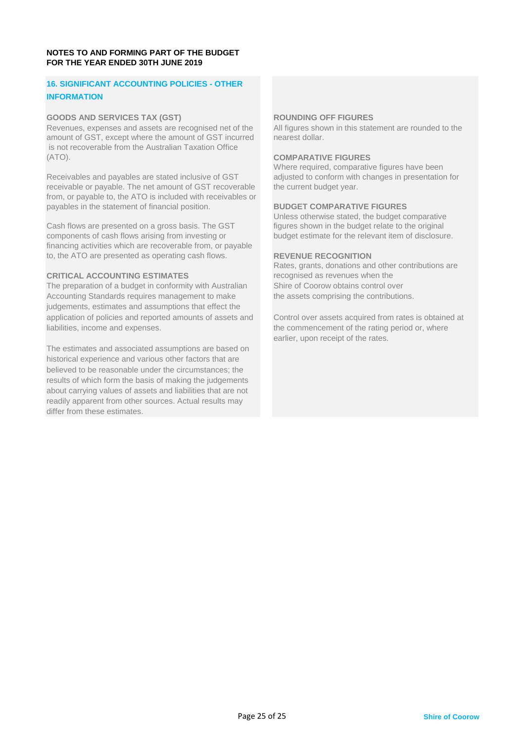**NOTES TO AND FORMING PART OF THE BUDGET**
**FOR THE YEAR ENDED 30TH JUNE 2019**

## 16. SIGNIFICANT ACCOUNTING POLICIES - OTHER INFORMATION

### GOODS AND SERVICES TAX (GST)

Revenues, expenses and assets are recognised net of the amount of GST, except where the amount of GST incurred is not recoverable from the Australian Taxation Office (ATO).

Receivables and payables are stated inclusive of GST receivable or payable. The net amount of GST recoverable from, or payable to, the ATO is included with receivables or payables in the statement of financial position.

Cash flows are presented on a gross basis. The GST components of cash flows arising from investing or financing activities which are recoverable from, or payable to, the ATO are presented as operating cash flows.

### CRITICAL ACCOUNTING ESTIMATES

The preparation of a budget in conformity with Australian Accounting Standards requires management to make judgements, estimates and assumptions that effect the application of policies and reported amounts of assets and liabilities, income and expenses.

The estimates and associated assumptions are based on historical experience and various other factors that are believed to be reasonable under the circumstances; the results of which form the basis of making the judgements about carrying values of assets and liabilities that are not readily apparent from other sources. Actual results may differ from these estimates.

### ROUNDING OFF FIGURES

All figures shown in this statement are rounded to the nearest dollar.

### COMPARATIVE FIGURES

Where required, comparative figures have been adjusted to conform with changes in presentation for the current budget year.

### BUDGET COMPARATIVE FIGURES

Unless otherwise stated, the budget comparative figures shown in the budget relate to the original budget estimate for the relevant item of disclosure.

### REVENUE RECOGNITION

Rates, grants, donations and other contributions are recognised as revenues when the Shire of Coorow obtains control over the assets comprising the contributions.

Control over assets acquired from rates is obtained at the commencement of the rating period or, where earlier, upon receipt of the rates.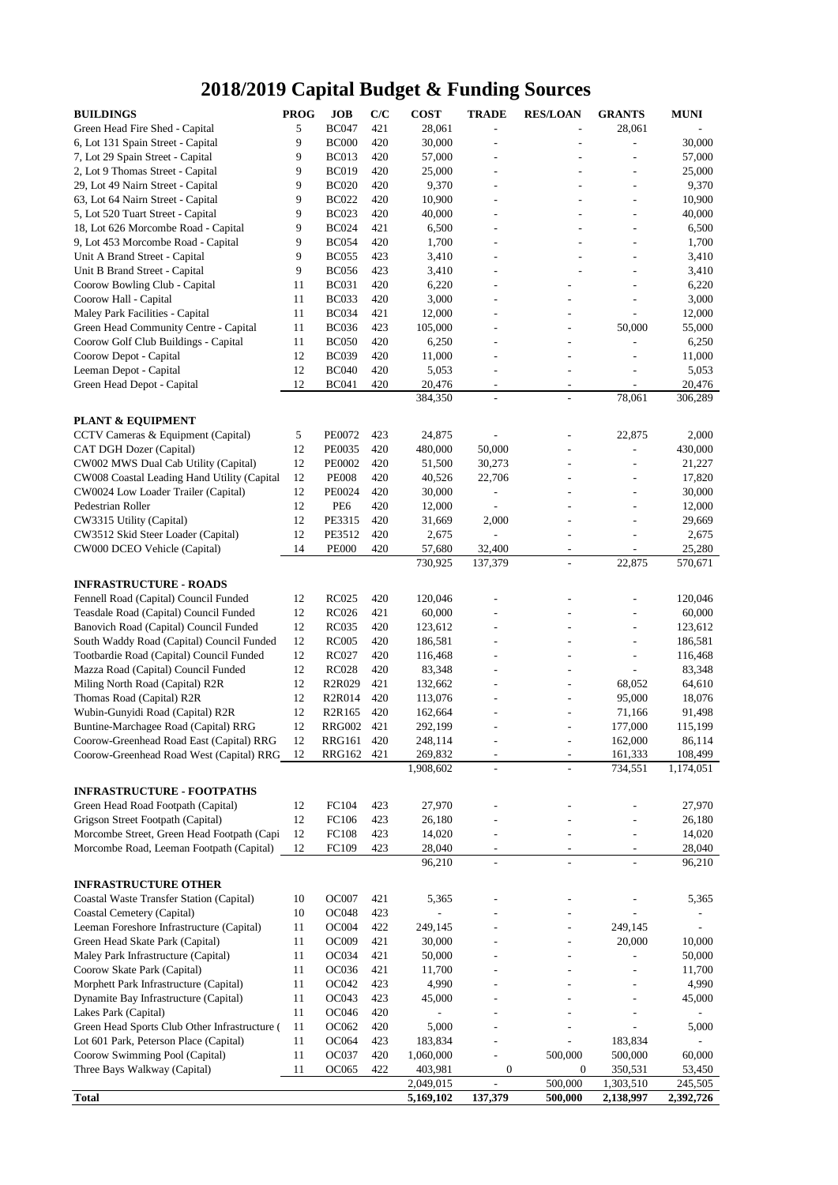# 2018/2019 Capital Budget & Funding Sources

| BUILDINGS | PROG | JOB | C/C | COST | TRADE | RES/LOAN | GRANTS | MUNI |
|---|---|---|---|---|---|---|---|---|
| Green Head Fire Shed - Capital | 5 | BC047 | 421 | 28,061 | - | - | 28,061 | - |
| 6, Lot 131 Spain Street - Capital | 9 | BC000 | 420 | 30,000 | - | - | - | 30,000 |
| 7, Lot 29 Spain Street - Capital | 9 | BC013 | 420 | 57,000 | - | - | - | 57,000 |
| 2, Lot 9 Thomas Street - Capital | 9 | BC019 | 420 | 25,000 | - | - | - | 25,000 |
| 29, Lot 49 Nairn Street - Capital | 9 | BC020 | 420 | 9,370 | - | - | - | 9,370 |
| 63, Lot 64 Nairn Street - Capital | 9 | BC022 | 420 | 10,900 | - | - | - | 10,900 |
| 5, Lot 520 Tuart Street - Capital | 9 | BC023 | 420 | 40,000 | - | - | - | 40,000 |
| 18, Lot 626 Morcombe Road - Capital | 9 | BC024 | 421 | 6,500 | - | - | - | 6,500 |
| 9, Lot 453 Morcombe Road - Capital | 9 | BC054 | 420 | 1,700 | - | - | - | 1,700 |
| Unit A Brand Street - Capital | 9 | BC055 | 423 | 3,410 | - | - | - | 3,410 |
| Unit B Brand Street - Capital | 9 | BC056 | 423 | 3,410 | - | - | - | 3,410 |
| Coorow Bowling Club - Capital | 11 | BC031 | 420 | 6,220 | - | - | - | 6,220 |
| Coorow Hall - Capital | 11 | BC033 | 420 | 3,000 | - | - | - | 3,000 |
| Maley Park Facilities - Capital | 11 | BC034 | 421 | 12,000 | - | - | - | 12,000 |
| Green Head Community Centre - Capital | 11 | BC036 | 423 | 105,000 | - | - | 50,000 | 55,000 |
| Coorow Golf Club Buildings - Capital | 11 | BC050 | 420 | 6,250 | - | - | - | 6,250 |
| Coorow Depot - Capital | 12 | BC039 | 420 | 11,000 | - | - | - | 11,000 |
| Leeman Depot - Capital | 12 | BC040 | 420 | 5,053 | - | - | - | 5,053 |
| Green Head Depot - Capital | 12 | BC041 | 420 | 20,476 | - | - | - | 20,476 |
| | | | | 384,350 | - | - | 78,061 | 306,289 |
| **PLANT & EQUIPMENT** | | | | | | | | |
| CCTV Cameras & Equipment (Capital) | 5 | PE0072 | 423 | 24,875 | - | - | 22,875 | 2,000 |
| CAT DGH Dozer (Capital) | 12 | PE0035 | 420 | 480,000 | 50,000 | - | - | 430,000 |
| CW002 MWS Dual Cab Utility (Capital) | 12 | PE0002 | 420 | 51,500 | 30,273 | - | - | 21,227 |
| CW008 Coastal Leading Hand Utility (Capital | 12 | PE008 | 420 | 40,526 | 22,706 | - | - | 17,820 |
| CW0024 Low Loader Trailer (Capital) | 12 | PE0024 | 420 | 30,000 | - | - | - | 30,000 |
| Pedestrian Roller | 12 | PE6 | 420 | 12,000 | - | - | - | 12,000 |
| CW3315 Utility (Capital) | 12 | PE3315 | 420 | 31,669 | 2,000 | - | - | 29,669 |
| CW3512 Skid Steer Loader (Capital) | 12 | PE3512 | 420 | 2,675 | - | - | - | 2,675 |
| CW000 DCEO Vehicle (Capital) | 14 | PE000 | 420 | 57,680 | 32,400 | - | - | 25,280 |
| | | | | 730,925 | 137,379 | - | 22,875 | 570,671 |
| **INFRASTRUCTURE - ROADS** | | | | | | | | |
| Fennell Road (Capital) Council Funded | 12 | RC025 | 420 | 120,046 | - | - | - | 120,046 |
| Teasdale Road (Capital) Council Funded | 12 | RC026 | 421 | 60,000 | - | - | - | 60,000 |
| Banovich Road (Capital) Council Funded | 12 | RC035 | 420 | 123,612 | - | - | - | 123,612 |
| South Waddy Road (Capital) Council Funded | 12 | RC005 | 420 | 186,581 | - | - | - | 186,581 |
| Tootbardie Road (Capital) Council Funded | 12 | RC027 | 420 | 116,468 | - | - | - | 116,468 |
| Mazza Road (Capital) Council Funded | 12 | RC028 | 420 | 83,348 | - | - | - | 83,348 |
| Miling North Road (Capital) R2R | 12 | R2R029 | 421 | 132,662 | - | - | 68,052 | 64,610 |
| Thomas Road (Capital) R2R | 12 | R2R014 | 420 | 113,076 | - | - | 95,000 | 18,076 |
| Wubin-Gunyidi Road (Capital) R2R | 12 | R2R165 | 420 | 162,664 | - | - | 71,166 | 91,498 |
| Buntine-Marchagee Road (Capital) RRG | 12 | RRG002 | 421 | 292,199 | - | - | 177,000 | 115,199 |
| Coorow-Greenhead Road East (Capital) RRG | 12 | RRG161 | 420 | 248,114 | - | - | 162,000 | 86,114 |
| Coorow-Greenhead Road West (Capital) RRG | 12 | RRG162 | 421 | 269,832 | - | - | 161,333 | 108,499 |
| | | | | 1,908,602 | - | - | 734,551 | 1,174,051 |
| **INFRASTRUCTURE - FOOTPATHS** | | | | | | | | |
| Green Head Road Footpath (Capital) | 12 | FC104 | 423 | 27,970 | - | - | - | 27,970 |
| Grigson Street Footpath (Capital) | 12 | FC106 | 423 | 26,180 | - | - | - | 26,180 |
| Morcombe Street, Green Head Footpath (Capi | 12 | FC108 | 423 | 14,020 | - | - | - | 14,020 |
| Morcombe Road, Leeman Footpath (Capital) | 12 | FC109 | 423 | 28,040 | - | - | - | 28,040 |
| | | | | 96,210 | - | - | - | 96,210 |
| **INFRASTRUCTURE OTHER** | | | | | | | | |
| Coastal Waste Transfer Station (Capital) | 10 | OC007 | 421 | 5,365 | - | - | - | 5,365 |
| Coastal Cemetery (Capital) | 10 | OC048 | 423 | - | - | - | - | - |
| Leeman Foreshore Infrastructure (Capital) | 11 | OC004 | 422 | 249,145 | - | - | 249,145 | - |
| Green Head Skate Park (Capital) | 11 | OC009 | 421 | 30,000 | - | - | 20,000 | 10,000 |
| Maley Park Infrastructure (Capital) | 11 | OC034 | 421 | 50,000 | - | - | - | 50,000 |
| Coorow Skate Park (Capital) | 11 | OC036 | 421 | 11,700 | - | - | - | 11,700 |
| Morphett Park Infrastructure (Capital) | 11 | OC042 | 423 | 4,990 | - | - | - | 4,990 |
| Dynamite Bay Infrastructure (Capital) | 11 | OC043 | 423 | 45,000 | - | - | - | 45,000 |
| Lakes Park (Capital) | 11 | OC046 | 420 | - | - | - | - | - |
| Green Head Sports Club Other Infrastructure ( | 11 | OC062 | 420 | 5,000 | - | - | - | 5,000 |
| Lot 601 Park, Peterson Place (Capital) | 11 | OC064 | 423 | 183,834 | - | - | 183,834 | - |
| Coorow Swimming Pool (Capital) | 11 | OC037 | 420 | 1,060,000 | - | 500,000 | 500,000 | 60,000 |
| Three Bays Walkway (Capital) | 11 | OC065 | 422 | 403,981 | 0 | 0 | 350,531 | 53,450 |
| | | | | 2,049,015 | - | 500,000 | 1,303,510 | 245,505 |
| **Total** | | | | **5,169,102** | **137,379** | **500,000** | **2,138,997** | **2,392,726** |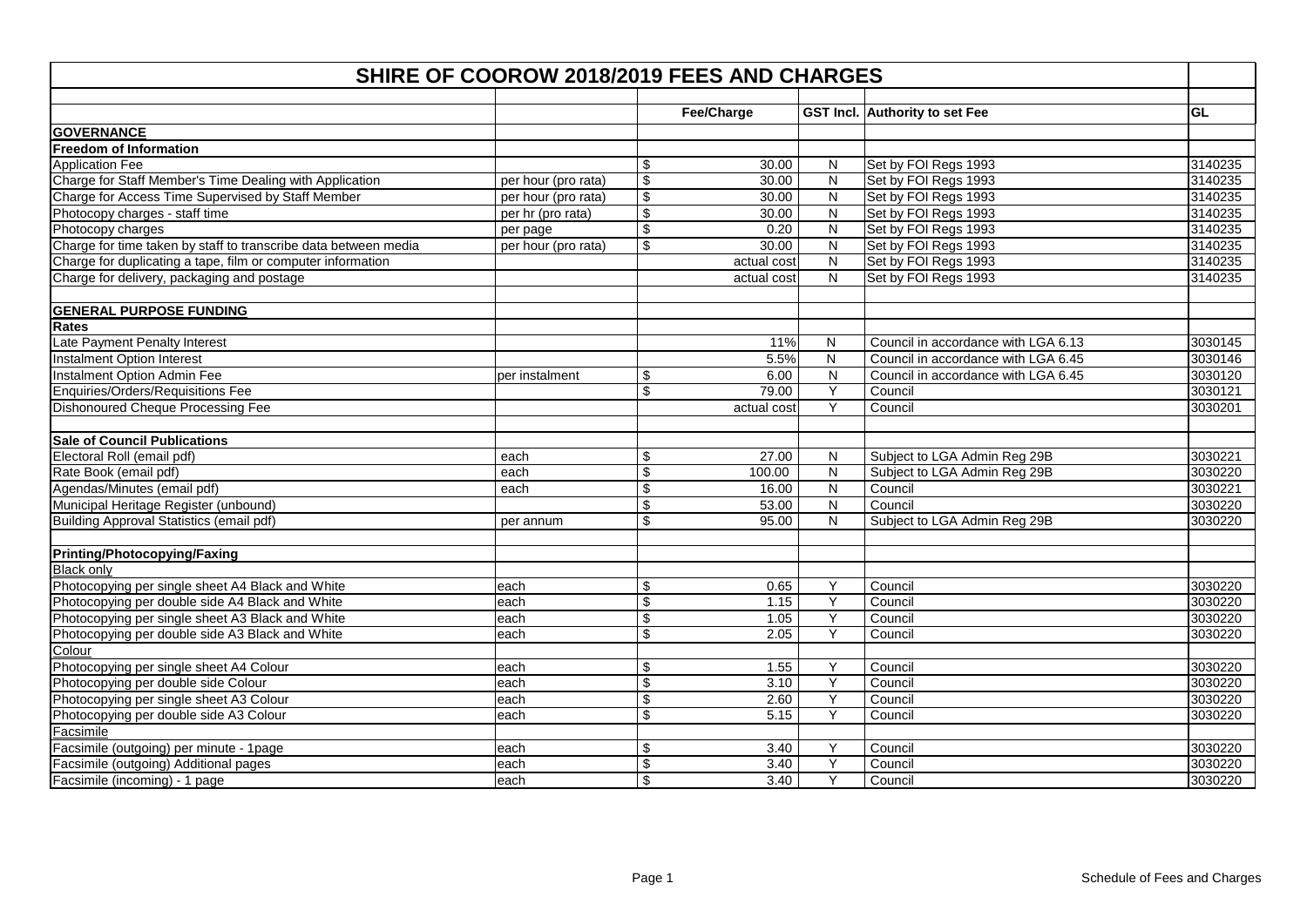# SHIRE OF COOROW 2018/2019 FEES AND CHARGES

| | | Fee/Charge | GST Incl. | Authority to set Fee | GL |
|---|---|---|---|---|---|
| **GOVERNANCE** | | | | | |
| **Freedom of Information** | | | | | |
| Application Fee | | $ 30.00 | N | Set by FOI Regs 1993 | 3140235 |
| Charge for Staff Member's Time Dealing with Application | per hour (pro rata) | $ 30.00 | N | Set by FOI Regs 1993 | 3140235 |
| Charge for Access Time Supervised by Staff Member | per hour (pro rata) | $ 30.00 | N | Set by FOI Regs 1993 | 3140235 |
| Photocopy charges - staff time | per hr (pro rata) | $ 30.00 | N | Set by FOI Regs 1993 | 3140235 |
| Photocopy charges | per page | $ 0.20 | N | Set by FOI Regs 1993 | 3140235 |
| Charge for time taken by staff to transcribe data between media | per hour (pro rata) | $ 30.00 | N | Set by FOI Regs 1993 | 3140235 |
| Charge for duplicating a tape, film or computer information | | actual cost | N | Set by FOI Regs 1993 | 3140235 |
| Charge for delivery, packaging and postage | | actual cost | N | Set by FOI Regs 1993 | 3140235 |
| | | | | | |
| **GENERAL PURPOSE FUNDING** | | | | | |
| **Rates** | | | | | |
| Late Payment Penalty Interest | | 11% | N | Council in accordance with LGA 6.13 | 3030145 |
| Instalment Option Interest | | 5.5% | N | Council in accordance with LGA 6.45 | 3030146 |
| Instalment Option Admin Fee | per instalment | $ 6.00 | N | Council in accordance with LGA 6.45 | 3030120 |
| Enquiries/Orders/Requisitions Fee | | $ 79.00 | Y | Council | 3030121 |
| Dishonoured Cheque Processing Fee | | actual cost | Y | Council | 3030201 |
| | | | | | |
| **Sale of Council Publications** | | | | | |
| Electoral Roll (email pdf) | each | $ 27.00 | N | Subject to LGA Admin Reg 29B | 3030221 |
| Rate Book (email pdf) | each | $ 100.00 | N | Subject to LGA Admin Reg 29B | 3030220 |
| Agendas/Minutes (email pdf) | each | $ 16.00 | N | Council | 3030221 |
| Municipal Heritage Register (unbound) | | $ 53.00 | N | Council | 3030220 |
| Building Approval Statistics (email pdf) | per annum | $ 95.00 | N | Subject to LGA Admin Reg 29B | 3030220 |
| | | | | | |
| **Printing/Photocopying/Faxing** | | | | | |
| Black only | | | | | |
| Photocopying per single sheet A4 Black and White | each | $ 0.65 | Y | Council | 3030220 |
| Photocopying per double side A4 Black and White | each | $ 1.15 | Y | Council | 3030220 |
| Photocopying per single sheet A3 Black and White | each | $ 1.05 | Y | Council | 3030220 |
| Photocopying per double side A3 Black and White | each | $ 2.05 | Y | Council | 3030220 |
| Colour | | | | | |
| Photocopying per single sheet A4 Colour | each | $ 1.55 | Y | Council | 3030220 |
| Photocopying per double side Colour | each | $ 3.10 | Y | Council | 3030220 |
| Photocopying per single sheet A3 Colour | each | $ 2.60 | Y | Council | 3030220 |
| Photocopying per double side A3 Colour | each | $ 5.15 | Y | Council | 3030220 |
| Facsimile | | | | | |
| Facsimile (outgoing) per minute - 1page | each | $ 3.40 | Y | Council | 3030220 |
| Facsimile (outgoing) Additional pages | each | $ 3.40 | Y | Council | 3030220 |
| Facsimile (incoming) - 1 page | each | $ 3.40 | Y | Council | 3030220 |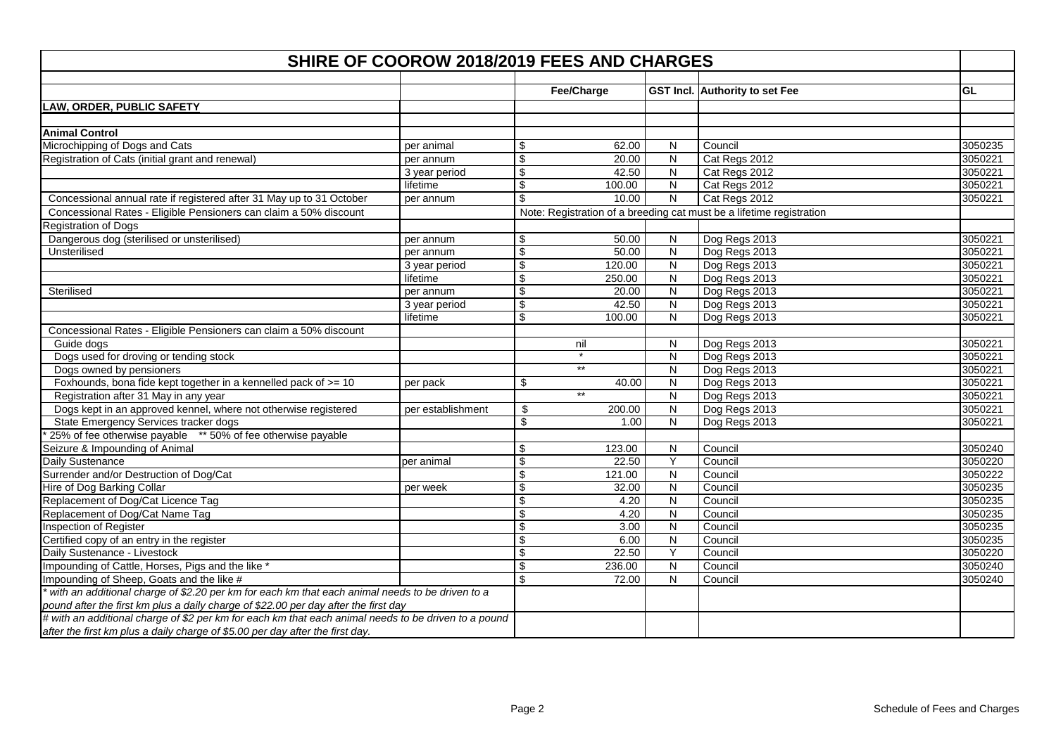# SHIRE OF COOROW 2018/2019 FEES AND CHARGES

| | | Fee/Charge | GST Incl. | Authority to set Fee | GL |
|---|---|---|---|---|---|
| **LAW, ORDER, PUBLIC SAFETY** | | | | | |
| | | | | | |
| **Animal Control** | | | | | |
| Microchipping of Dogs and Cats | per animal | $ 62.00 | N | Council | 3050235 |
| Registration of Cats (initial grant and renewal) | per annum | $ 20.00 | N | Cat Regs 2012 | 3050221 |
| | 3 year period | $ 42.50 | N | Cat Regs 2012 | 3050221 |
| | lifetime | $ 100.00 | N | Cat Regs 2012 | 3050221 |
| Concessional annual rate if registered after 31 May up to 31 October | per annum | $ 10.00 | N | Cat Regs 2012 | 3050221 |
| Concessional Rates - Eligible Pensioners can claim a 50% discount | | Note: Registration of a breeding cat must be a lifetime registration | | | |
| Registration of Dogs | | | | | |
| Dangerous dog (sterilised or unsterilised) | per annum | $ 50.00 | N | Dog Regs 2013 | 3050221 |
| Unsterilised | per annum | $ 50.00 | N | Dog Regs 2013 | 3050221 |
| | 3 year period | $ 120.00 | N | Dog Regs 2013 | 3050221 |
| | lifetime | $ 250.00 | N | Dog Regs 2013 | 3050221 |
| Sterilised | per annum | $ 20.00 | N | Dog Regs 2013 | 3050221 |
| | 3 year period | $ 42.50 | N | Dog Regs 2013 | 3050221 |
| | lifetime | $ 100.00 | N | Dog Regs 2013 | 3050221 |
| Concessional Rates - Eligible Pensioners can claim a 50% discount | | | | | |
| Guide dogs | | nil | N | Dog Regs 2013 | 3050221 |
| Dogs used for droving or tending stock | | * | N | Dog Regs 2013 | 3050221 |
| Dogs owned by pensioners | | ** | N | Dog Regs 2013 | 3050221 |
| Foxhounds, bona fide kept together in a kennelled pack of >= 10 | per pack | $ 40.00 | N | Dog Regs 2013 | 3050221 |
| Registration after 31 May in any year | | ** | N | Dog Regs 2013 | 3050221 |
| Dogs kept in an approved kennel, where not otherwise registered | per establishment | $ 200.00 | N | Dog Regs 2013 | 3050221 |
| State Emergency Services tracker dogs | | $ 1.00 | N | Dog Regs 2013 | 3050221 |
| * 25% of fee otherwise payable ** 50% of fee otherwise payable | | | | | |
| Seizure & Impounding of Animal | | $ 123.00 | N | Council | 3050240 |
| Daily Sustenance | per animal | $ 22.50 | Y | Council | 3050220 |
| Surrender and/or Destruction of Dog/Cat | | $ 121.00 | N | Council | 3050222 |
| Hire of Dog Barking Collar | per week | $ 32.00 | N | Council | 3050235 |
| Replacement of Dog/Cat Licence Tag | | $ 4.20 | N | Council | 3050235 |
| Replacement of Dog/Cat Name Tag | | $ 4.20 | N | Council | 3050235 |
| Inspection of Register | | $ 3.00 | N | Council | 3050235 |
| Certified copy of an entry in the register | | $ 6.00 | N | Council | 3050235 |
| Daily Sustenance - Livestock | | $ 22.50 | Y | Council | 3050220 |
| Impounding of Cattle, Horses, Pigs and the like * | | $ 236.00 | N | Council | 3050240 |
| Impounding of Sheep, Goats and the like # | | $ 72.00 | N | Council | 3050240 |
| *\* with an additional charge of $2.20 per km for each km that each animal needs to be driven to a pound after the first km plus a daily charge of $22.00 per day after the first day* | | | | | |
| *# with an additional charge of $2 per km for each km that each animal needs to be driven to a pound after the first km plus a daily charge of $5.00 per day after the first day.* | | | | | |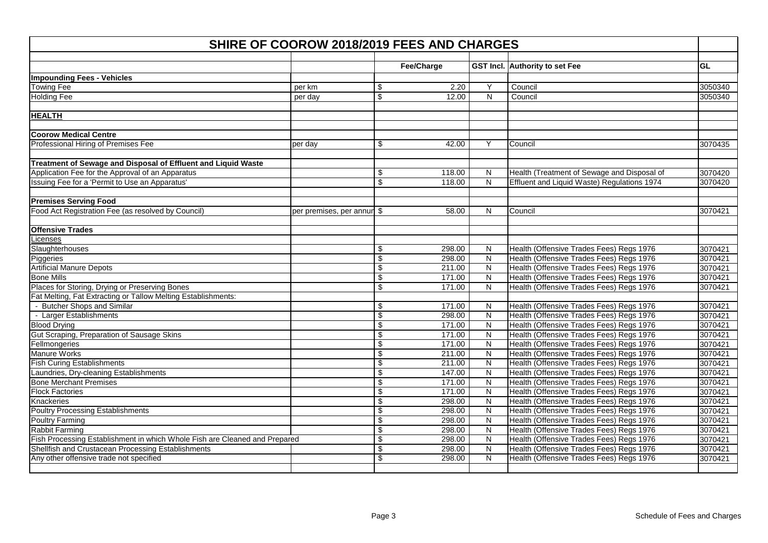# SHIRE OF COOROW 2018/2019 FEES AND CHARGES

| | | Fee/Charge | | GST Incl. | Authority to set Fee | GL |
|---|---|---|---|---|---|---|
| **Impounding Fees - Vehicles** | | | | | | |
| Towing Fee | per km | $ | 2.20 | Y | Council | 3050340 |
| Holding Fee | per day | $ | 12.00 | N | Council | 3050340 |
| | | | | | | |
| **HEALTH** | | | | | | |
| | | | | | | |
| **Coorow Medical Centre** | | | | | | |
| Professional Hiring of Premises Fee | per day | $ | 42.00 | Y | Council | 3070435 |
| | | | | | | |
| **Treatment of Sewage and Disposal of Effluent and Liquid Waste** | | | | | | |
| Application Fee for the Approval of an Apparatus | | $ | 118.00 | N | Health (Treatment of Sewage and Disposal of | 3070420 |
| Issuing Fee for a 'Permit to Use an Apparatus' | | $ | 118.00 | N | Effluent and Liquid Waste) Regulations 1974 | 3070420 |
| | | | | | | |
| **Premises Serving Food** | | | | | | |
| Food Act Registration Fee (as resolved by Council) | per premises, per annum | $ | 58.00 | N | Council | 3070421 |
| | | | | | | |
| **Offensive Trades** | | | | | | |
| Licenses | | | | | | |
| Slaughterhouses | | $ | 298.00 | N | Health (Offensive Trades Fees) Regs 1976 | 3070421 |
| Piggeries | | $ | 298.00 | N | Health (Offensive Trades Fees) Regs 1976 | 3070421 |
| Artificial Manure Depots | | $ | 211.00 | N | Health (Offensive Trades Fees) Regs 1976 | 3070421 |
| Bone Mills | | $ | 171.00 | N | Health (Offensive Trades Fees) Regs 1976 | 3070421 |
| Places for Storing, Drying or Preserving Bones | | $ | 171.00 | N | Health (Offensive Trades Fees) Regs 1976 | 3070421 |
| Fat Melting, Fat Extracting or Tallow Melting Establishments: | | | | | | |
| - Butcher Shops and Similar | | $ | 171.00 | N | Health (Offensive Trades Fees) Regs 1976 | 3070421 |
| - Larger Establishments | | $ | 298.00 | N | Health (Offensive Trades Fees) Regs 1976 | 3070421 |
| Blood Drying | | $ | 171.00 | N | Health (Offensive Trades Fees) Regs 1976 | 3070421 |
| Gut Scraping, Preparation of Sausage Skins | | $ | 171.00 | N | Health (Offensive Trades Fees) Regs 1976 | 3070421 |
| Fellmongeries | | $ | 171.00 | N | Health (Offensive Trades Fees) Regs 1976 | 3070421 |
| Manure Works | | $ | 211.00 | N | Health (Offensive Trades Fees) Regs 1976 | 3070421 |
| Fish Curing Establishments | | $ | 211.00 | N | Health (Offensive Trades Fees) Regs 1976 | 3070421 |
| Laundries, Dry-cleaning Establishments | | $ | 147.00 | N | Health (Offensive Trades Fees) Regs 1976 | 3070421 |
| Bone Merchant Premises | | $ | 171.00 | N | Health (Offensive Trades Fees) Regs 1976 | 3070421 |
| Flock Factories | | $ | 171.00 | N | Health (Offensive Trades Fees) Regs 1976 | 3070421 |
| Knackeries | | $ | 298.00 | N | Health (Offensive Trades Fees) Regs 1976 | 3070421 |
| Poultry Processing Establishments | | $ | 298.00 | N | Health (Offensive Trades Fees) Regs 1976 | 3070421 |
| Poultry Farming | | $ | 298.00 | N | Health (Offensive Trades Fees) Regs 1976 | 3070421 |
| Rabbit Farming | | $ | 298.00 | N | Health (Offensive Trades Fees) Regs 1976 | 3070421 |
| Fish Processing Establishment in which Whole Fish are Cleaned and Prepared | | $ | 298.00 | N | Health (Offensive Trades Fees) Regs 1976 | 3070421 |
| Shellfish and Crustacean Processing Establishments | | $ | 298.00 | N | Health (Offensive Trades Fees) Regs 1976 | 3070421 |
| Any other offensive trade not specified | | $ | 298.00 | N | Health (Offensive Trades Fees) Regs 1976 | 3070421 |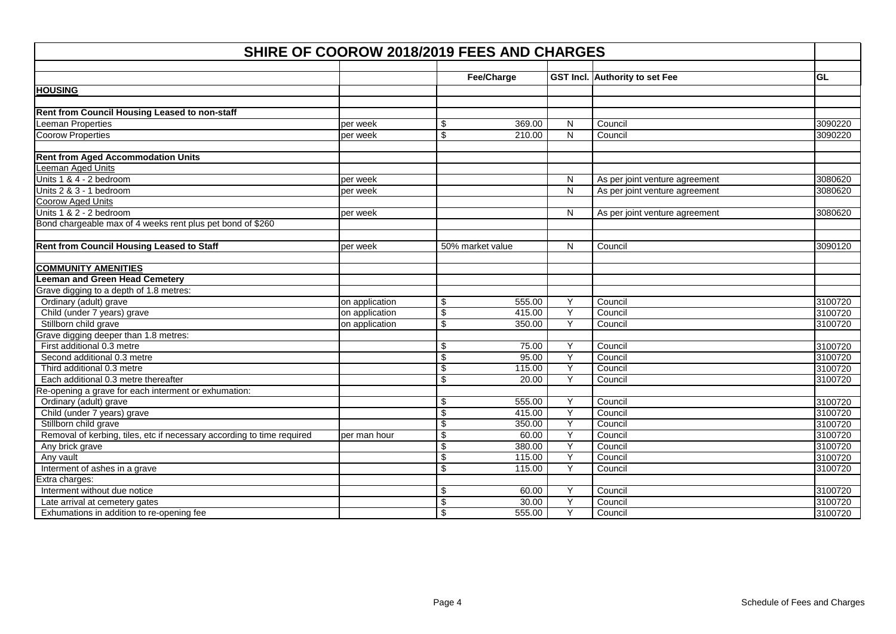| SHIRE OF COOROW 2018/2019 FEES AND CHARGES | | | | | |
|---|---|---|---|---|---|
| | | **Fee/Charge** | **GST Incl.** | **Authority to set Fee** | **GL** |
| **HOUSING** | | | | | |
| **Rent from Council Housing Leased to non-staff** | | | | | |
| Leeman Properties | per week | $ 369.00 | N | Council | 3090220 |
| Coorow Properties | per week | $ 210.00 | N | Council | 3090220 |
| **Rent from Aged Accommodation Units** | | | | | |
| Leeman Aged Units | | | | | |
| Units 1 & 4 - 2 bedroom | per week | | N | As per joint venture agreement | 3080620 |
| Units 2 & 3 - 1 bedroom | per week | | N | As per joint venture agreement | 3080620 |
| Coorow Aged Units | | | | | |
| Units 1 & 2 - 2 bedroom | per week | | N | As per joint venture agreement | 3080620 |
| Bond chargeable max of 4 weeks rent plus pet bond of $260 | | | | | |
| **Rent from Council Housing Leased to Staff** | per week | 50% market value | N | Council | 3090120 |
| **COMMUNITY AMENITIES** | | | | | |
| **Leeman and Green Head Cemetery** | | | | | |
| Grave digging to a depth of 1.8 metres: | | | | | |
| Ordinary (adult) grave | on application | $ 555.00 | Y | Council | 3100720 |
| Child (under 7 years) grave | on application | $ 415.00 | Y | Council | 3100720 |
| Stillborn child grave | on application | $ 350.00 | Y | Council | 3100720 |
| Grave digging deeper than 1.8 metres: | | | | | |
| First additional 0.3 metre | | $ 75.00 | Y | Council | 3100720 |
| Second additional 0.3 metre | | $ 95.00 | Y | Council | 3100720 |
| Third additional 0.3 metre | | $ 115.00 | Y | Council | 3100720 |
| Each additional 0.3 metre thereafter | | $ 20.00 | Y | Council | 3100720 |
| Re-opening a grave for each interment or exhumation: | | | | | |
| Ordinary (adult) grave | | $ 555.00 | Y | Council | 3100720 |
| Child (under 7 years) grave | | $ 415.00 | Y | Council | 3100720 |
| Stillborn child grave | | $ 350.00 | Y | Council | 3100720 |
| Removal of kerbing, tiles, etc if necessary according to time required | per man hour | $ 60.00 | Y | Council | 3100720 |
| Any brick grave | | $ 380.00 | Y | Council | 3100720 |
| Any vault | | $ 115.00 | Y | Council | 3100720 |
| Interment of ashes in a grave | | $ 115.00 | Y | Council | 3100720 |
| Extra charges: | | | | | |
| Interment without due notice | | $ 60.00 | Y | Council | 3100720 |
| Late arrival at cemetery gates | | $ 30.00 | Y | Council | 3100720 |
| Exhumations in addition to re-opening fee | | $ 555.00 | Y | Council | 3100720 |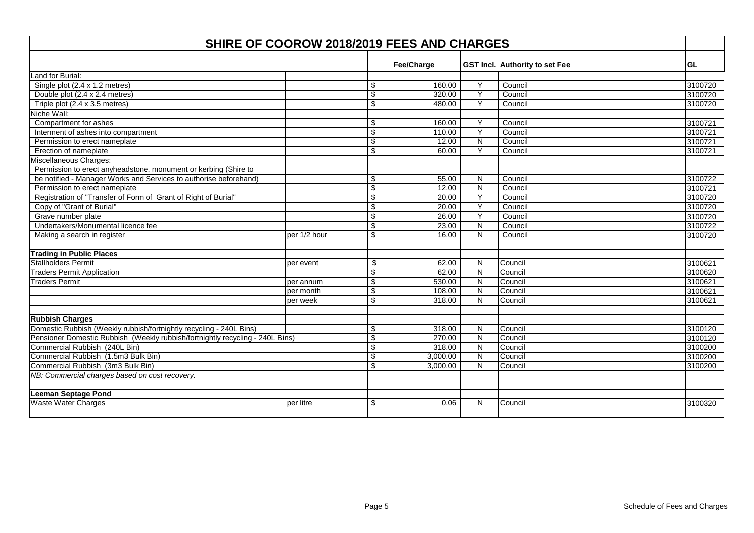# SHIRE OF COOROW 2018/2019 FEES AND CHARGES

| | | Fee/Charge | GST Incl. | Authority to set Fee | GL |
|---|---|---|---|---|---|
| Land for Burial: | | | | | |
| Single plot (2.4 x 1.2 metres) | | $ 160.00 | Y | Council | 3100720 |
| Double plot (2.4 x 2.4 metres) | | $ 320.00 | Y | Council | 3100720 |
| Triple plot (2.4 x 3.5 metres) | | $ 480.00 | Y | Council | 3100720 |
| Niche Wall: | | | | | |
| Compartment for ashes | | $ 160.00 | Y | Council | 3100721 |
| Interment of ashes into compartment | | $ 110.00 | Y | Council | 3100721 |
| Permission to erect nameplate | | $ 12.00 | N | Council | 3100721 |
| Erection of nameplate | | $ 60.00 | Y | Council | 3100721 |
| Miscellaneous Charges: | | | | | |
| Permission to erect anyheadstone, monument or kerbing (Shire to be notified - Manager Works and Services to authorise beforehand) | | $ 55.00 | N | Council | 3100722 |
| Permission to erect nameplate | | $ 12.00 | N | Council | 3100721 |
| Registration of "Transfer of Form of Grant of Right of Burial" | | $ 20.00 | Y | Council | 3100720 |
| Copy of "Grant of Burial" | | $ 20.00 | Y | Council | 3100720 |
| Grave number plate | | $ 26.00 | Y | Council | 3100720 |
| Undertakers/Monumental licence fee | | $ 23.00 | N | Council | 3100722 |
| Making a search in register | per 1/2 hour | $ 16.00 | N | Council | 3100720 |
| | | | | | |
| **Trading in Public Places** | | | | | |
| Stallholders Permit | per event | $ 62.00 | N | Council | 3100621 |
| Traders Permit Application | | $ 62.00 | N | Council | 3100620 |
| Traders Permit | per annum | $ 530.00 | N | Council | 3100621 |
| | per month | $ 108.00 | N | Council | 3100621 |
| | per week | $ 318.00 | N | Council | 3100621 |
| | | | | | |
| **Rubbish Charges** | | | | | |
| Domestic Rubbish (Weekly rubbish/fortnightly recycling - 240L Bins) | | $ 318.00 | N | Council | 3100120 |
| Pensioner Domestic Rubbish (Weekly rubbish/fortnightly recycling - 240L Bins) | | $ 270.00 | N | Council | 3100120 |
| Commercial Rubbish (240L Bin) | | $ 318.00 | N | Council | 3100200 |
| Commercial Rubbish (1.5m3 Bulk Bin) | | $ 3,000.00 | N | Council | 3100200 |
| Commercial Rubbish (3m3 Bulk Bin) | | $ 3,000.00 | N | Council | 3100200 |
| *NB: Commercial charges based on cost recovery.* | | | | | |
| | | | | | |
| **Leeman Septage Pond** | | | | | |
| Waste Water Charges | per litre | $ 0.06 | N | Council | 3100320 |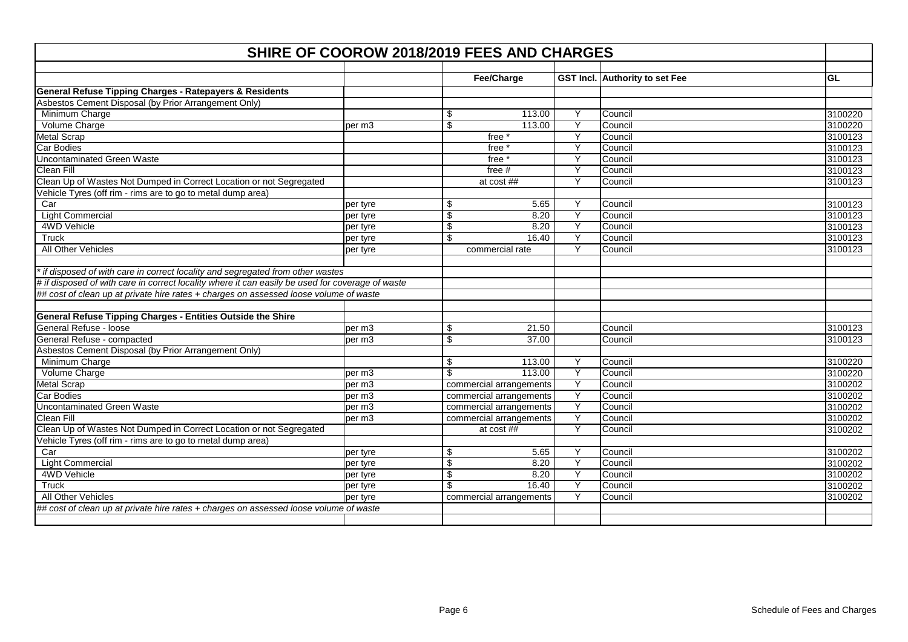# SHIRE OF COOROW 2018/2019 FEES AND CHARGES

| | | Fee/Charge | GST Incl. | Authority to set Fee | GL |
|---|---|---|---|---|---|
| **General Refuse Tipping Charges - Ratepayers & Residents** | | | | | |
| Asbestos Cement Disposal (by Prior Arrangement Only) | | | | | |
| Minimum Charge | | $ 113.00 | Y | Council | 3100220 |
| Volume Charge | per m3 | $ 113.00 | Y | Council | 3100220 |
| Metal Scrap | | free * | Y | Council | 3100123 |
| Car Bodies | | free * | Y | Council | 3100123 |
| Uncontaminated Green Waste | | free * | Y | Council | 3100123 |
| Clean Fill | | free # | Y | Council | 3100123 |
| Clean Up of Wastes Not Dumped in Correct Location or not Segregated | | at cost ## | Y | Council | 3100123 |
| Vehicle Tyres (off rim - rims are to go to metal dump area) | | | | | |
| Car | per tyre | $ 5.65 | Y | Council | 3100123 |
| Light Commercial | per tyre | $ 8.20 | Y | Council | 3100123 |
| 4WD Vehicle | per tyre | $ 8.20 | Y | Council | 3100123 |
| Truck | per tyre | $ 16.40 | Y | Council | 3100123 |
| All Other Vehicles | per tyre | commercial rate | Y | Council | 3100123 |
| | | | | | |
| *\* if disposed of with care in correct locality and segregated from other wastes* | | | | | |
| *# if disposed of with care in correct locality where it can easily be used for coverage of waste* | | | | | |
| *## cost of clean up at private hire rates + charges on assessed loose volume of waste* | | | | | |
| | | | | | |
| **General Refuse Tipping Charges - Entities Outside the Shire** | | | | | |
| General Refuse - loose | per m3 | $ 21.50 | | Council | 3100123 |
| General Refuse - compacted | per m3 | $ 37.00 | | Council | 3100123 |
| Asbestos Cement Disposal (by Prior Arrangement Only) | | | | | |
| Minimum Charge | | $ 113.00 | Y | Council | 3100220 |
| Volume Charge | per m3 | $ 113.00 | Y | Council | 3100220 |
| Metal Scrap | per m3 | commercial arrangements | Y | Council | 3100202 |
| Car Bodies | per m3 | commercial arrangements | Y | Council | 3100202 |
| Uncontaminated Green Waste | per m3 | commercial arrangements | Y | Council | 3100202 |
| Clean Fill | per m3 | commercial arrangements | Y | Council | 3100202 |
| Clean Up of Wastes Not Dumped in Correct Location or not Segregated | | at cost ## | Y | Council | 3100202 |
| Vehicle Tyres (off rim - rims are to go to metal dump area) | | | | | |
| Car | per tyre | $ 5.65 | Y | Council | 3100202 |
| Light Commercial | per tyre | $ 8.20 | Y | Council | 3100202 |
| 4WD Vehicle | per tyre | $ 8.20 | Y | Council | 3100202 |
| Truck | per tyre | $ 16.40 | Y | Council | 3100202 |
| All Other Vehicles | per tyre | commercial arrangements | Y | Council | 3100202 |
| *## cost of clean up at private hire rates + charges on assessed loose volume of waste* | | | | | |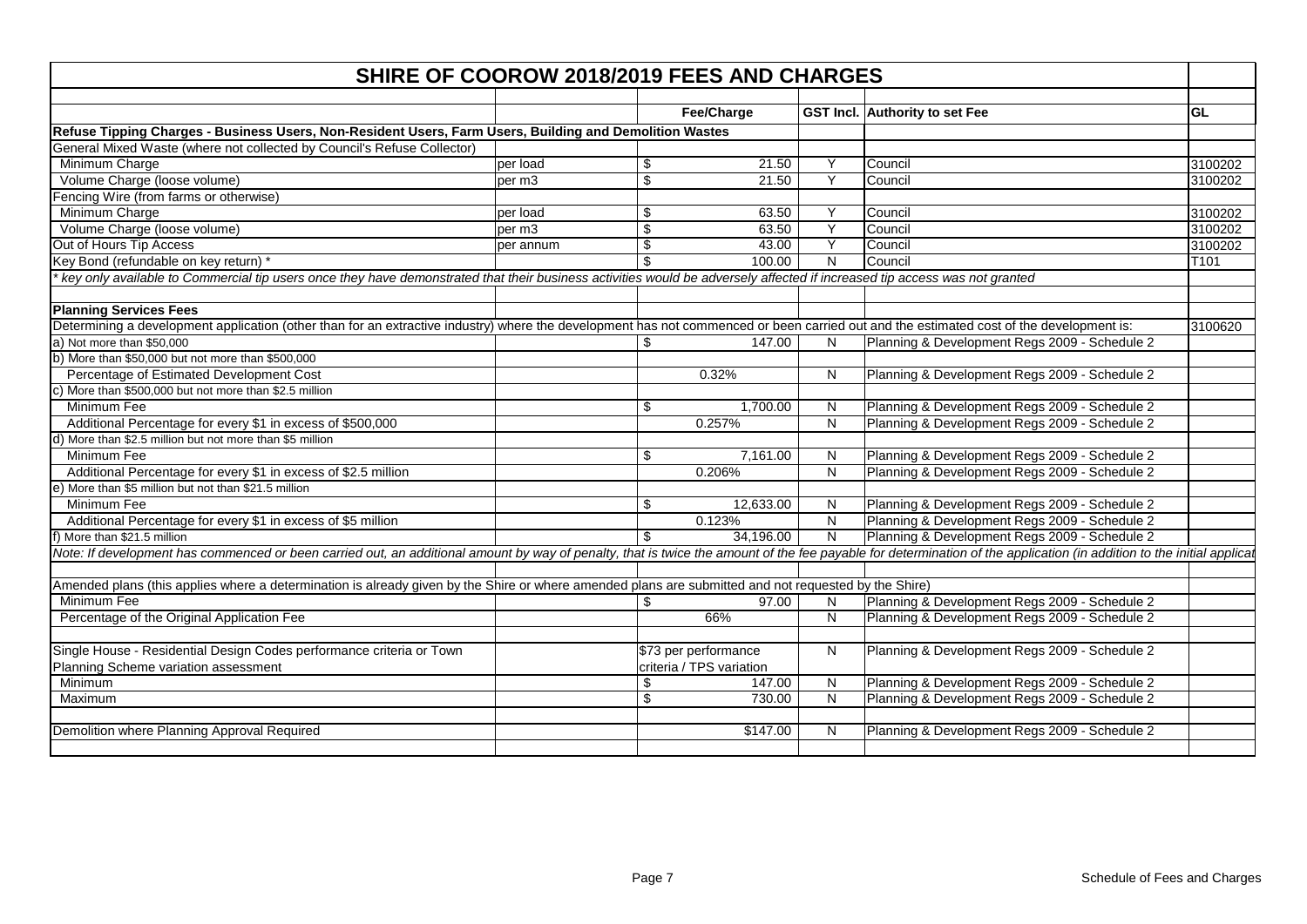# SHIRE OF COOROW 2018/2019 FEES AND CHARGES

| | | Fee/Charge | GST Incl. | Authority to set Fee | GL |
|---|---|---|---|---|---|
| **Refuse Tipping Charges - Business Users, Non-Resident Users, Farm Users, Building and Demolition Wastes** | | | | | |
| General Mixed Waste (where not collected by Council's Refuse Collector) | | | | | |
| Minimum Charge | per load | $ 21.50 | Y | Council | 3100202 |
| Volume Charge (loose volume) | per m3 | $ 21.50 | Y | Council | 3100202 |
| Fencing Wire (from farms or otherwise) | | | | | |
| Minimum Charge | per load | $ 63.50 | Y | Council | 3100202 |
| Volume Charge (loose volume) | per m3 | $ 63.50 | Y | Council | 3100202 |
| Out of Hours Tip Access | per annum | $ 43.00 | Y | Council | 3100202 |
| Key Bond (refundable on key return) * | | $ 100.00 | N | Council | T101 |
| *\* key only available to Commercial tip users once they have demonstrated that their business activities would be adversely affected if increased tip access was not granted* | | | | | |
| | | | | | |
| **Planning Services Fees** | | | | | |
| Determining a development application (other than for an extractive industry) where the development has not commenced or been carried out and the estimated cost of the development is: | | | | | 3100620 |
| a) Not more than $50,000 | | $ 147.00 | N | Planning & Development Regs 2009 - Schedule 2 | |
| b) More than $50,000 but not more than $500,000 | | | | | |
| Percentage of Estimated Development Cost | | 0.32% | N | Planning & Development Regs 2009 - Schedule 2 | |
| c) More than $500,000 but not more than $2.5 million | | | | | |
| Minimum Fee | | $ 1,700.00 | N | Planning & Development Regs 2009 - Schedule 2 | |
| Additional Percentage for every $1 in excess of $500,000 | | 0.257% | N | Planning & Development Regs 2009 - Schedule 2 | |
| d) More than $2.5 million but not more than $5 million | | | | | |
| Minimum Fee | | $ 7,161.00 | N | Planning & Development Regs 2009 - Schedule 2 | |
| Additional Percentage for every $1 in excess of $2.5 million | | 0.206% | N | Planning & Development Regs 2009 - Schedule 2 | |
| e) More than $5 million but not than $21.5 million | | | | | |
| Minimum Fee | | $ 12,633.00 | N | Planning & Development Regs 2009 - Schedule 2 | |
| Additional Percentage for every $1 in excess of $5 million | | 0.123% | N | Planning & Development Regs 2009 - Schedule 2 | |
| f) More than $21.5 million | | $ 34,196.00 | N | Planning & Development Regs 2009 - Schedule 2 | |
| *Note: If development has commenced or been carried out, an additional amount by way of penalty, that is twice the amount of the fee payable for determination of the application (in addition to the initial applicat* | | | | | |
| | | | | | |
| Amended plans (this applies where a determination is already given by the Shire or where amended plans are submitted and not requested by the Shire) | | | | | |
| Minimum Fee | | $ 97.00 | N | Planning & Development Regs 2009 - Schedule 2 | |
| Percentage of the Original Application Fee | | 66% | N | Planning & Development Regs 2009 - Schedule 2 | |
| | | | | | |
| Single House - Residential Design Codes performance criteria or Town Planning Scheme variation assessment | | $73 per performance criteria / TPS variation | N | Planning & Development Regs 2009 - Schedule 2 | |
| Minimum | | $ 147.00 | N | Planning & Development Regs 2009 - Schedule 2 | |
| Maximum | | $ 730.00 | N | Planning & Development Regs 2009 - Schedule 2 | |
| | | | | | |
| Demolition where Planning Approval Required | | $147.00 | N | Planning & Development Regs 2009 - Schedule 2 | |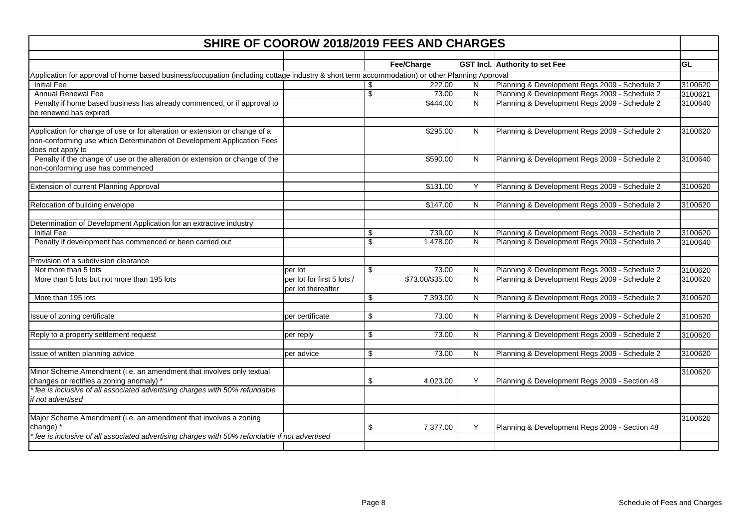# SHIRE OF COOROW 2018/2019 FEES AND CHARGES

| | | Fee/Charge | GST Incl. | Authority to set Fee | GL |
|---|---|---|---|---|---|
| Application for approval of home based business/occupation (including cottage industry & short term accommodation) or other Planning Approval | | | | | |
| Initial Fee | | $ 222.00 | N | Planning & Development Regs 2009 - Schedule 2 | 3100620 |
| Annual Renewal Fee | | $ 73.00 | N | Planning & Development Regs 2009 - Schedule 2 | 3100621 |
| Penalty if home based business has already commenced, or if approval to be renewed has expired | | $444.00 | N | Planning & Development Regs 2009 - Schedule 2 | 3100640 |
| | | | | | |
| Application for change of use or for alteration or extension or change of a non-conforming use which Determination of Development Application Fees does not apply to | | $295.00 | N | Planning & Development Regs 2009 - Schedule 2 | 3100620 |
| Penalty if the change of use or the alteration or extension or change of the non-conforming use has commenced | | $590.00 | N | Planning & Development Regs 2009 - Schedule 2 | 3100640 |
| | | | | | |
| Extension of current Planning Approval | | $131.00 | Y | Planning & Development Regs 2009 - Schedule 2 | 3100620 |
| | | | | | |
| Relocation of building envelope | | $147.00 | N | Planning & Development Regs 2009 - Schedule 2 | 3100620 |
| | | | | | |
| Determination of Development Application for an extractive industry | | | | | |
| Initial Fee | | $ 739.00 | N | Planning & Development Regs 2009 - Schedule 2 | 3100620 |
| Penalty if development has commenced or been carried out | | $ 1,478.00 | N | Planning & Development Regs 2009 - Schedule 2 | 3100640 |
| | | | | | |
| Provision of a subdivision clearance | | | | | |
| Not more than 5 lots | per lot | $ 73.00 | N | Planning & Development Regs 2009 - Schedule 2 | 3100620 |
| More than 5 lots but not more than 195 lots | per lot for first 5 lots / per lot thereafter | $73.00/$35.00 | N | Planning & Development Regs 2009 - Schedule 2 | 3100620 |
| More than 195 lots | | $ 7,393.00 | N | Planning & Development Regs 2009 - Schedule 2 | 3100620 |
| | | | | | |
| Issue of zoning certificate | per certificate | $ 73.00 | N | Planning & Development Regs 2009 - Schedule 2 | 3100620 |
| | | | | | |
| Reply to a property settlement request | per reply | $ 73.00 | N | Planning & Development Regs 2009 - Schedule 2 | 3100620 |
| | | | | | |
| Issue of written planning advice | per advice | $ 73.00 | N | Planning & Development Regs 2009 - Schedule 2 | 3100620 |
| | | | | | |
| Minor Scheme Amendment (i.e. an amendment that involves only textual changes or rectifies a zoning anomaly) * | | $ 4,023.00 | Y | Planning & Development Regs 2009 - Section 48 | 3100620 |
| *\* fee is inclusive of all associated advertising charges with 50% refundable if not advertised* | | | | | |
| | | | | | |
| Major Scheme Amendment (i.e. an amendment that involves a zoning change) * | | $ 7,377.00 | Y | Planning & Development Regs 2009 - Section 48 | 3100620 |
| *\* fee is inclusive of all associated advertising charges with 50% refundable if not advertised* | | | | | |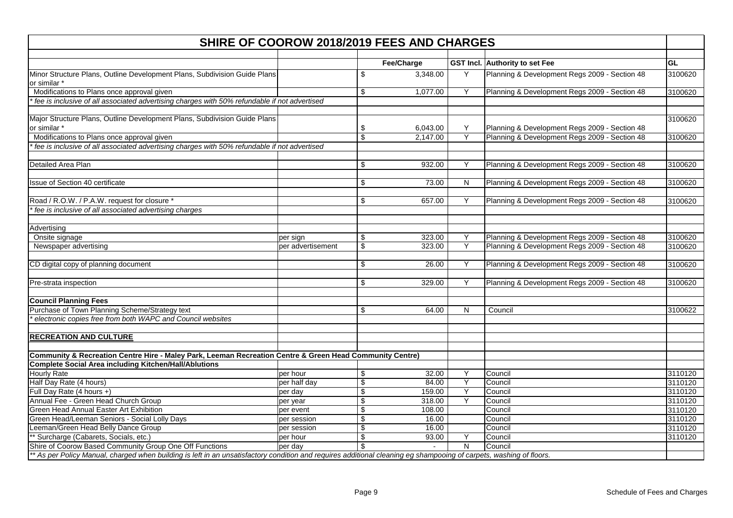# SHIRE OF COOROW 2018/2019 FEES AND CHARGES

| | | Fee/Charge | GST Incl. | Authority to set Fee | GL |
|---|---|---|---|---|---|
| Minor Structure Plans, Outline Development Plans, Subdivision Guide Plans or similar * | | $ 3,348.00 | Y | Planning & Development Regs 2009 - Section 48 | 3100620 |
| Modifications to Plans once approval given | | $ 1,077.00 | Y | Planning & Development Regs 2009 - Section 48 | 3100620 |
| *\* fee is inclusive of all associated advertising charges with 50% refundable if not advertised* | | | | | |
| | | | | | |
| Major Structure Plans, Outline Development Plans, Subdivision Guide Plans or similar * | | $ 6,043.00 | Y | Planning & Development Regs 2009 - Section 48 | 3100620 |
| Modifications to Plans once approval given | | $ 2,147.00 | Y | Planning & Development Regs 2009 - Section 48 | 3100620 |
| *\* fee is inclusive of all associated advertising charges with 50% refundable if not advertised* | | | | | |
| | | | | | |
| Detailed Area Plan | | $ 932.00 | Y | Planning & Development Regs 2009 - Section 48 | 3100620 |
| | | | | | |
| Issue of Section 40 certificate | | $ 73.00 | N | Planning & Development Regs 2009 - Section 48 | 3100620 |
| | | | | | |
| Road / R.O.W. / P.A.W. request for closure * | | $ 657.00 | Y | Planning & Development Regs 2009 - Section 48 | 3100620 |
| *\* fee is inclusive of all associated advertising charges* | | | | | |
| | | | | | |
| Advertising | | | | | |
| Onsite signage | per sign | $ 323.00 | Y | Planning & Development Regs 2009 - Section 48 | 3100620 |
| Newspaper advertising | per advertisement | $ 323.00 | Y | Planning & Development Regs 2009 - Section 48 | 3100620 |
| | | | | | |
| CD digital copy of planning document | | $ 26.00 | Y | Planning & Development Regs 2009 - Section 48 | 3100620 |
| | | | | | |
| Pre-strata inspection | | $ 329.00 | Y | Planning & Development Regs 2009 - Section 48 | 3100620 |
| | | | | | |
| **Council Planning Fees** | | | | | |
| Purchase of Town Planning Scheme/Strategy text | | $ 64.00 | N | Council | 3100622 |
| *\* electronic copies free from both WAPC and Council websites* | | | | | |
| | | | | | |
| **RECREATION AND CULTURE** | | | | | |
| | | | | | |
| **Community & Recreation Centre Hire - Maley Park, Leeman Recreation Centre & Green Head Community Centre)** | | | | | |
| **Complete Social Area including Kitchen/Hall/Ablutions** | | | | | |
| Hourly Rate | per hour | $ 32.00 | Y | Council | 3110120 |
| Half Day Rate (4 hours) | per half day | $ 84.00 | Y | Council | 3110120 |
| Full Day Rate (4 hours +) | per day | $ 159.00 | Y | Council | 3110120 |
| Annual Fee - Green Head Church Group | per year | $ 318.00 | Y | Council | 3110120 |
| Green Head Annual Easter Art Exhibition | per event | $ 108.00 | | Council | 3110120 |
| Green Head/Leeman Seniors - Social Lolly Days | per session | $ 16.00 | | Council | 3110120 |
| Leeman/Green Head Belly Dance Group | per session | $ 16.00 | | Council | 3110120 |
| ** Surcharge (Cabarets, Socials, etc.) | per hour | $ 93.00 | Y | Council | 3110120 |
| Shire of Coorow Based Community Group One Off Functions | per day | $ - | N | Council | |
| *\*\* As per Policy Manual, charged when building is left in an unsatisfactory condition and requires additional cleaning eg shampooing of carpets, washing of floors.* | | | | | |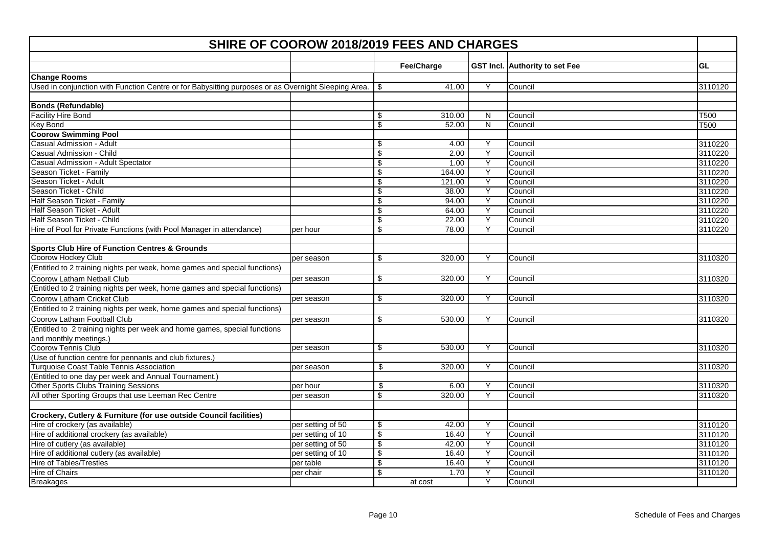# SHIRE OF COOROW 2018/2019 FEES AND CHARGES

| | | Fee/Charge | GST Incl. | Authority to set Fee | GL |
|---|---|---|---|---|---|
| **Change Rooms** | | | | | |
| Used in conjunction with Function Centre or for Babysitting purposes or as Overnight Sleeping Area. | | $ 41.00 | Y | Council | 3110120 |
| | | | | | |
| **Bonds (Refundable)** | | | | | |
| Facility Hire Bond | | $ 310.00 | N | Council | T500 |
| Key Bond | | $ 52.00 | N | Council | T500 |
| **Coorow Swimming Pool** | | | | | |
| Casual Admission - Adult | | $ 4.00 | Y | Council | 3110220 |
| Casual Admission - Child | | $ 2.00 | Y | Council | 3110220 |
| Casual Admission - Adult Spectator | | $ 1.00 | Y | Council | 3110220 |
| Season Ticket - Family | | $ 164.00 | Y | Council | 3110220 |
| Season Ticket - Adult | | $ 121.00 | Y | Council | 3110220 |
| Season Ticket - Child | | $ 38.00 | Y | Council | 3110220 |
| Half Season Ticket - Family | | $ 94.00 | Y | Council | 3110220 |
| Half Season Ticket - Adult | | $ 64.00 | Y | Council | 3110220 |
| Half Season Ticket - Child | | $ 22.00 | Y | Council | 3110220 |
| Hire of Pool for Private Functions (with Pool Manager in attendance) | per hour | $ 78.00 | Y | Council | 3110220 |
| | | | | | |
| **Sports Club Hire of Function Centres & Grounds** | | | | | |
| Coorow Hockey Club | per season | $ 320.00 | Y | Council | 3110320 |
| (Entitled to 2 training nights per week, home games and special functions) | | | | | |
| Coorow Latham Netball Club | per season | $ 320.00 | Y | Council | 3110320 |
| (Entitled to 2 training nights per week, home games and special functions) | | | | | |
| Coorow Latham Cricket Club | per season | $ 320.00 | Y | Council | 3110320 |
| (Entitled to 2 training nights per week, home games and special functions) | | | | | |
| Coorow Latham Football Club | per season | $ 530.00 | Y | Council | 3110320 |
| (Entitled to 2 training nights per week and home games, special functions and monthly meetings.) | | | | | |
| Coorow Tennis Club | per season | $ 530.00 | Y | Council | 3110320 |
| (Use of function centre for pennants and club fixtures.) | | | | | |
| Turquoise Coast Table Tennis Association | per season | $ 320.00 | Y | Council | 3110320 |
| (Entitled to one day per week and Annual Tournament.) | | | | | |
| Other Sports Clubs Training Sessions | per hour | $ 6.00 | Y | Council | 3110320 |
| All other Sporting Groups that use Leeman Rec Centre | per season | $ 320.00 | Y | Council | 3110320 |
| | | | | | |
| **Crockery, Cutlery & Furniture (for use outside Council facilities)** | | | | | |
| Hire of crockery (as available) | per setting of 50 | $ 42.00 | Y | Council | 3110120 |
| Hire of additional crockery (as available) | per setting of 10 | $ 16.40 | Y | Council | 3110120 |
| Hire of cutlery (as available) | per setting of 50 | $ 42.00 | Y | Council | 3110120 |
| Hire of additional cutlery (as available) | per setting of 10 | $ 16.40 | Y | Council | 3110120 |
| Hire of Tables/Trestles | per table | $ 16.40 | Y | Council | 3110120 |
| Hire of Chairs | per chair | $ 1.70 | Y | Council | 3110120 |
| Breakages | | at cost | Y | Council | |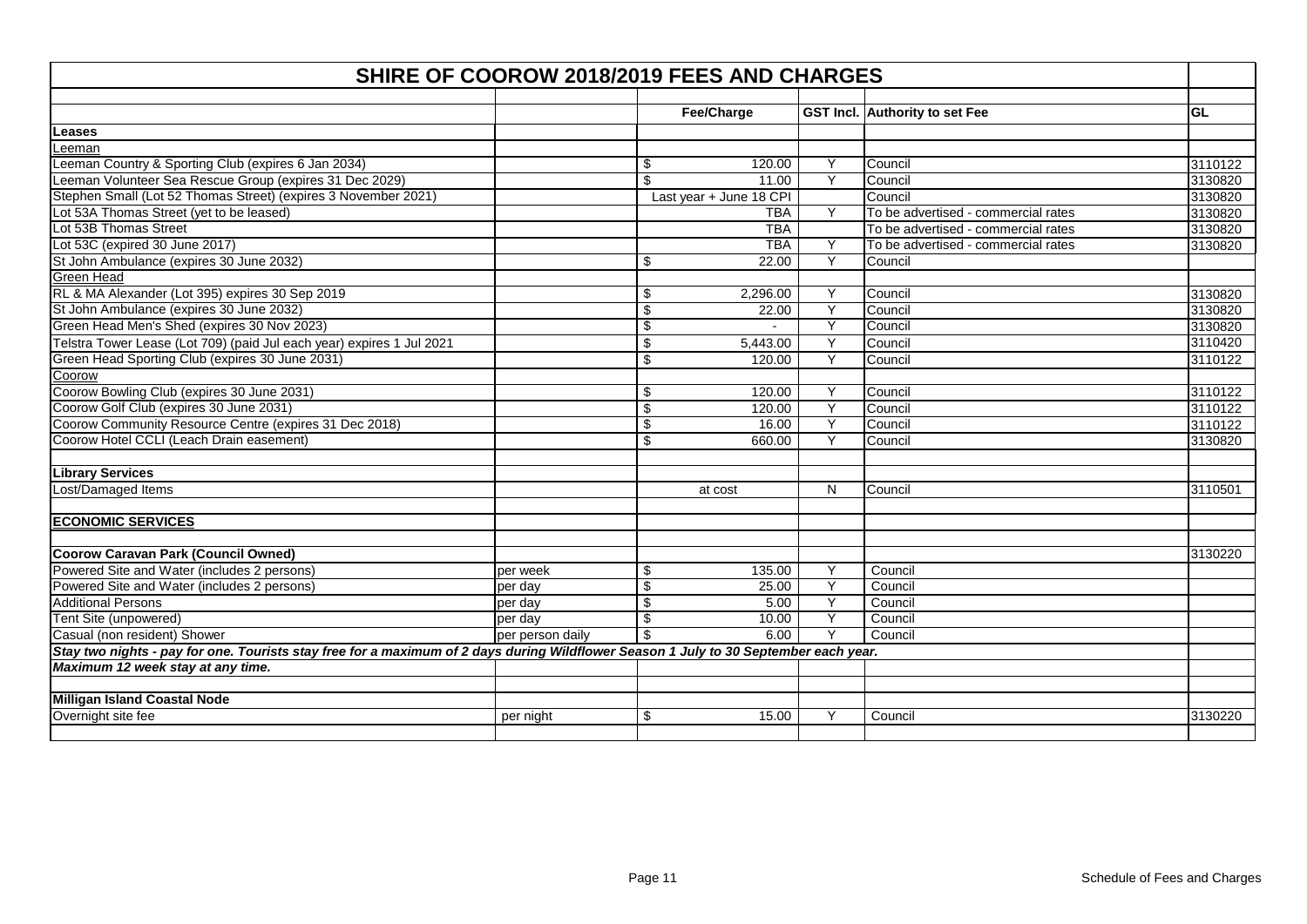## SHIRE OF COOROW 2018/2019 FEES AND CHARGES

| | | Fee/Charge | GST Incl. | Authority to set Fee | GL |
|---|---|---|---|---|---|
| **Leases** | | | | | |
| Leeman | | | | | |
| Leeman Country & Sporting Club (expires 6 Jan 2034) | | $ 120.00 | Y | Council | 3110122 |
| Leeman Volunteer Sea Rescue Group (expires 31 Dec 2029) | | $ 11.00 | Y | Council | 3130820 |
| Stephen Small (Lot 52 Thomas Street) (expires 3 November 2021) | | Last year + June 18 CPI | | Council | 3130820 |
| Lot 53A Thomas Street (yet to be leased) | | TBA | Y | To be advertised - commercial rates | 3130820 |
| Lot 53B Thomas Street | | TBA | | To be advertised - commercial rates | 3130820 |
| Lot 53C (expired 30 June 2017) | | TBA | Y | To be advertised - commercial rates | 3130820 |
| St John Ambulance (expires 30 June 2032) | | $ 22.00 | Y | Council | |
| Green Head | | | | | |
| RL & MA Alexander (Lot 395) expires 30 Sep 2019 | | $ 2,296.00 | Y | Council | 3130820 |
| St John Ambulance (expires 30 June 2032) | | $ 22.00 | Y | Council | 3130820 |
| Green Head Men's Shed (expires 30 Nov 2023) | | $ - | Y | Council | 3130820 |
| Telstra Tower Lease (Lot 709) (paid Jul each year) expires 1 Jul 2021 | | $ 5,443.00 | Y | Council | 3110420 |
| Green Head Sporting Club (expires 30 June 2031) | | $ 120.00 | Y | Council | 3110122 |
| Coorow | | | | | |
| Coorow Bowling Club (expires 30 June 2031) | | $ 120.00 | Y | Council | 3110122 |
| Coorow Golf Club (expires 30 June 2031) | | $ 120.00 | Y | Council | 3110122 |
| Coorow Community Resource Centre (expires 31 Dec 2018) | | $ 16.00 | Y | Council | 3110122 |
| Coorow Hotel CCLI (Leach Drain easement) | | $ 660.00 | Y | Council | 3130820 |
| | | | | | |
| **Library Services** | | | | | |
| Lost/Damaged Items | | at cost | N | Council | 3110501 |
| | | | | | |
| **ECONOMIC SERVICES** | | | | | |
| | | | | | |
| **Coorow Caravan Park (Council Owned)** | | | | | 3130220 |
| Powered Site and Water (includes 2 persons) | per week | $ 135.00 | Y | Council | |
| Powered Site and Water (includes 2 persons) | per day | $ 25.00 | Y | Council | |
| Additional Persons | per day | $ 5.00 | Y | Council | |
| Tent Site (unpowered) | per day | $ 10.00 | Y | Council | |
| Casual (non resident) Shower | per person daily | $ 6.00 | Y | Council | |
| ***Stay two nights - pay for one. Tourists stay free for a maximum of 2 days during Wildflower Season 1 July to 30 September each year.*** | | | | | |
| ***Maximum 12 week stay at any time.*** | | | | | |
| | | | | | |
| **Milligan Island Coastal Node** | | | | | |
| Overnight site fee | per night | $ 15.00 | Y | Council | 3130220 |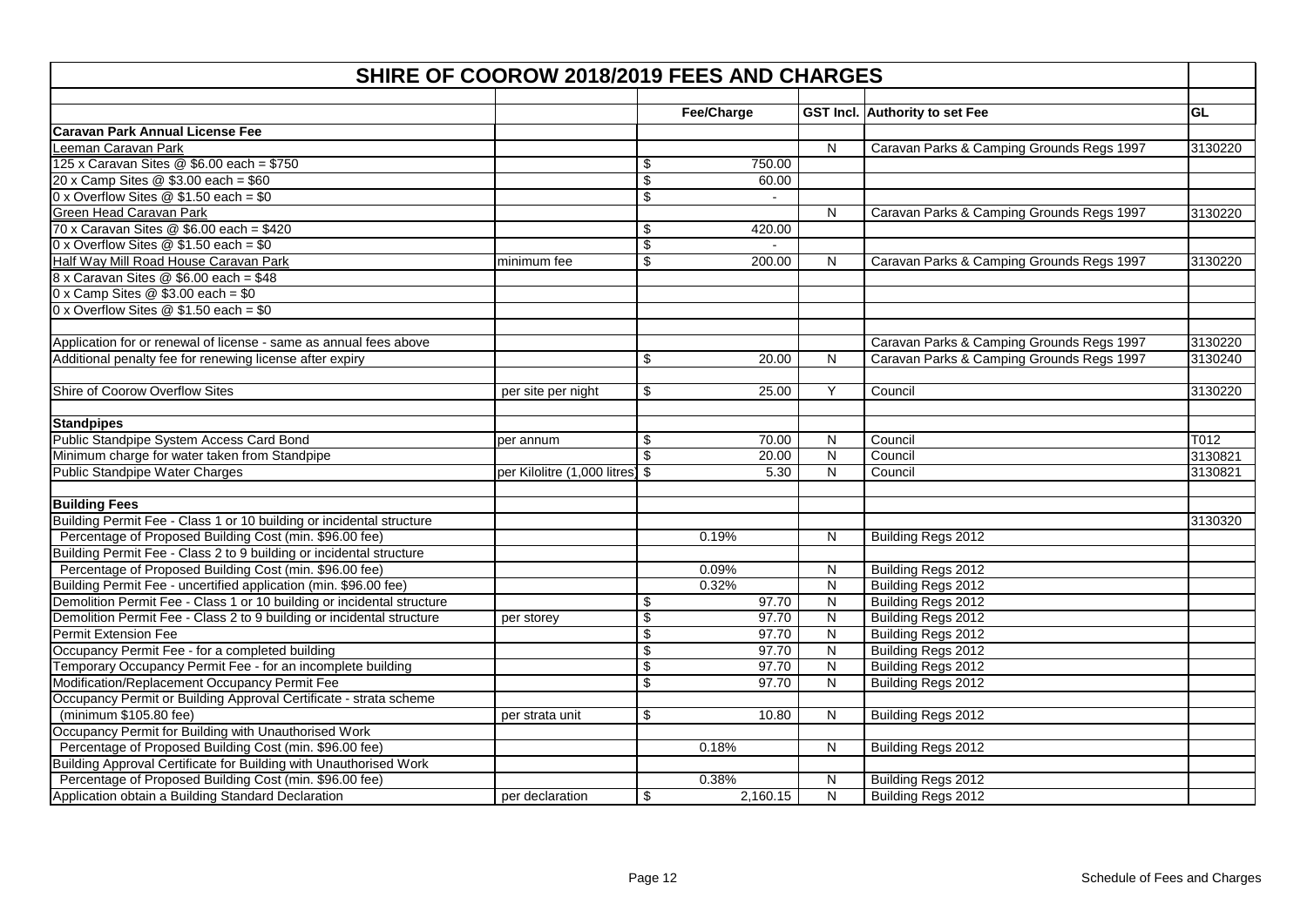# SHIRE OF COOROW 2018/2019 FEES AND CHARGES

| | | Fee/Charge | GST Incl. | Authority to set Fee | GL |
|---|---|---|---|---|---|
| **Caravan Park Annual License Fee** | | | | | |
| Leeman Caravan Park | | | N | Caravan Parks & Camping Grounds Regs 1997 | 3130220 |
| 125 x Caravan Sites @ $6.00 each = $750 | | $ 750.00 | | | |
| 20 x Camp Sites @ $3.00 each = $60 | | $ 60.00 | | | |
| 0 x Overflow Sites @ $1.50 each = $0 | | $ - | | | |
| Green Head Caravan Park | | | N | Caravan Parks & Camping Grounds Regs 1997 | 3130220 |
| 70 x Caravan Sites @ $6.00 each = $420 | | $ 420.00 | | | |
| 0 x Overflow Sites @ $1.50 each = $0 | | $ - | | | |
| Half Way Mill Road House Caravan Park | minimum fee | $ 200.00 | N | Caravan Parks & Camping Grounds Regs 1997 | 3130220 |
| 8 x Caravan Sites @ $6.00 each = $48 | | | | | |
| 0 x Camp Sites @ $3.00 each = $0 | | | | | |
| 0 x Overflow Sites @ $1.50 each = $0 | | | | | |
| | | | | | |
| Application for or renewal of license - same as annual fees above | | | | Caravan Parks & Camping Grounds Regs 1997 | 3130220 |
| Additional penalty fee for renewing license after expiry | | $ 20.00 | N | Caravan Parks & Camping Grounds Regs 1997 | 3130240 |
| | | | | | |
| Shire of Coorow Overflow Sites | per site per night | $ 25.00 | Y | Council | 3130220 |
| | | | | | |
| **Standpipes** | | | | | |
| Public Standpipe System Access Card Bond | per annum | $ 70.00 | N | Council | T012 |
| Minimum charge for water taken from Standpipe | | $ 20.00 | N | Council | 3130821 |
| Public Standpipe Water Charges | per Kilolitre (1,000 litres) | $ 5.30 | N | Council | 3130821 |
| | | | | | |
| **Building Fees** | | | | | |
| Building Permit Fee - Class 1 or 10 building or incidental structure | | | | | 3130320 |
| Percentage of Proposed Building Cost (min. $96.00 fee) | | 0.19% | N | Building Regs 2012 | |
| Building Permit Fee - Class 2 to 9 building or incidental structure | | | | | |
| Percentage of Proposed Building Cost (min. $96.00 fee) | | 0.09% | N | Building Regs 2012 | |
| Building Permit Fee - uncertified application (min. $96.00 fee) | | 0.32% | N | Building Regs 2012 | |
| Demolition Permit Fee - Class 1 or 10 building or incidental structure | | $ 97.70 | N | Building Regs 2012 | |
| Demolition Permit Fee - Class 2 to 9 building or incidental structure | per storey | $ 97.70 | N | Building Regs 2012 | |
| Permit Extension Fee | | $ 97.70 | N | Building Regs 2012 | |
| Occupancy Permit Fee - for a completed building | | $ 97.70 | N | Building Regs 2012 | |
| Temporary Occupancy Permit Fee - for an incomplete building | | $ 97.70 | N | Building Regs 2012 | |
| Modification/Replacement Occupancy Permit Fee | | $ 97.70 | N | Building Regs 2012 | |
| Occupancy Permit or Building Approval Certificate - strata scheme | | | | | |
| (minimum $105.80 fee) | per strata unit | $ 10.80 | N | Building Regs 2012 | |
| Occupancy Permit for Building with Unauthorised Work | | | | | |
| Percentage of Proposed Building Cost (min. $96.00 fee) | | 0.18% | N | Building Regs 2012 | |
| Building Approval Certificate for Building with Unauthorised Work | | | | | |
| Percentage of Proposed Building Cost (min. $96.00 fee) | | 0.38% | N | Building Regs 2012 | |
| Application obtain a Building Standard Declaration | per declaration | $ 2,160.15 | N | Building Regs 2012 | |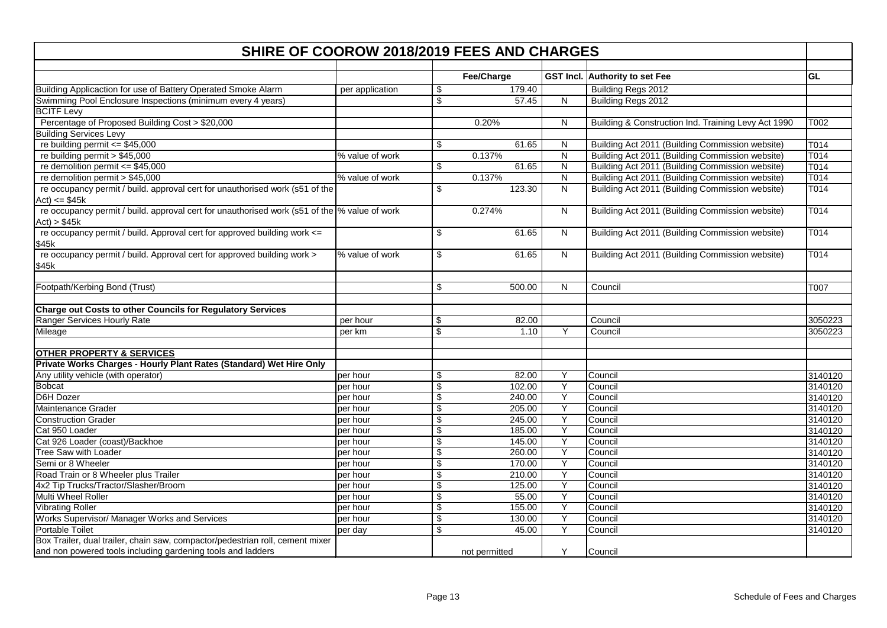# SHIRE OF COOROW 2018/2019 FEES AND CHARGES

| | | Fee/Charge | GST Incl. | Authority to set Fee | GL |
|---|---|---|---|---|---|
| Building Applicaction for use of Battery Operated Smoke Alarm | per application | $ 179.40 | | Building Regs 2012 | |
| Swimming Pool Enclosure Inspections (minimum every 4 years) | | $ 57.45 | N | Building Regs 2012 | |
| BCITF Levy | | | | | |
| Percentage of Proposed Building Cost > $20,000 | | 0.20% | N | Building & Construction Ind. Training Levy Act 1990 | T002 |
| Building Services Levy | | | | | |
| re building permit <= $45,000 | | $ 61.65 | N | Building Act 2011 (Building Commission website) | T014 |
| re building permit > $45,000 | % value of work | 0.137% | N | Building Act 2011 (Building Commission website) | T014 |
| re demolition permit <= $45,000 | | $ 61.65 | N | Building Act 2011 (Building Commission website) | T014 |
| re demolition permit > $45,000 | % value of work | 0.137% | N | Building Act 2011 (Building Commission website) | T014 |
| re occupancy permit / build. approval cert for unauthorised work (s51 of the Act) <= $45k | | $ 123.30 | N | Building Act 2011 (Building Commission website) | T014 |
| re occupancy permit / build. approval cert for unauthorised work (s51 of the Act) > $45k | % value of work | 0.274% | N | Building Act 2011 (Building Commission website) | T014 |
| re occupancy permit / build. Approval cert for approved building work <= $45k | | $ 61.65 | N | Building Act 2011 (Building Commission website) | T014 |
| re occupancy permit / build. Approval cert for approved building work > $45k | % value of work | $ 61.65 | N | Building Act 2011 (Building Commission website) | T014 |
| | | | | | |
| Footpath/Kerbing Bond (Trust) | | $ 500.00 | N | Council | T007 |
| | | | | | |
| **Charge out Costs to other Councils for Regulatory Services** | | | | | |
| Ranger Services Hourly Rate | per hour | $ 82.00 | | Council | 3050223 |
| Mileage | per km | $ 1.10 | Y | Council | 3050223 |
| | | | | | |
| **OTHER PROPERTY & SERVICES** | | | | | |
| **Private Works Charges - Hourly Plant Rates (Standard) Wet Hire Only** | | | | | |
| Any utility vehicle (with operator) | per hour | $ 82.00 | Y | Council | 3140120 |
| Bobcat | per hour | $ 102.00 | Y | Council | 3140120 |
| D6H Dozer | per hour | $ 240.00 | Y | Council | 3140120 |
| Maintenance Grader | per hour | $ 205.00 | Y | Council | 3140120 |
| Construction Grader | per hour | $ 245.00 | Y | Council | 3140120 |
| Cat 950 Loader | per hour | $ 185.00 | Y | Council | 3140120 |
| Cat 926 Loader (coast)/Backhoe | per hour | $ 145.00 | Y | Council | 3140120 |
| Tree Saw with Loader | per hour | $ 260.00 | Y | Council | 3140120 |
| Semi or 8 Wheeler | per hour | $ 170.00 | Y | Council | 3140120 |
| Road Train or 8 Wheeler plus Trailer | per hour | $ 210.00 | Y | Council | 3140120 |
| 4x2 Tip Trucks/Tractor/Slasher/Broom | per hour | $ 125.00 | Y | Council | 3140120 |
| Multi Wheel Roller | per hour | $ 55.00 | Y | Council | 3140120 |
| Vibrating Roller | per hour | $ 155.00 | Y | Council | 3140120 |
| Works Supervisor/ Manager Works and Services | per hour | $ 130.00 | Y | Council | 3140120 |
| Portable Toilet | per day | $ 45.00 | Y | Council | 3140120 |
| Box Trailer, dual trailer, chain saw, compactor/pedestrian roll, cement mixer and non powered tools including gardening tools and ladders | | not permitted | Y | Council | |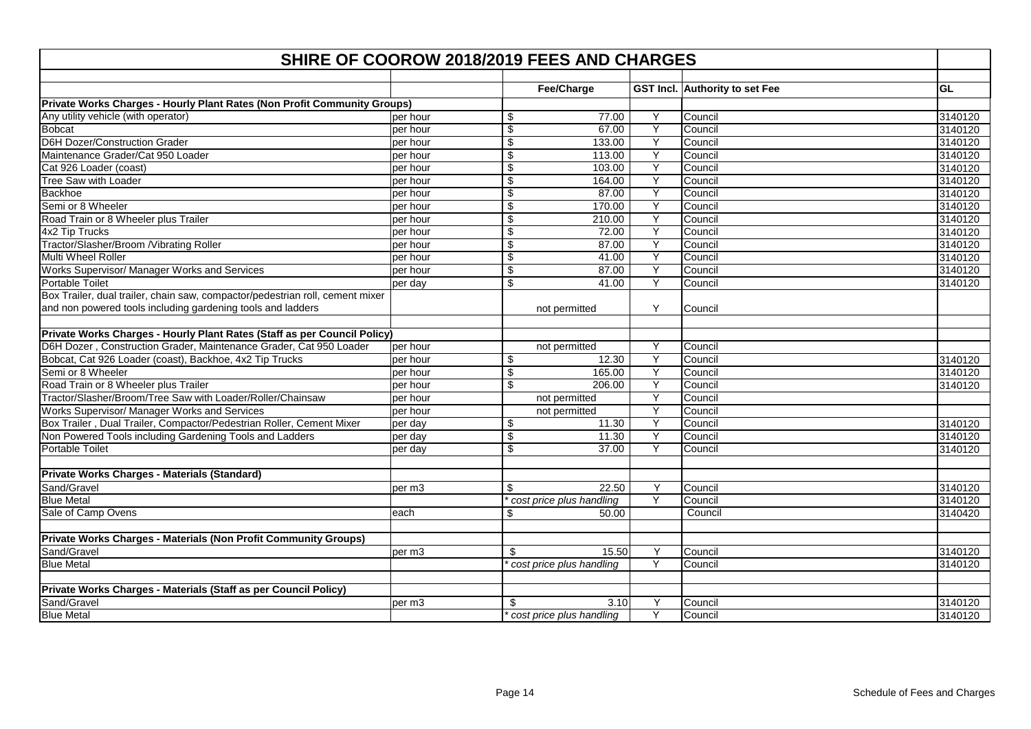# SHIRE OF COOROW 2018/2019 FEES AND CHARGES

| | | Fee/Charge | GST Incl. | Authority to set Fee | GL |
|---|---|---|---|---|---|
| **Private Works Charges - Hourly Plant Rates (Non Profit Community Groups)** | | | | | |
| Any utility vehicle (with operator) | per hour | $ 77.00 | Y | Council | 3140120 |
| Bobcat | per hour | $ 67.00 | Y | Council | 3140120 |
| D6H Dozer/Construction Grader | per hour | $ 133.00 | Y | Council | 3140120 |
| Maintenance Grader/Cat 950 Loader | per hour | $ 113.00 | Y | Council | 3140120 |
| Cat 926 Loader (coast) | per hour | $ 103.00 | Y | Council | 3140120 |
| Tree Saw with Loader | per hour | $ 164.00 | Y | Council | 3140120 |
| Backhoe | per hour | $ 87.00 | Y | Council | 3140120 |
| Semi or 8 Wheeler | per hour | $ 170.00 | Y | Council | 3140120 |
| Road Train or 8 Wheeler plus Trailer | per hour | $ 210.00 | Y | Council | 3140120 |
| 4x2 Tip Trucks | per hour | $ 72.00 | Y | Council | 3140120 |
| Tractor/Slasher/Broom /Vibrating Roller | per hour | $ 87.00 | Y | Council | 3140120 |
| Multi Wheel Roller | per hour | $ 41.00 | Y | Council | 3140120 |
| Works Supervisor/ Manager Works and Services | per hour | $ 87.00 | Y | Council | 3140120 |
| Portable Toilet | per day | $ 41.00 | Y | Council | 3140120 |
| Box Trailer, dual trailer, chain saw, compactor/pedestrian roll, cement mixer and non powered tools including gardening tools and ladders | | not permitted | Y | Council | |
| | | | | | |
| **Private Works Charges - Hourly Plant Rates (Staff as per Council Policy)** | | | | | |
| D6H Dozer , Construction Grader, Maintenance Grader, Cat 950 Loader | per hour | not permitted | Y | Council | |
| Bobcat, Cat 926 Loader (coast), Backhoe, 4x2 Tip Trucks | per hour | $ 12.30 | Y | Council | 3140120 |
| Semi or 8 Wheeler | per hour | $ 165.00 | Y | Council | 3140120 |
| Road Train or 8 Wheeler plus Trailer | per hour | $ 206.00 | Y | Council | 3140120 |
| Tractor/Slasher/Broom/Tree Saw with Loader/Roller/Chainsaw | per hour | not permitted | Y | Council | |
| Works Supervisor/ Manager Works and Services | per hour | not permitted | Y | Council | |
| Box Trailer , Dual Trailer, Compactor/Pedestrian Roller, Cement Mixer | per day | $ 11.30 | Y | Council | 3140120 |
| Non Powered Tools including Gardening Tools and Ladders | per day | $ 11.30 | Y | Council | 3140120 |
| Portable Toilet | per day | $ 37.00 | Y | Council | 3140120 |
| | | | | | |
| **Private Works Charges - Materials (Standard)** | | | | | |
| Sand/Gravel | per m3 | $ 22.50 | Y | Council | 3140120 |
| Blue Metal | | *cost price plus handling | Y | Council | 3140120 |
| Sale of Camp Ovens | each | $ 50.00 | | Council | 3140420 |
| | | | | | |
| **Private Works Charges - Materials (Non Profit Community Groups)** | | | | | |
| Sand/Gravel | per m3 | $ 15.50 | Y | Council | 3140120 |
| Blue Metal | | *cost price plus handling | Y | Council | 3140120 |
| | | | | | |
| **Private Works Charges - Materials (Staff as per Council Policy)** | | | | | |
| Sand/Gravel | per m3 | $ 3.10 | Y | Council | 3140120 |
| Blue Metal | | *cost price plus handling | Y | Council | 3140120 |